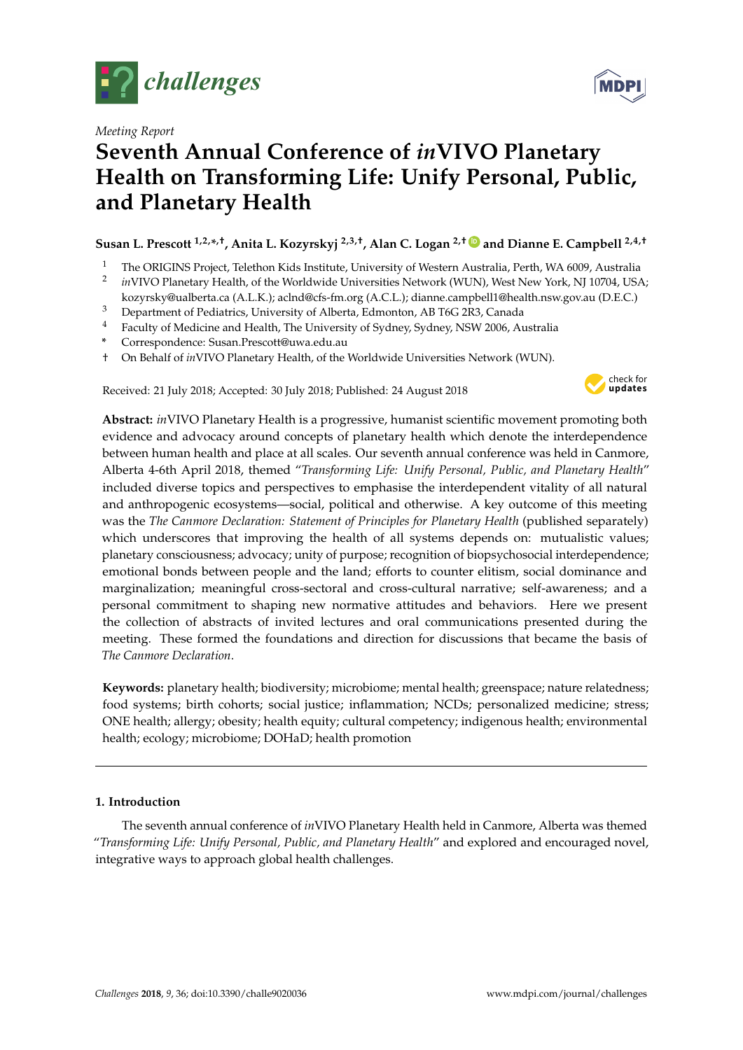*Meeting Report*

# Seventh Annual Conference of *in*VIVO Planetary Health on Transforming Life: Unify Personal, Public, and Planetary Health

**Susan L. Prescott [1,2,*,†], Anita L. Kozyrskyj [2,3,†], Alan C. Logan [2,†] and Dianne E. Campbell [2,4,†]**

1. The ORIGINS Project, Telethon Kids Institute, University of Western Australia, Perth, WA 6009, Australia
2. *in*VIVO Planetary Health, of the Worldwide Universities Network (WUN), West New York, NJ 10704, USA; kozyrsky@ualberta.ca (A.L.K.); aclnd@cfs-fm.org (A.C.L.); dianne.campbell1@health.nsw.gov.au (D.E.C.)
3. Department of Pediatrics, University of Alberta, Edmonton, AB T6G 2R3, Canada
4. Faculty of Medicine and Health, The University of Sydney, Sydney, NSW 2006, Australia

\* Correspondence: Susan.Prescott@uwa.edu.au

† On Behalf of *in*VIVO Planetary Health, of the Worldwide Universities Network (WUN).

Received: 21 July 2018; Accepted: 30 July 2018; Published: 24 August 2018

**Abstract:** *in*VIVO Planetary Health is a progressive, humanist scientific movement promoting both evidence and advocacy around concepts of planetary health which denote the interdependence between human health and place at all scales. Our seventh annual conference was held in Canmore, Alberta 4-6th April 2018, themed "*Transforming Life: Unify Personal, Public, and Planetary Health*" included diverse topics and perspectives to emphasise the interdependent vitality of all natural and anthropogenic ecosystems—social, political and otherwise. A key outcome of this meeting was the *The Canmore Declaration: Statement of Principles for Planetary Health* (published separately) which underscores that improving the health of all systems depends on: mutualistic values; planetary consciousness; advocacy; unity of purpose; recognition of biopsychosocial interdependence; emotional bonds between people and the land; efforts to counter elitism, social dominance and marginalization; meaningful cross-sectoral and cross-cultural narrative; self-awareness; and a personal commitment to shaping new normative attitudes and behaviors. Here we present the collection of abstracts of invited lectures and oral communications presented during the meeting. These formed the foundations and direction for discussions that became the basis of *The Canmore Declaration*.

**Keywords:** planetary health; biodiversity; microbiome; mental health; greenspace; nature relatedness; food systems; birth cohorts; social justice; inflammation; NCDs; personalized medicine; stress; ONE health; allergy; obesity; health equity; cultural competency; indigenous health; environmental health; ecology; microbiome; DOHaD; health promotion

## 1. Introduction

The seventh annual conference of *in*VIVO Planetary Health held in Canmore, Alberta was themed "*Transforming Life: Unify Personal, Public, and Planetary Health*" and explored and encouraged novel, integrative ways to approach global health challenges.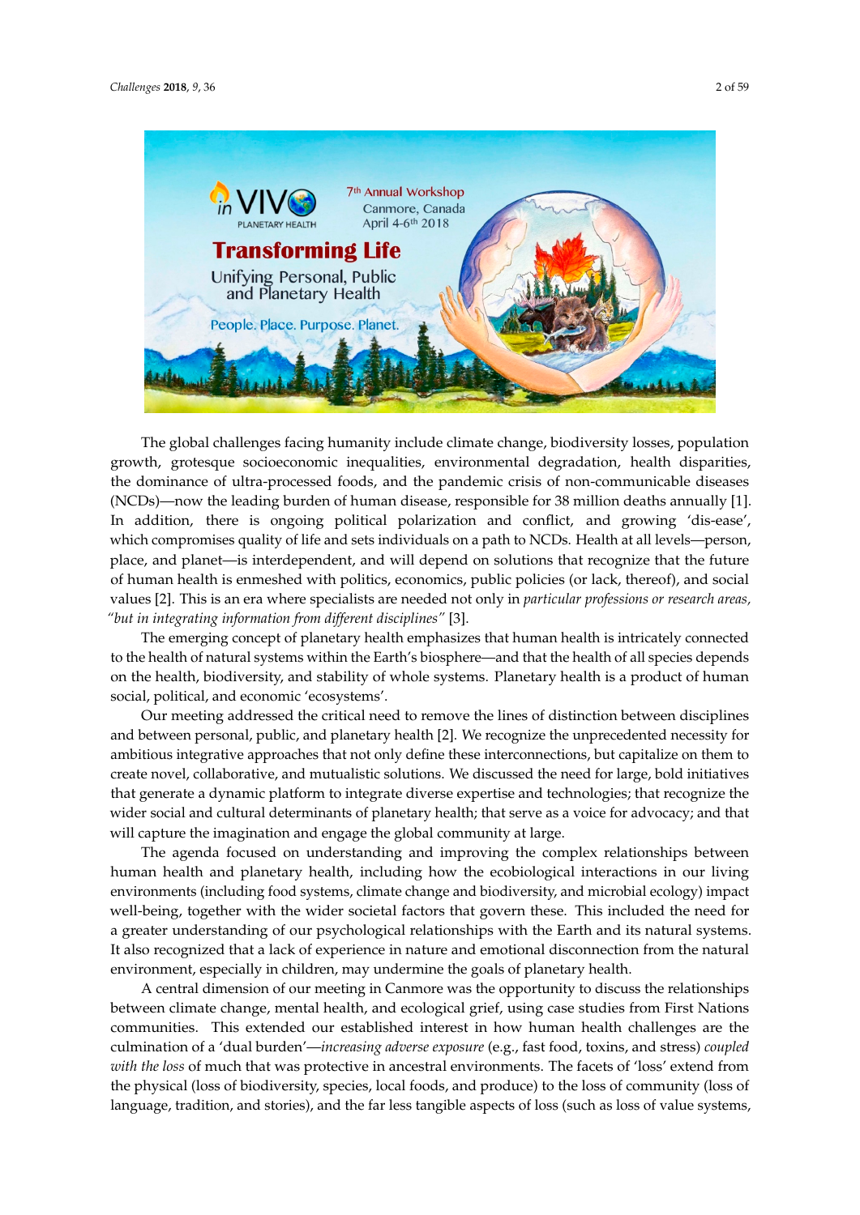The global challenges facing humanity include climate change, biodiversity losses, population growth, grotesque socioeconomic inequalities, environmental degradation, health disparities, the dominance of ultra-processed foods, and the pandemic crisis of non-communicable diseases (NCDs)—now the leading burden of human disease, responsible for 38 million deaths annually [1]. In addition, there is ongoing political polarization and conflict, and growing 'dis-ease', which compromises quality of life and sets individuals on a path to NCDs. Health at all levels—person, place, and planet—is interdependent, and will depend on solutions that recognize that the future of human health is enmeshed with politics, economics, public policies (or lack, thereof), and social values [2]. This is an era where specialists are needed not only in *particular professions or research areas, "but in integrating information from different disciplines"* [3].

The emerging concept of planetary health emphasizes that human health is intricately connected to the health of natural systems within the Earth's biosphere—and that the health of all species depends on the health, biodiversity, and stability of whole systems. Planetary health is a product of human social, political, and economic 'ecosystems'.

Our meeting addressed the critical need to remove the lines of distinction between disciplines and between personal, public, and planetary health [2]. We recognize the unprecedented necessity for ambitious integrative approaches that not only define these interconnections, but capitalize on them to create novel, collaborative, and mutualistic solutions. We discussed the need for large, bold initiatives that generate a dynamic platform to integrate diverse expertise and technologies; that recognize the wider social and cultural determinants of planetary health; that serve as a voice for advocacy; and that will capture the imagination and engage the global community at large.

The agenda focused on understanding and improving the complex relationships between human health and planetary health, including how the ecobiological interactions in our living environments (including food systems, climate change and biodiversity, and microbial ecology) impact well-being, together with the wider societal factors that govern these. This included the need for a greater understanding of our psychological relationships with the Earth and its natural systems. It also recognized that a lack of experience in nature and emotional disconnection from the natural environment, especially in children, may undermine the goals of planetary health.

A central dimension of our meeting in Canmore was the opportunity to discuss the relationships between climate change, mental health, and ecological grief, using case studies from First Nations communities. This extended our established interest in how human health challenges are the culmination of a 'dual burden'—*increasing adverse exposure* (e.g., fast food, toxins, and stress) *coupled with the loss* of much that was protective in ancestral environments. The facets of 'loss' extend from the physical (loss of biodiversity, species, local foods, and produce) to the loss of community (loss of language, tradition, and stories), and the far less tangible aspects of loss (such as loss of value systems,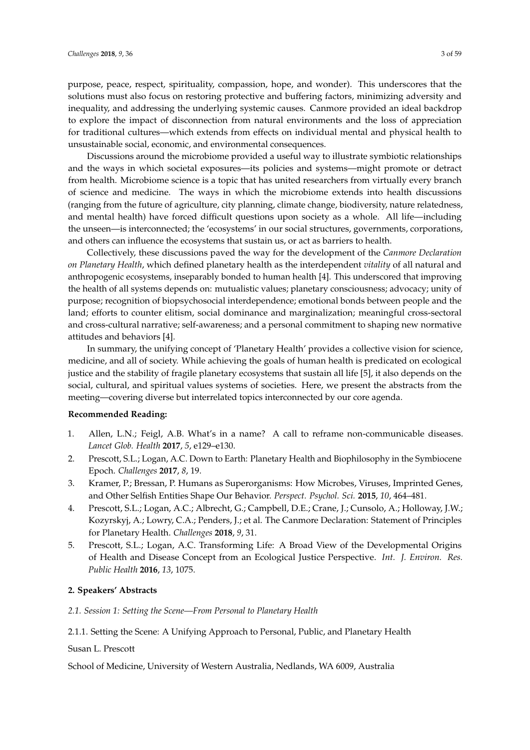purpose, peace, respect, spirituality, compassion, hope, and wonder). This underscores that the solutions must also focus on restoring protective and buffering factors, minimizing adversity and inequality, and addressing the underlying systemic causes. Canmore provided an ideal backdrop to explore the impact of disconnection from natural environments and the loss of appreciation for traditional cultures—which extends from effects on individual mental and physical health to unsustainable social, economic, and environmental consequences.

Discussions around the microbiome provided a useful way to illustrate symbiotic relationships and the ways in which societal exposures—its policies and systems—might promote or detract from health. Microbiome science is a topic that has united researchers from virtually every branch of science and medicine. The ways in which the microbiome extends into health discussions (ranging from the future of agriculture, city planning, climate change, biodiversity, nature relatedness, and mental health) have forced difficult questions upon society as a whole. All life—including the unseen—is interconnected; the 'ecosystems' in our social structures, governments, corporations, and others can influence the ecosystems that sustain us, or act as barriers to health.

Collectively, these discussions paved the way for the development of the *Canmore Declaration on Planetary Health*, which defined planetary health as the interdependent *vitality* of all natural and anthropogenic ecosystems, inseparably bonded to human health [4]. This underscored that improving the health of all systems depends on: mutualistic values; planetary consciousness; advocacy; unity of purpose; recognition of biopsychosocial interdependence; emotional bonds between people and the land; efforts to counter elitism, social dominance and marginalization; meaningful cross-sectoral and cross-cultural narrative; self-awareness; and a personal commitment to shaping new normative attitudes and behaviors [4].

In summary, the unifying concept of 'Planetary Health' provides a collective vision for science, medicine, and all of society. While achieving the goals of human health is predicated on ecological justice and the stability of fragile planetary ecosystems that sustain all life [5], it also depends on the social, cultural, and spiritual values systems of societies. Here, we present the abstracts from the meeting—covering diverse but interrelated topics interconnected by our core agenda.

**Recommended Reading:**

1. Allen, L.N.; Feigl, A.B. What's in a name? A call to reframe non-communicable diseases. *Lancet Glob. Health* **2017**, *5*, e129–e130.
2. Prescott, S.L.; Logan, A.C. Down to Earth: Planetary Health and Biophilosophy in the Symbiocene Epoch. *Challenges* **2017**, *8*, 19.
3. Kramer, P.; Bressan, P. Humans as Superorganisms: How Microbes, Viruses, Imprinted Genes, and Other Selfish Entities Shape Our Behavior. *Perspect. Psychol. Sci.* **2015**, *10*, 464–481.
4. Prescott, S.L.; Logan, A.C.; Albrecht, G.; Campbell, D.E.; Crane, J.; Cunsolo, A.; Holloway, J.W.; Kozyrskyj, A.; Lowry, C.A.; Penders, J.; et al. The Canmore Declaration: Statement of Principles for Planetary Health. *Challenges* **2018**, *9*, 31.
5. Prescott, S.L.; Logan, A.C. Transforming Life: A Broad View of the Developmental Origins of Health and Disease Concept from an Ecological Justice Perspective. *Int. J. Environ. Res. Public Health* **2016**, *13*, 1075.

## 2. Speakers' Abstracts

### *2.1. Session 1: Setting the Scene—From Personal to Planetary Health*

#### 2.1.1. Setting the Scene: A Unifying Approach to Personal, Public, and Planetary Health

Susan L. Prescott

School of Medicine, University of Western Australia, Nedlands, WA 6009, Australia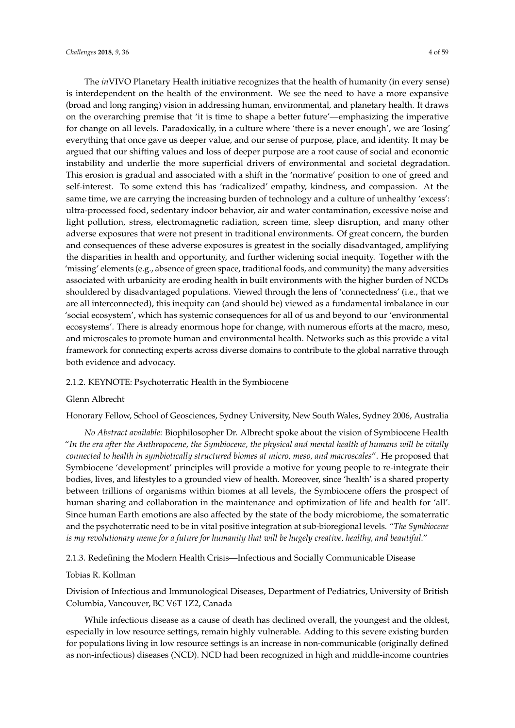The *in*VIVO Planetary Health initiative recognizes that the health of humanity (in every sense) is interdependent on the health of the environment. We see the need to have a more expansive (broad and long ranging) vision in addressing human, environmental, and planetary health. It draws on the overarching premise that 'it is time to shape a better future'—emphasizing the imperative for change on all levels. Paradoxically, in a culture where 'there is a never enough', we are 'losing' everything that once gave us deeper value, and our sense of purpose, place, and identity. It may be argued that our shifting values and loss of deeper purpose are a root cause of social and economic instability and underlie the more superficial drivers of environmental and societal degradation. This erosion is gradual and associated with a shift in the 'normative' position to one of greed and self-interest. To some extend this has 'radicalized' empathy, kindness, and compassion. At the same time, we are carrying the increasing burden of technology and a culture of unhealthy 'excess': ultra-processed food, sedentary indoor behavior, air and water contamination, excessive noise and light pollution, stress, electromagnetic radiation, screen time, sleep disruption, and many other adverse exposures that were not present in traditional environments. Of great concern, the burden and consequences of these adverse exposures is greatest in the socially disadvantaged, amplifying the disparities in health and opportunity, and further widening social inequity. Together with the 'missing' elements (e.g., absence of green space, traditional foods, and community) the many adversities associated with urbanicity are eroding health in built environments with the higher burden of NCDs shouldered by disadvantaged populations. Viewed through the lens of 'connectedness' (i.e., that we are all interconnected), this inequity can (and should be) viewed as a fundamental imbalance in our 'social ecosystem', which has systemic consequences for all of us and beyond to our 'environmental ecosystems'. There is already enormous hope for change, with numerous efforts at the macro, meso, and microscales to promote human and environmental health. Networks such as this provide a vital framework for connecting experts across diverse domains to contribute to the global narrative through both evidence and advocacy.

#### 2.1.2. KEYNOTE: Psychoterratic Health in the Symbiocene

Glenn Albrecht

Honorary Fellow, School of Geosciences, Sydney University, New South Wales, Sydney 2006, Australia

*No Abstract available*: Biophilosopher Dr. Albrecht spoke about the vision of Symbiocene Health "*In the era after the Anthropocene, the Symbiocene, the physical and mental health of humans will be vitally connected to health in symbiotically structured biomes at micro, meso, and macroscales*". He proposed that Symbiocene 'development' principles will provide a motive for young people to re-integrate their bodies, lives, and lifestyles to a grounded view of health. Moreover, since 'health' is a shared property between trillions of organisms within biomes at all levels, the Symbiocene offers the prospect of human sharing and collaboration in the maintenance and optimization of life and health for 'all'. Since human Earth emotions are also affected by the state of the body microbiome, the somaterratic and the psychoterratic need to be in vital positive integration at sub-bioregional levels. "*The Symbiocene is my revolutionary meme for a future for humanity that will be hugely creative, healthy, and beautiful*."

#### 2.1.3. Redefining the Modern Health Crisis—Infectious and Socially Communicable Disease

Tobias R. Kollman

Division of Infectious and Immunological Diseases, Department of Pediatrics, University of British Columbia, Vancouver, BC V6T 1Z2, Canada

While infectious disease as a cause of death has declined overall, the youngest and the oldest, especially in low resource settings, remain highly vulnerable. Adding to this severe existing burden for populations living in low resource settings is an increase in non-communicable (originally defined as non-infectious) diseases (NCD). NCD had been recognized in high and middle-income countries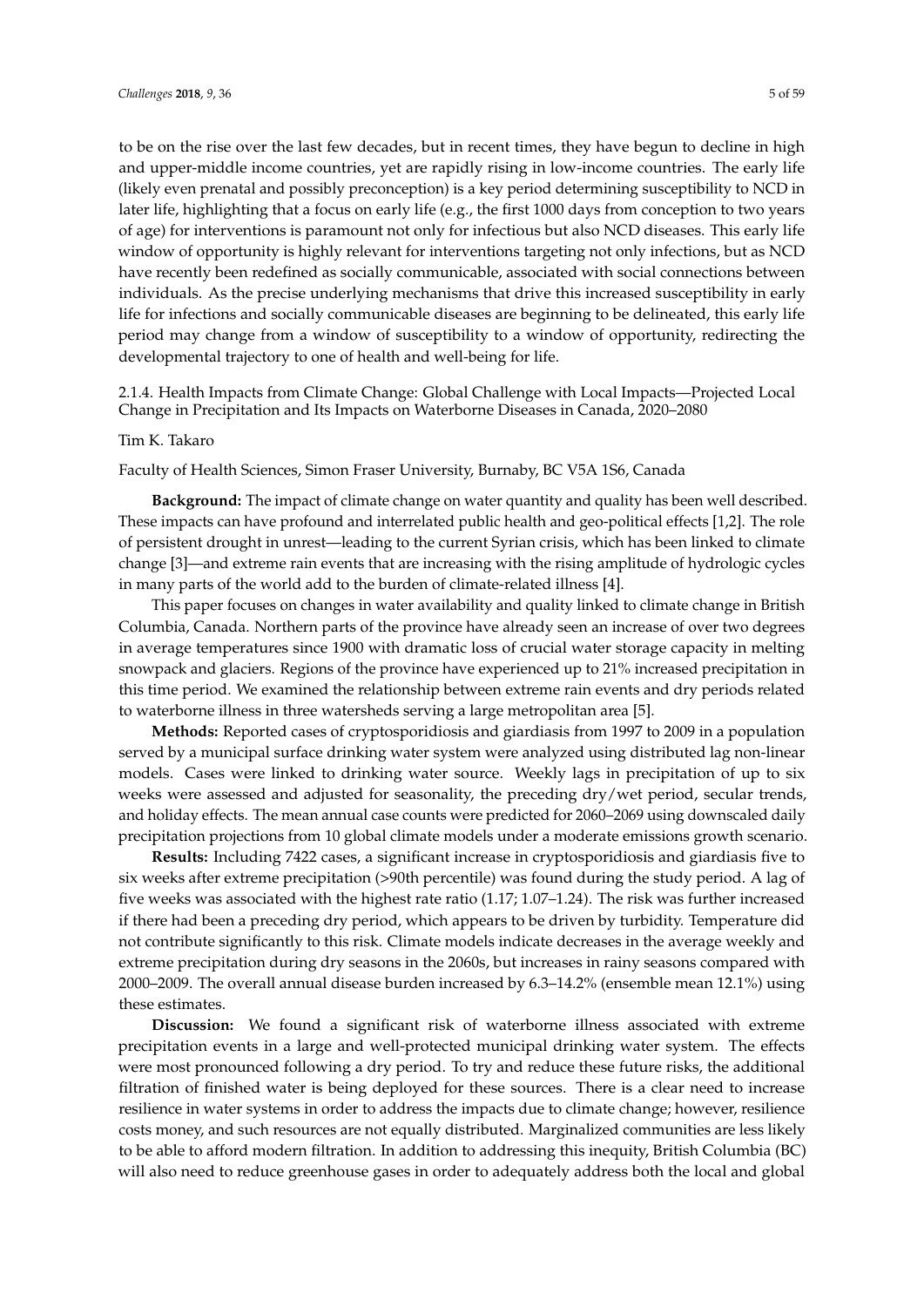to be on the rise over the last few decades, but in recent times, they have begun to decline in high and upper-middle income countries, yet are rapidly rising in low-income countries. The early life (likely even prenatal and possibly preconception) is a key period determining susceptibility to NCD in later life, highlighting that a focus on early life (e.g., the first 1000 days from conception to two years of age) for interventions is paramount not only for infectious but also NCD diseases. This early life window of opportunity is highly relevant for interventions targeting not only infections, but as NCD have recently been redefined as socially communicable, associated with social connections between individuals. As the precise underlying mechanisms that drive this increased susceptibility in early life for infections and socially communicable diseases are beginning to be delineated, this early life period may change from a window of susceptibility to a window of opportunity, redirecting the developmental trajectory to one of health and well-being for life.

#### 2.1.4. Health Impacts from Climate Change: Global Challenge with Local Impacts—Projected Local Change in Precipitation and Its Impacts on Waterborne Diseases in Canada, 2020–2080

Tim K. Takaro

Faculty of Health Sciences, Simon Fraser University, Burnaby, BC V5A 1S6, Canada

**Background:** The impact of climate change on water quantity and quality has been well described. These impacts can have profound and interrelated public health and geo-political effects [1,2]. The role of persistent drought in unrest—leading to the current Syrian crisis, which has been linked to climate change [3]—and extreme rain events that are increasing with the rising amplitude of hydrologic cycles in many parts of the world add to the burden of climate-related illness [4].

This paper focuses on changes in water availability and quality linked to climate change in British Columbia, Canada. Northern parts of the province have already seen an increase of over two degrees in average temperatures since 1900 with dramatic loss of crucial water storage capacity in melting snowpack and glaciers. Regions of the province have experienced up to 21% increased precipitation in this time period. We examined the relationship between extreme rain events and dry periods related to waterborne illness in three watersheds serving a large metropolitan area [5].

**Methods:** Reported cases of cryptosporidiosis and giardiasis from 1997 to 2009 in a population served by a municipal surface drinking water system were analyzed using distributed lag non-linear models. Cases were linked to drinking water source. Weekly lags in precipitation of up to six weeks were assessed and adjusted for seasonality, the preceding dry/wet period, secular trends, and holiday effects. The mean annual case counts were predicted for 2060–2069 using downscaled daily precipitation projections from 10 global climate models under a moderate emissions growth scenario.

**Results:** Including 7422 cases, a significant increase in cryptosporidiosis and giardiasis five to six weeks after extreme precipitation (>90th percentile) was found during the study period. A lag of five weeks was associated with the highest rate ratio (1.17; 1.07–1.24). The risk was further increased if there had been a preceding dry period, which appears to be driven by turbidity. Temperature did not contribute significantly to this risk. Climate models indicate decreases in the average weekly and extreme precipitation during dry seasons in the 2060s, but increases in rainy seasons compared with 2000–2009. The overall annual disease burden increased by 6.3–14.2% (ensemble mean 12.1%) using these estimates.

**Discussion:** We found a significant risk of waterborne illness associated with extreme precipitation events in a large and well-protected municipal drinking water system. The effects were most pronounced following a dry period. To try and reduce these future risks, the additional filtration of finished water is being deployed for these sources. There is a clear need to increase resilience in water systems in order to address the impacts due to climate change; however, resilience costs money, and such resources are not equally distributed. Marginalized communities are less likely to be able to afford modern filtration. In addition to addressing this inequity, British Columbia (BC) will also need to reduce greenhouse gases in order to adequately address both the local and global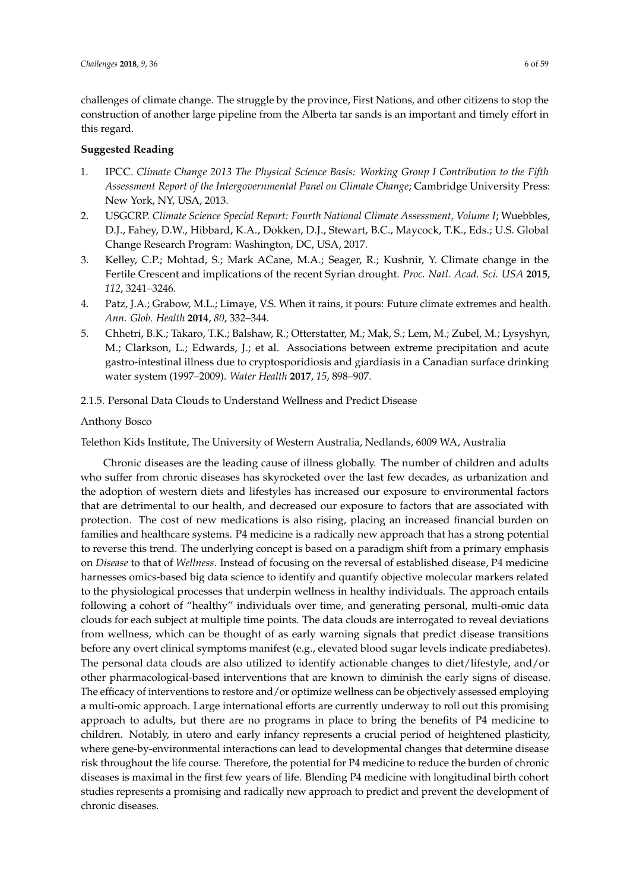challenges of climate change. The struggle by the province, First Nations, and other citizens to stop the construction of another large pipeline from the Alberta tar sands is an important and timely effort in this regard.

**Suggested Reading**

1. IPCC. *Climate Change 2013 The Physical Science Basis: Working Group I Contribution to the Fifth Assessment Report of the Intergovernmental Panel on Climate Change*; Cambridge University Press: New York, NY, USA, 2013.
2. USGCRP. *Climate Science Special Report: Fourth National Climate Assessment, Volume I*; Wuebbles, D.J., Fahey, D.W., Hibbard, K.A., Dokken, D.J., Stewart, B.C., Maycock, T.K., Eds.; U.S. Global Change Research Program: Washington, DC, USA, 2017.
3. Kelley, C.P.; Mohtad, S.; Mark ACane, M.A.; Seager, R.; Kushnir, Y. Climate change in the Fertile Crescent and implications of the recent Syrian drought. *Proc. Natl. Acad. Sci. USA* **2015**, *112*, 3241–3246.
4. Patz, J.A.; Grabow, M.L.; Limaye, V.S. When it rains, it pours: Future climate extremes and health. *Ann. Glob. Health* **2014**, *80*, 332–344.
5. Chhetri, B.K.; Takaro, T.K.; Balshaw, R.; Otterstatter, M.; Mak, S.; Lem, M.; Zubel, M.; Lysyshyn, M.; Clarkson, L.; Edwards, J.; et al. Associations between extreme precipitation and acute gastro-intestinal illness due to cryptosporidiosis and giardiasis in a Canadian surface drinking water system (1997–2009). *Water Health* **2017**, *15*, 898–907.

#### 2.1.5. Personal Data Clouds to Understand Wellness and Predict Disease

Anthony Bosco

Telethon Kids Institute, The University of Western Australia, Nedlands, 6009 WA, Australia

Chronic diseases are the leading cause of illness globally. The number of children and adults who suffer from chronic diseases has skyrocketed over the last few decades, as urbanization and the adoption of western diets and lifestyles has increased our exposure to environmental factors that are detrimental to our health, and decreased our exposure to factors that are associated with protection. The cost of new medications is also rising, placing an increased financial burden on families and healthcare systems. P4 medicine is a radically new approach that has a strong potential to reverse this trend. The underlying concept is based on a paradigm shift from a primary emphasis on *Disease* to that of *Wellness*. Instead of focusing on the reversal of established disease, P4 medicine harnesses omics-based big data science to identify and quantify objective molecular markers related to the physiological processes that underpin wellness in healthy individuals. The approach entails following a cohort of "healthy" individuals over time, and generating personal, multi-omic data clouds for each subject at multiple time points. The data clouds are interrogated to reveal deviations from wellness, which can be thought of as early warning signals that predict disease transitions before any overt clinical symptoms manifest (e.g., elevated blood sugar levels indicate prediabetes). The personal data clouds are also utilized to identify actionable changes to diet/lifestyle, and/or other pharmacological-based interventions that are known to diminish the early signs of disease. The efficacy of interventions to restore and/or optimize wellness can be objectively assessed employing a multi-omic approach. Large international efforts are currently underway to roll out this promising approach to adults, but there are no programs in place to bring the benefits of P4 medicine to children. Notably, in utero and early infancy represents a crucial period of heightened plasticity, where gene-by-environmental interactions can lead to developmental changes that determine disease risk throughout the life course. Therefore, the potential for P4 medicine to reduce the burden of chronic diseases is maximal in the first few years of life. Blending P4 medicine with longitudinal birth cohort studies represents a promising and radically new approach to predict and prevent the development of chronic diseases.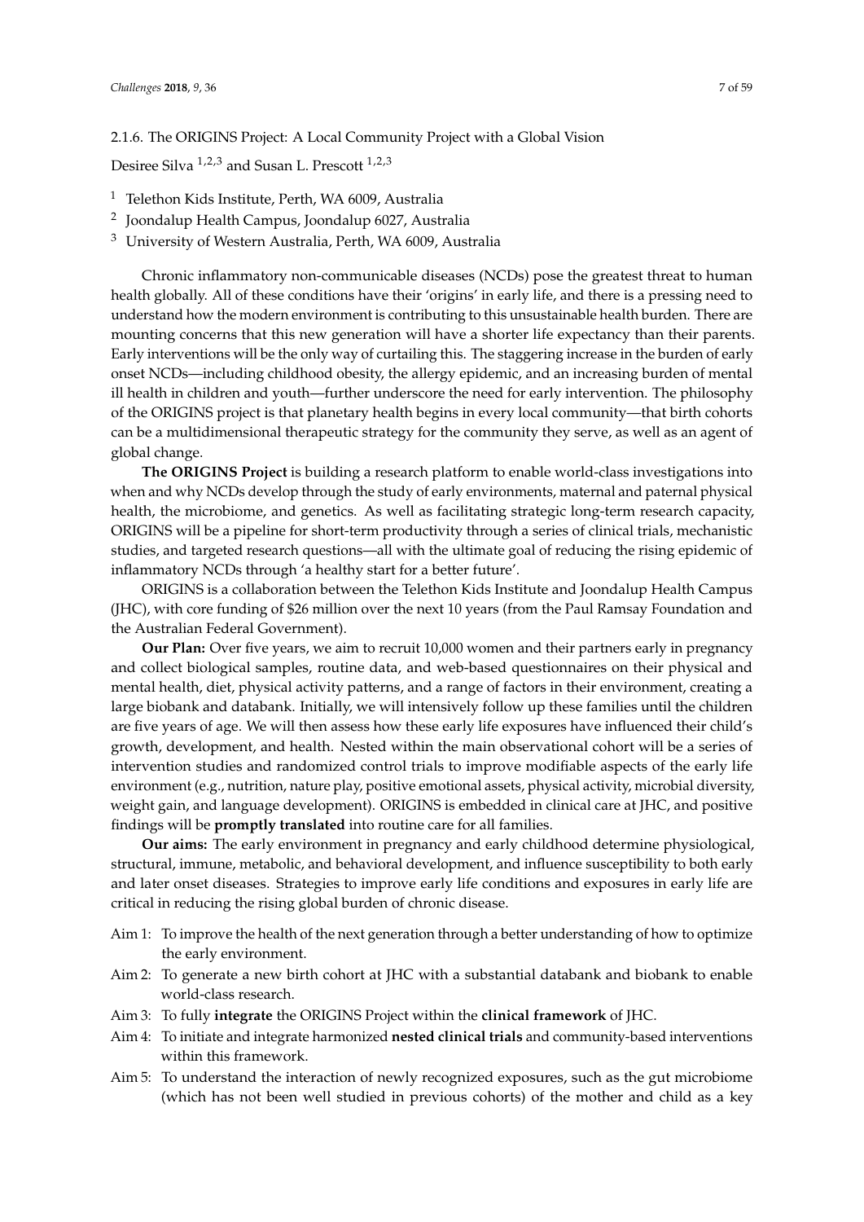#### 2.1.6. The ORIGINS Project: A Local Community Project with a Global Vision

Desiree Silva [1,2,3] and Susan L. Prescott [1,2,3]

[1] Telethon Kids Institute, Perth, WA 6009, Australia
[2] Joondalup Health Campus, Joondalup 6027, Australia
[3] University of Western Australia, Perth, WA 6009, Australia

Chronic inflammatory non-communicable diseases (NCDs) pose the greatest threat to human health globally. All of these conditions have their 'origins' in early life, and there is a pressing need to understand how the modern environment is contributing to this unsustainable health burden. There are mounting concerns that this new generation will have a shorter life expectancy than their parents. Early interventions will be the only way of curtailing this. The staggering increase in the burden of early onset NCDs—including childhood obesity, the allergy epidemic, and an increasing burden of mental ill health in children and youth—further underscore the need for early intervention. The philosophy of the ORIGINS project is that planetary health begins in every local community—that birth cohorts can be a multidimensional therapeutic strategy for the community they serve, as well as an agent of global change.

**The ORIGINS Project** is building a research platform to enable world-class investigations into when and why NCDs develop through the study of early environments, maternal and paternal physical health, the microbiome, and genetics. As well as facilitating strategic long-term research capacity, ORIGINS will be a pipeline for short-term productivity through a series of clinical trials, mechanistic studies, and targeted research questions—all with the ultimate goal of reducing the rising epidemic of inflammatory NCDs through 'a healthy start for a better future'.

ORIGINS is a collaboration between the Telethon Kids Institute and Joondalup Health Campus (JHC), with core funding of $26 million over the next 10 years (from the Paul Ramsay Foundation and the Australian Federal Government).

**Our Plan:** Over five years, we aim to recruit 10,000 women and their partners early in pregnancy and collect biological samples, routine data, and web-based questionnaires on their physical and mental health, diet, physical activity patterns, and a range of factors in their environment, creating a large biobank and databank. Initially, we will intensively follow up these families until the children are five years of age. We will then assess how these early life exposures have influenced their child's growth, development, and health. Nested within the main observational cohort will be a series of intervention studies and randomized control trials to improve modifiable aspects of the early life environment (e.g., nutrition, nature play, positive emotional assets, physical activity, microbial diversity, weight gain, and language development). ORIGINS is embedded in clinical care at JHC, and positive findings will be **promptly translated** into routine care for all families.

**Our aims:** The early environment in pregnancy and early childhood determine physiological, structural, immune, metabolic, and behavioral development, and influence susceptibility to both early and later onset diseases. Strategies to improve early life conditions and exposures in early life are critical in reducing the rising global burden of chronic disease.

- Aim 1: To improve the health of the next generation through a better understanding of how to optimize the early environment.
- Aim 2: To generate a new birth cohort at JHC with a substantial databank and biobank to enable world-class research.
- Aim 3: To fully **integrate** the ORIGINS Project within the **clinical framework** of JHC.
- Aim 4: To initiate and integrate harmonized **nested clinical trials** and community-based interventions within this framework.
- Aim 5: To understand the interaction of newly recognized exposures, such as the gut microbiome (which has not been well studied in previous cohorts) of the mother and child as a key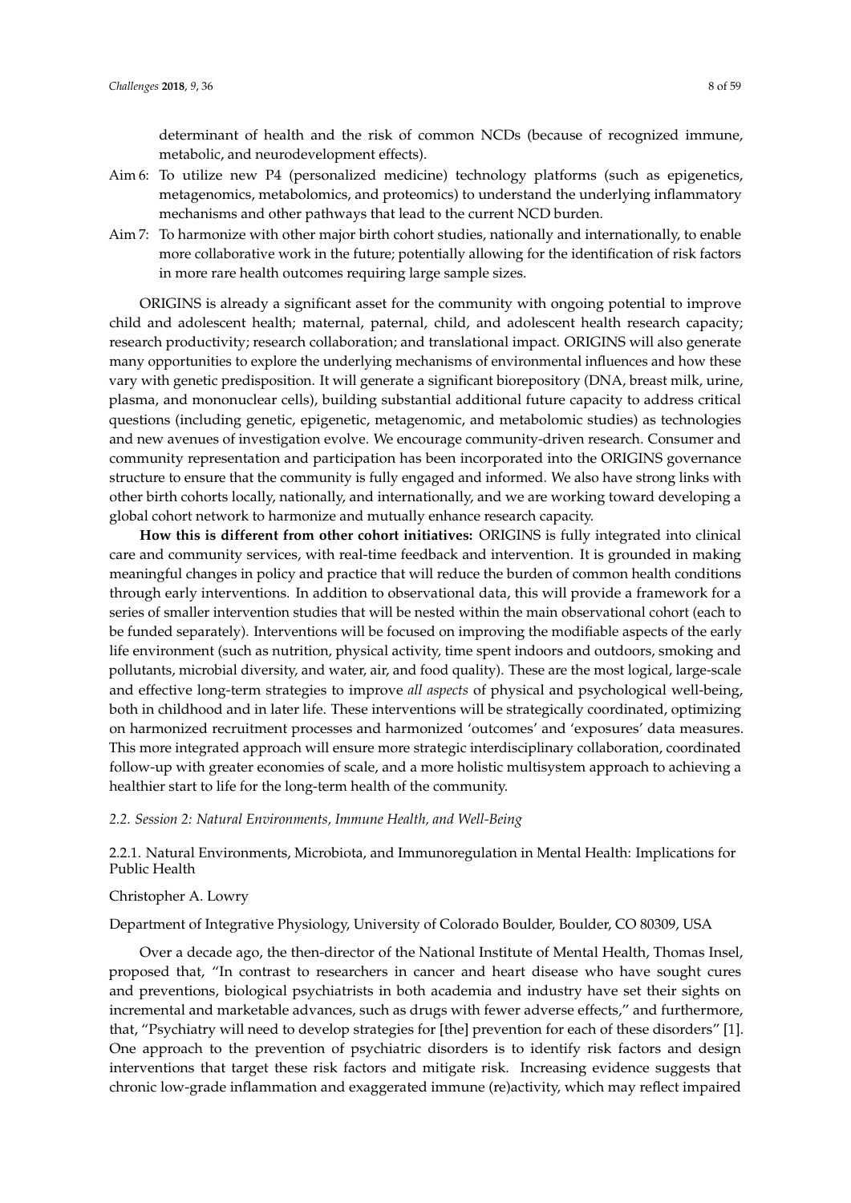determinant of health and the risk of common NCDs (because of recognized immune, metabolic, and neurodevelopment effects).

Aim 6: To utilize new P4 (personalized medicine) technology platforms (such as epigenetics, metagenomics, metabolomics, and proteomics) to understand the underlying inflammatory mechanisms and other pathways that lead to the current NCD burden.

Aim 7: To harmonize with other major birth cohort studies, nationally and internationally, to enable more collaborative work in the future; potentially allowing for the identification of risk factors in more rare health outcomes requiring large sample sizes.

ORIGINS is already a significant asset for the community with ongoing potential to improve child and adolescent health; maternal, paternal, child, and adolescent health research capacity; research productivity; research collaboration; and translational impact. ORIGINS will also generate many opportunities to explore the underlying mechanisms of environmental influences and how these vary with genetic predisposition. It will generate a significant biorepository (DNA, breast milk, urine, plasma, and mononuclear cells), building substantial additional future capacity to address critical questions (including genetic, epigenetic, metagenomic, and metabolomic studies) as technologies and new avenues of investigation evolve. We encourage community-driven research. Consumer and community representation and participation has been incorporated into the ORIGINS governance structure to ensure that the community is fully engaged and informed. We also have strong links with other birth cohorts locally, nationally, and internationally, and we are working toward developing a global cohort network to harmonize and mutually enhance research capacity.

**How this is different from other cohort initiatives:** ORIGINS is fully integrated into clinical care and community services, with real-time feedback and intervention. It is grounded in making meaningful changes in policy and practice that will reduce the burden of common health conditions through early interventions. In addition to observational data, this will provide a framework for a series of smaller intervention studies that will be nested within the main observational cohort (each to be funded separately). Interventions will be focused on improving the modifiable aspects of the early life environment (such as nutrition, physical activity, time spent indoors and outdoors, smoking and pollutants, microbial diversity, and water, air, and food quality). These are the most logical, large-scale and effective long-term strategies to improve *all aspects* of physical and psychological well-being, both in childhood and in later life. These interventions will be strategically coordinated, optimizing on harmonized recruitment processes and harmonized 'outcomes' and 'exposures' data measures. This more integrated approach will ensure more strategic interdisciplinary collaboration, coordinated follow-up with greater economies of scale, and a more holistic multisystem approach to achieving a healthier start to life for the long-term health of the community.

### *2.2. Session 2: Natural Environments, Immune Health, and Well-Being*

#### 2.2.1. Natural Environments, Microbiota, and Immunoregulation in Mental Health: Implications for Public Health

Christopher A. Lowry

Department of Integrative Physiology, University of Colorado Boulder, Boulder, CO 80309, USA

Over a decade ago, the then-director of the National Institute of Mental Health, Thomas Insel, proposed that, "In contrast to researchers in cancer and heart disease who have sought cures and preventions, biological psychiatrists in both academia and industry have set their sights on incremental and marketable advances, such as drugs with fewer adverse effects," and furthermore, that, "Psychiatry will need to develop strategies for [the] prevention for each of these disorders" [1]. One approach to the prevention of psychiatric disorders is to identify risk factors and design interventions that target these risk factors and mitigate risk. Increasing evidence suggests that chronic low-grade inflammation and exaggerated immune (re)activity, which may reflect impaired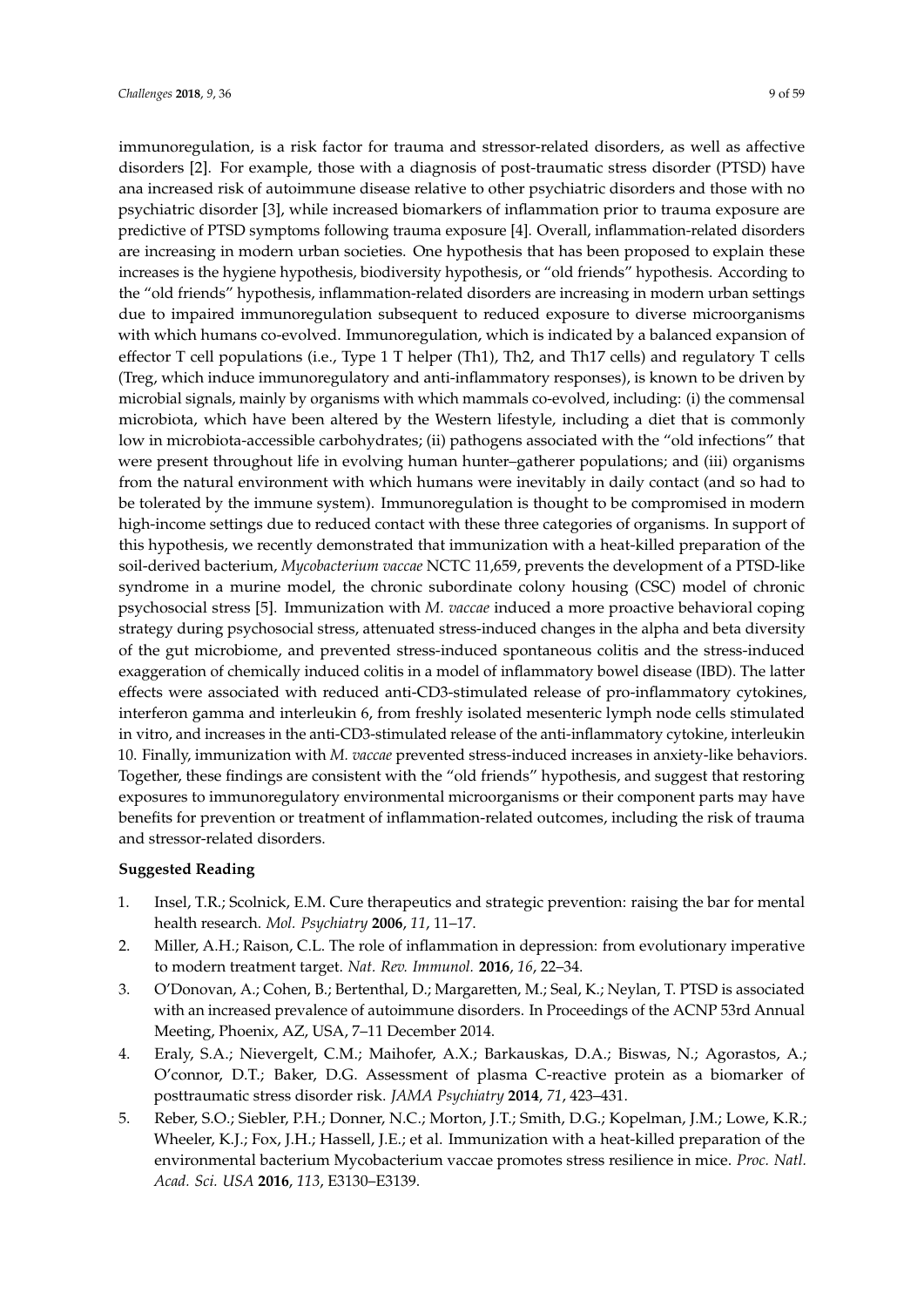immunoregulation, is a risk factor for trauma and stressor-related disorders, as well as affective disorders [2]. For example, those with a diagnosis of post-traumatic stress disorder (PTSD) have ana increased risk of autoimmune disease relative to other psychiatric disorders and those with no psychiatric disorder [3], while increased biomarkers of inflammation prior to trauma exposure are predictive of PTSD symptoms following trauma exposure [4]. Overall, inflammation-related disorders are increasing in modern urban societies. One hypothesis that has been proposed to explain these increases is the hygiene hypothesis, biodiversity hypothesis, or "old friends" hypothesis. According to the "old friends" hypothesis, inflammation-related disorders are increasing in modern urban settings due to impaired immunoregulation subsequent to reduced exposure to diverse microorganisms with which humans co-evolved. Immunoregulation, which is indicated by a balanced expansion of effector T cell populations (i.e., Type 1 T helper (Th1), Th2, and Th17 cells) and regulatory T cells (Treg, which induce immunoregulatory and anti-inflammatory responses), is known to be driven by microbial signals, mainly by organisms with which mammals co-evolved, including: (i) the commensal microbiota, which have been altered by the Western lifestyle, including a diet that is commonly low in microbiota-accessible carbohydrates; (ii) pathogens associated with the "old infections" that were present throughout life in evolving human hunter–gatherer populations; and (iii) organisms from the natural environment with which humans were inevitably in daily contact (and so had to be tolerated by the immune system). Immunoregulation is thought to be compromised in modern high-income settings due to reduced contact with these three categories of organisms. In support of this hypothesis, we recently demonstrated that immunization with a heat-killed preparation of the soil-derived bacterium, *Mycobacterium vaccae* NCTC 11,659, prevents the development of a PTSD-like syndrome in a murine model, the chronic subordinate colony housing (CSC) model of chronic psychosocial stress [5]. Immunization with *M. vaccae* induced a more proactive behavioral coping strategy during psychosocial stress, attenuated stress-induced changes in the alpha and beta diversity of the gut microbiome, and prevented stress-induced spontaneous colitis and the stress-induced exaggeration of chemically induced colitis in a model of inflammatory bowel disease (IBD). The latter effects were associated with reduced anti-CD3-stimulated release of pro-inflammatory cytokines, interferon gamma and interleukin 6, from freshly isolated mesenteric lymph node cells stimulated in vitro, and increases in the anti-CD3-stimulated release of the anti-inflammatory cytokine, interleukin 10. Finally, immunization with *M. vaccae* prevented stress-induced increases in anxiety-like behaviors. Together, these findings are consistent with the "old friends" hypothesis, and suggest that restoring exposures to immunoregulatory environmental microorganisms or their component parts may have benefits for prevention or treatment of inflammation-related outcomes, including the risk of trauma and stressor-related disorders.

**Suggested Reading**

1. Insel, T.R.; Scolnick, E.M. Cure therapeutics and strategic prevention: raising the bar for mental health research. *Mol. Psychiatry* **2006**, *11*, 11–17.
2. Miller, A.H.; Raison, C.L. The role of inflammation in depression: from evolutionary imperative to modern treatment target. *Nat. Rev. Immunol.* **2016**, *16*, 22–34.
3. O'Donovan, A.; Cohen, B.; Bertenthal, D.; Margaretten, M.; Seal, K.; Neylan, T. PTSD is associated with an increased prevalence of autoimmune disorders. In Proceedings of the ACNP 53rd Annual Meeting, Phoenix, AZ, USA, 7–11 December 2014.
4. Eraly, S.A.; Nievergelt, C.M.; Maihofer, A.X.; Barkauskas, D.A.; Biswas, N.; Agorastos, A.; O'connor, D.T.; Baker, D.G. Assessment of plasma C-reactive protein as a biomarker of posttraumatic stress disorder risk. *JAMA Psychiatry* **2014**, *71*, 423–431.
5. Reber, S.O.; Siebler, P.H.; Donner, N.C.; Morton, J.T.; Smith, D.G.; Kopelman, J.M.; Lowe, K.R.; Wheeler, K.J.; Fox, J.H.; Hassell, J.E.; et al. Immunization with a heat-killed preparation of the environmental bacterium Mycobacterium vaccae promotes stress resilience in mice. *Proc. Natl. Acad. Sci. USA* **2016**, *113*, E3130–E3139.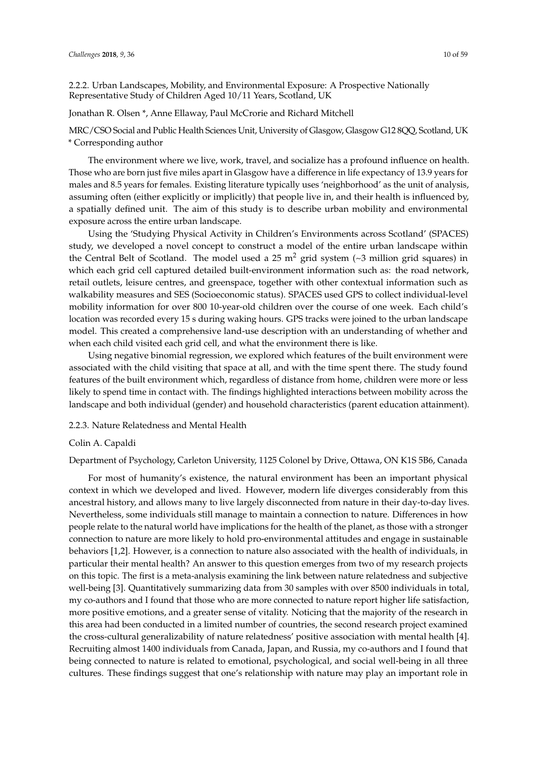### 2.2.2. Urban Landscapes, Mobility, and Environmental Exposure: A Prospective Nationally Representative Study of Children Aged 10/11 Years, Scotland, UK

Jonathan R. Olsen *, Anne Ellaway, Paul McCrorie and Richard Mitchell

MRC/CSO Social and Public Health Sciences Unit, University of Glasgow, Glasgow G12 8QQ, Scotland, UK
* Corresponding author

The environment where we live, work, travel, and socialize has a profound influence on health. Those who are born just five miles apart in Glasgow have a difference in life expectancy of 13.9 years for males and 8.5 years for females. Existing literature typically uses 'neighborhood' as the unit of analysis, assuming often (either explicitly or implicitly) that people live in, and their health is influenced by, a spatially defined unit. The aim of this study is to describe urban mobility and environmental exposure across the entire urban landscape.

Using the 'Studying Physical Activity in Children's Environments across Scotland' (SPACES) study, we developed a novel concept to construct a model of the entire urban landscape within the Central Belt of Scotland. The model used a 25 $m^2$ grid system (~3 million grid squares) in which each grid cell captured detailed built-environment information such as: the road network, retail outlets, leisure centres, and greenspace, together with other contextual information such as walkability measures and SES (Socioeconomic status). SPACES used GPS to collect individual-level mobility information for over 800 10-year-old children over the course of one week. Each child's location was recorded every 15 s during waking hours. GPS tracks were joined to the urban landscape model. This created a comprehensive land-use description with an understanding of whether and when each child visited each grid cell, and what the environment there is like.

Using negative binomial regression, we explored which features of the built environment were associated with the child visiting that space at all, and with the time spent there. The study found features of the built environment which, regardless of distance from home, children were more or less likely to spend time in contact with. The findings highlighted interactions between mobility across the landscape and both individual (gender) and household characteristics (parent education attainment).

### 2.2.3. Nature Relatedness and Mental Health

Colin A. Capaldi

Department of Psychology, Carleton University, 1125 Colonel by Drive, Ottawa, ON K1S 5B6, Canada

For most of humanity's existence, the natural environment has been an important physical context in which we developed and lived. However, modern life diverges considerably from this ancestral history, and allows many to live largely disconnected from nature in their day-to-day lives. Nevertheless, some individuals still manage to maintain a connection to nature. Differences in how people relate to the natural world have implications for the health of the planet, as those with a stronger connection to nature are more likely to hold pro-environmental attitudes and engage in sustainable behaviors [1,2]. However, is a connection to nature also associated with the health of individuals, in particular their mental health? An answer to this question emerges from two of my research projects on this topic. The first is a meta-analysis examining the link between nature relatedness and subjective well-being [3]. Quantitatively summarizing data from 30 samples with over 8500 individuals in total, my co-authors and I found that those who are more connected to nature report higher life satisfaction, more positive emotions, and a greater sense of vitality. Noticing that the majority of the research in this area had been conducted in a limited number of countries, the second research project examined the cross-cultural generalizability of nature relatedness' positive association with mental health [4]. Recruiting almost 1400 individuals from Canada, Japan, and Russia, my co-authors and I found that being connected to nature is related to emotional, psychological, and social well-being in all three cultures. These findings suggest that one's relationship with nature may play an important role in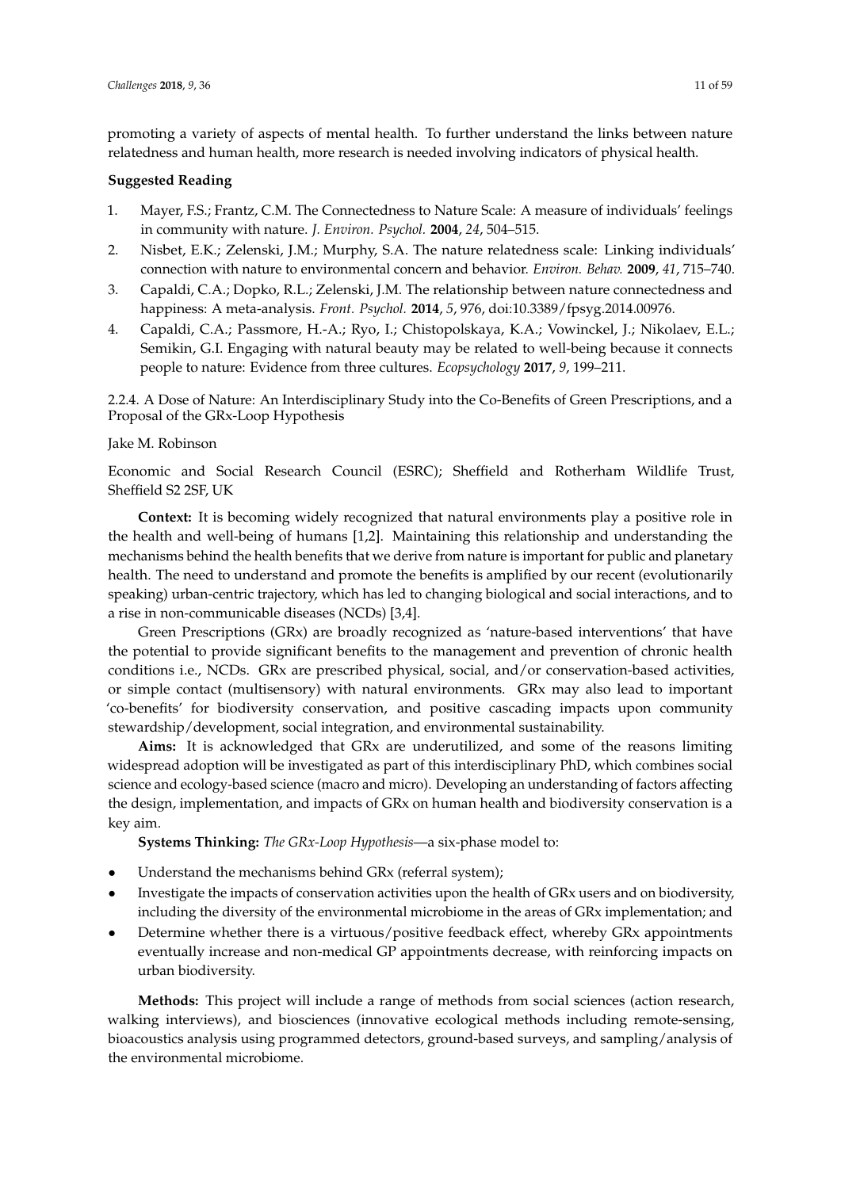promoting a variety of aspects of mental health. To further understand the links between nature relatedness and human health, more research is needed involving indicators of physical health.

**Suggested Reading**

1. Mayer, F.S.; Frantz, C.M. The Connectedness to Nature Scale: A measure of individuals' feelings in community with nature. *J. Environ. Psychol.* **2004**, *24*, 504–515.
2. Nisbet, E.K.; Zelenski, J.M.; Murphy, S.A. The nature relatedness scale: Linking individuals' connection with nature to environmental concern and behavior. *Environ. Behav.* **2009**, *41*, 715–740.
3. Capaldi, C.A.; Dopko, R.L.; Zelenski, J.M. The relationship between nature connectedness and happiness: A meta-analysis. *Front. Psychol.* **2014**, *5*, 976, doi:10.3389/fpsyg.2014.00976.
4. Capaldi, C.A.; Passmore, H.-A.; Ryo, I.; Chistopolskaya, K.A.; Vowinckel, J.; Nikolaev, E.L.; Semikin, G.I. Engaging with natural beauty may be related to well-being because it connects people to nature: Evidence from three cultures. *Ecopsychology* **2017**, *9*, 199–211.

#### 2.2.4. A Dose of Nature: An Interdisciplinary Study into the Co-Benefits of Green Prescriptions, and a Proposal of the GRx-Loop Hypothesis

Jake M. Robinson

Economic and Social Research Council (ESRC); Sheffield and Rotherham Wildlife Trust, Sheffield S2 2SF, UK

**Context:** It is becoming widely recognized that natural environments play a positive role in the health and well-being of humans [1,2]. Maintaining this relationship and understanding the mechanisms behind the health benefits that we derive from nature is important for public and planetary health. The need to understand and promote the benefits is amplified by our recent (evolutionarily speaking) urban-centric trajectory, which has led to changing biological and social interactions, and to a rise in non-communicable diseases (NCDs) [3,4].

Green Prescriptions (GRx) are broadly recognized as 'nature-based interventions' that have the potential to provide significant benefits to the management and prevention of chronic health conditions i.e., NCDs. GRx are prescribed physical, social, and/or conservation-based activities, or simple contact (multisensory) with natural environments. GRx may also lead to important 'co-benefits' for biodiversity conservation, and positive cascading impacts upon community stewardship/development, social integration, and environmental sustainability.

**Aims:** It is acknowledged that GRx are underutilized, and some of the reasons limiting widespread adoption will be investigated as part of this interdisciplinary PhD, which combines social science and ecology-based science (macro and micro). Developing an understanding of factors affecting the design, implementation, and impacts of GRx on human health and biodiversity conservation is a key aim.

**Systems Thinking:** *The GRx-Loop Hypothesis*—a six-phase model to:

- Understand the mechanisms behind GRx (referral system);
- Investigate the impacts of conservation activities upon the health of GRx users and on biodiversity, including the diversity of the environmental microbiome in the areas of GRx implementation; and
- Determine whether there is a virtuous/positive feedback effect, whereby GRx appointments eventually increase and non-medical GP appointments decrease, with reinforcing impacts on urban biodiversity.

**Methods:** This project will include a range of methods from social sciences (action research, walking interviews), and biosciences (innovative ecological methods including remote-sensing, bioacoustics analysis using programmed detectors, ground-based surveys, and sampling/analysis of the environmental microbiome.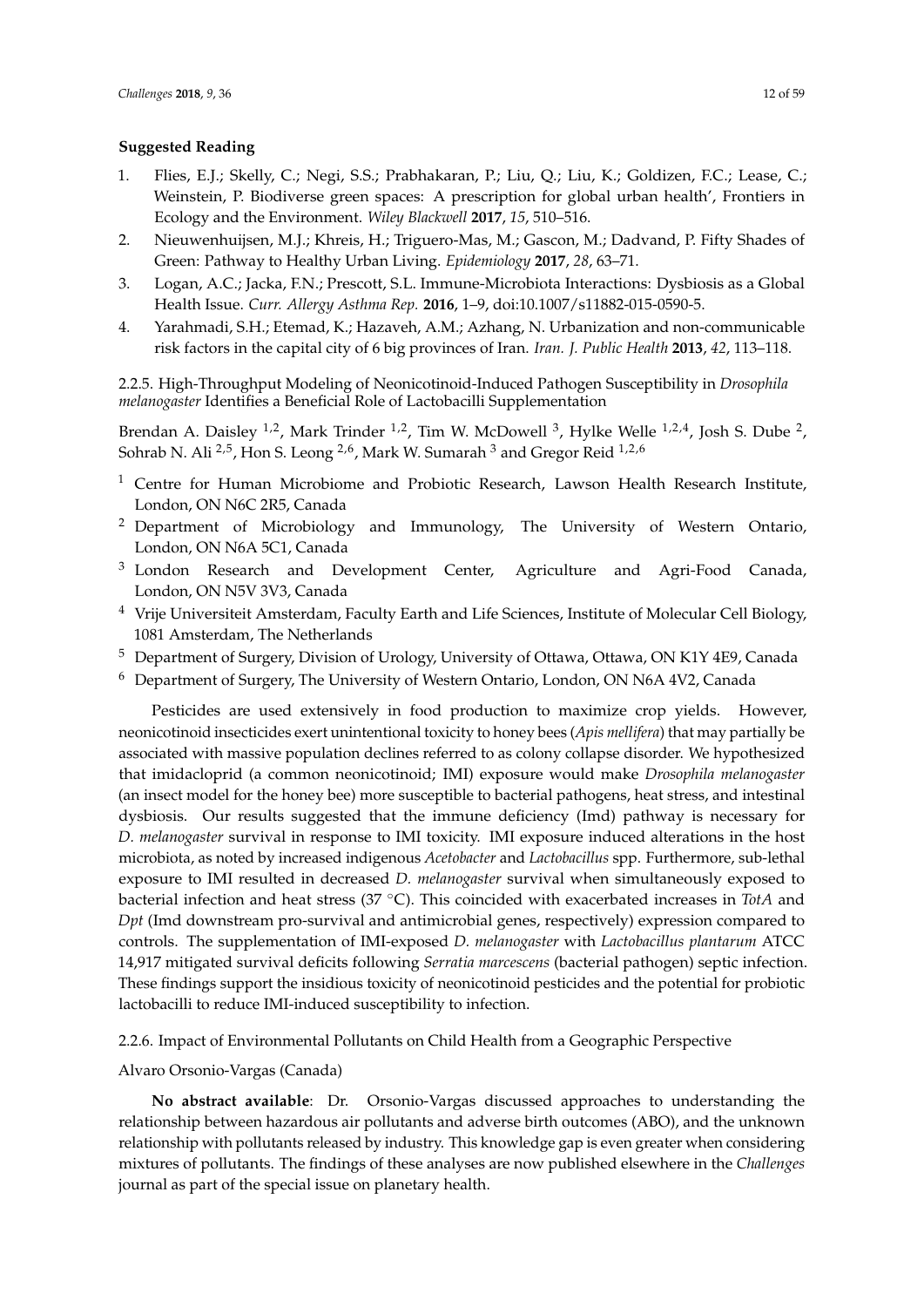**Suggested Reading**

1. Flies, E.J.; Skelly, C.; Negi, S.S.; Prabhakaran, P.; Liu, Q.; Liu, K.; Goldizen, F.C.; Lease, C.; Weinstein, P. Biodiverse green spaces: A prescription for global urban health', Frontiers in Ecology and the Environment. *Wiley Blackwell* **2017**, *15*, 510–516.
2. Nieuwenhuijsen, M.J.; Khreis, H.; Triguero-Mas, M.; Gascon, M.; Dadvand, P. Fifty Shades of Green: Pathway to Healthy Urban Living. *Epidemiology* **2017**, *28*, 63–71.
3. Logan, A.C.; Jacka, F.N.; Prescott, S.L. Immune-Microbiota Interactions: Dysbiosis as a Global Health Issue. *Curr. Allergy Asthma Rep.* **2016**, 1–9, doi:10.1007/s11882-015-0590-5.
4. Yarahmadi, S.H.; Etemad, K.; Hazaveh, A.M.; Azhang, N. Urbanization and non-communicable risk factors in the capital city of 6 big provinces of Iran. *Iran. J. Public Health* **2013**, *42*, 113–118.

#### 2.2.5. High-Throughput Modeling of Neonicotinoid-Induced Pathogen Susceptibility in *Drosophila melanogaster* Identifies a Beneficial Role of Lactobacilli Supplementation

Brendan A. Daisley [1,2], Mark Trinder [1,2], Tim W. McDowell [3], Hylke Welle [1,2,4], Josh S. Dube [2], Sohrab N. Ali [2,5], Hon S. Leong [2,6], Mark W. Sumarah [3] and Gregor Reid [1,2,6]

[1] Centre for Human Microbiome and Probiotic Research, Lawson Health Research Institute, London, ON N6C 2R5, Canada

[2] Department of Microbiology and Immunology, The University of Western Ontario, London, ON N6A 5C1, Canada

[3] London Research and Development Center, Agriculture and Agri-Food Canada, London, ON N5V 3V3, Canada

[4] Vrije Universiteit Amsterdam, Faculty Earth and Life Sciences, Institute of Molecular Cell Biology, 1081 Amsterdam, The Netherlands

[5] Department of Surgery, Division of Urology, University of Ottawa, Ottawa, ON K1Y 4E9, Canada

[6] Department of Surgery, The University of Western Ontario, London, ON N6A 4V2, Canada

Pesticides are used extensively in food production to maximize crop yields. However, neonicotinoid insecticides exert unintentional toxicity to honey bees (*Apis mellifera*) that may partially be associated with massive population declines referred to as colony collapse disorder. We hypothesized that imidacloprid (a common neonicotinoid; IMI) exposure would make *Drosophila melanogaster* (an insect model for the honey bee) more susceptible to bacterial pathogens, heat stress, and intestinal dysbiosis. Our results suggested that the immune deficiency (Imd) pathway is necessary for *D. melanogaster* survival in response to IMI toxicity. IMI exposure induced alterations in the host microbiota, as noted by increased indigenous *Acetobacter* and *Lactobacillus* spp. Furthermore, sub-lethal exposure to IMI resulted in decreased *D. melanogaster* survival when simultaneously exposed to bacterial infection and heat stress (37 °C). This coincided with exacerbated increases in *TotA* and *Dpt* (Imd downstream pro-survival and antimicrobial genes, respectively) expression compared to controls. The supplementation of IMI-exposed *D. melanogaster* with *Lactobacillus plantarum* ATCC 14,917 mitigated survival deficits following *Serratia marcescens* (bacterial pathogen) septic infection. These findings support the insidious toxicity of neonicotinoid pesticides and the potential for probiotic lactobacilli to reduce IMI-induced susceptibility to infection.

#### 2.2.6. Impact of Environmental Pollutants on Child Health from a Geographic Perspective

Alvaro Orsonio-Vargas (Canada)

**No abstract available**: Dr. Orsonio-Vargas discussed approaches to understanding the relationship between hazardous air pollutants and adverse birth outcomes (ABO), and the unknown relationship with pollutants released by industry. This knowledge gap is even greater when considering mixtures of pollutants. The findings of these analyses are now published elsewhere in the *Challenges* journal as part of the special issue on planetary health.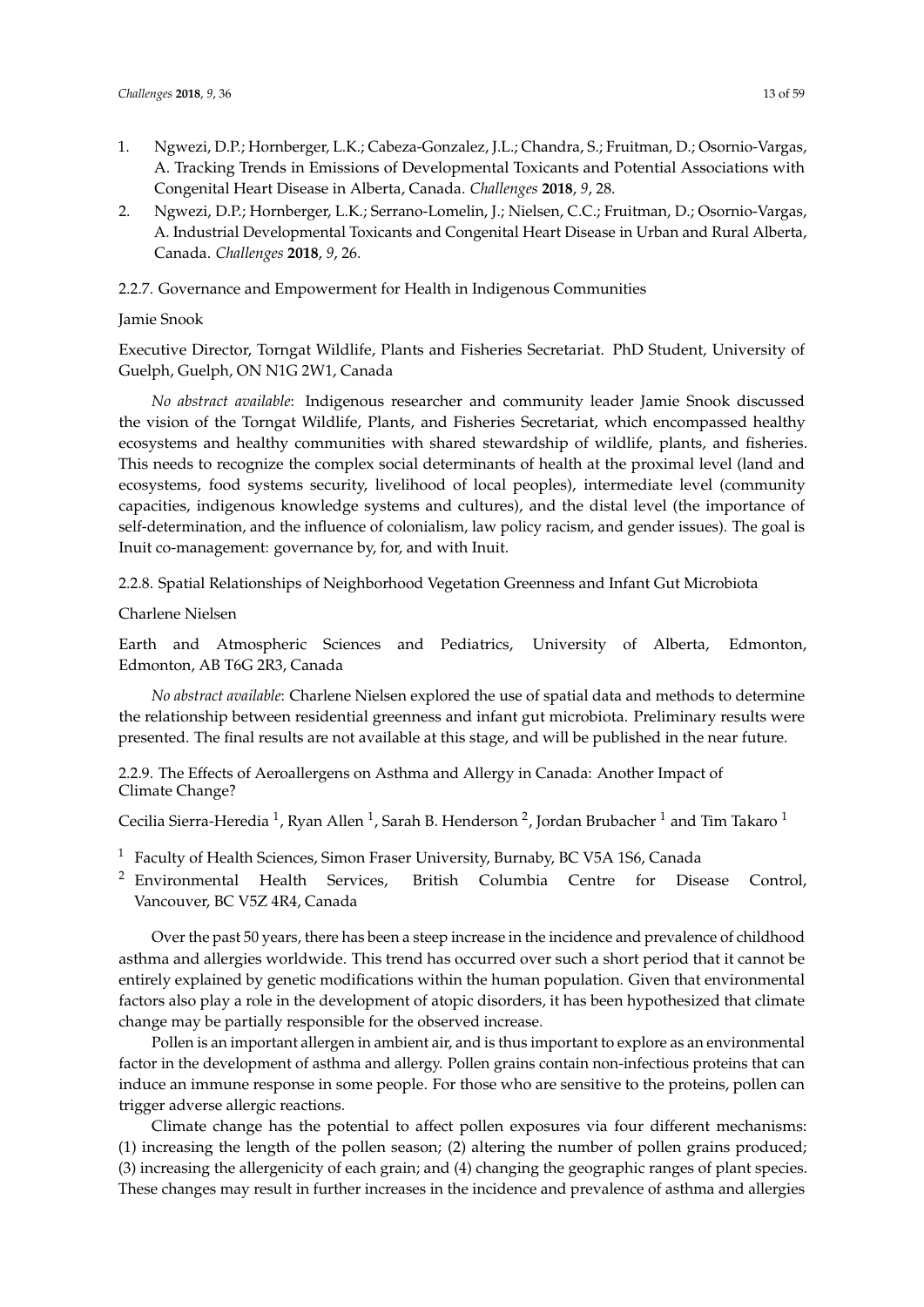1. Ngwezi, D.P.; Hornberger, L.K.; Cabeza-Gonzalez, J.L.; Chandra, S.; Fruitman, D.; Osornio-Vargas, A. Tracking Trends in Emissions of Developmental Toxicants and Potential Associations with Congenital Heart Disease in Alberta, Canada. *Challenges* **2018**, *9*, 28.
2. Ngwezi, D.P.; Hornberger, L.K.; Serrano-Lomelin, J.; Nielsen, C.C.; Fruitman, D.; Osornio-Vargas, A. Industrial Developmental Toxicants and Congenital Heart Disease in Urban and Rural Alberta, Canada. *Challenges* **2018**, *9*, 26.

#### 2.2.7. Governance and Empowerment for Health in Indigenous Communities

Jamie Snook

Executive Director, Torngat Wildlife, Plants and Fisheries Secretariat. PhD Student, University of Guelph, Guelph, ON N1G 2W1, Canada

*No abstract available*: Indigenous researcher and community leader Jamie Snook discussed the vision of the Torngat Wildlife, Plants, and Fisheries Secretariat, which encompassed healthy ecosystems and healthy communities with shared stewardship of wildlife, plants, and fisheries. This needs to recognize the complex social determinants of health at the proximal level (land and ecosystems, food systems security, livelihood of local peoples), intermediate level (community capacities, indigenous knowledge systems and cultures), and the distal level (the importance of self-determination, and the influence of colonialism, law policy racism, and gender issues). The goal is Inuit co-management: governance by, for, and with Inuit.

#### 2.2.8. Spatial Relationships of Neighborhood Vegetation Greenness and Infant Gut Microbiota

Charlene Nielsen

Earth and Atmospheric Sciences and Pediatrics, University of Alberta, Edmonton, Edmonton, AB T6G 2R3, Canada

*No abstract available*: Charlene Nielsen explored the use of spatial data and methods to determine the relationship between residential greenness and infant gut microbiota. Preliminary results were presented. The final results are not available at this stage, and will be published in the near future.

#### 2.2.9. The Effects of Aeroallergens on Asthma and Allergy in Canada: Another Impact of Climate Change?

Cecilia Sierra-Heredia [1], Ryan Allen [1], Sarah B. Henderson [2], Jordan Brubacher [1] and Tim Takaro [1]

[1] Faculty of Health Sciences, Simon Fraser University, Burnaby, BC V5A 1S6, Canada
[2] Environmental Health Services, British Columbia Centre for Disease Control, Vancouver, BC V5Z 4R4, Canada

Over the past 50 years, there has been a steep increase in the incidence and prevalence of childhood asthma and allergies worldwide. This trend has occurred over such a short period that it cannot be entirely explained by genetic modifications within the human population. Given that environmental factors also play a role in the development of atopic disorders, it has been hypothesized that climate change may be partially responsible for the observed increase.

Pollen is an important allergen in ambient air, and is thus important to explore as an environmental factor in the development of asthma and allergy. Pollen grains contain non-infectious proteins that can induce an immune response in some people. For those who are sensitive to the proteins, pollen can trigger adverse allergic reactions.

Climate change has the potential to affect pollen exposures via four different mechanisms: (1) increasing the length of the pollen season; (2) altering the number of pollen grains produced; (3) increasing the allergenicity of each grain; and (4) changing the geographic ranges of plant species. These changes may result in further increases in the incidence and prevalence of asthma and allergies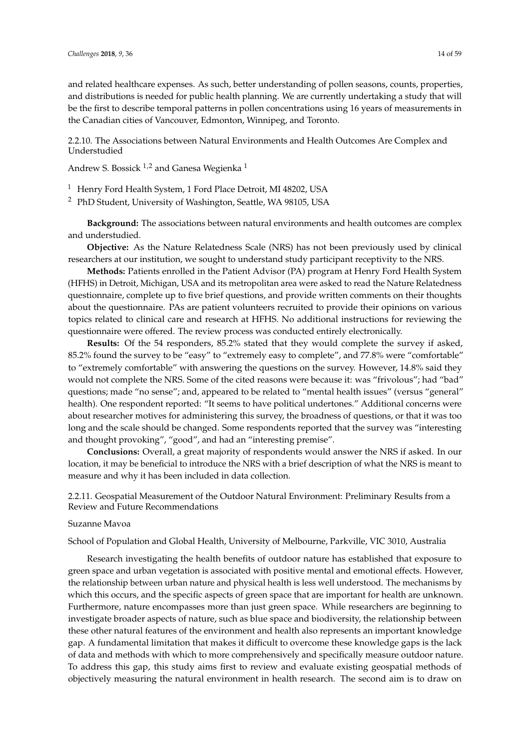and related healthcare expenses. As such, better understanding of pollen seasons, counts, properties, and distributions is needed for public health planning. We are currently undertaking a study that will be the first to describe temporal patterns in pollen concentrations using 16 years of measurements in the Canadian cities of Vancouver, Edmonton, Winnipeg, and Toronto.

#### 2.2.10. The Associations between Natural Environments and Health Outcomes Are Complex and Understudied

Andrew S. Bossick [1,2] and Ganesa Wegienka [1]

[1] Henry Ford Health System, 1 Ford Place Detroit, MI 48202, USA

[2] PhD Student, University of Washington, Seattle, WA 98105, USA

**Background:** The associations between natural environments and health outcomes are complex and understudied.

**Objective:** As the Nature Relatedness Scale (NRS) has not been previously used by clinical researchers at our institution, we sought to understand study participant receptivity to the NRS.

**Methods:** Patients enrolled in the Patient Advisor (PA) program at Henry Ford Health System (HFHS) in Detroit, Michigan, USA and its metropolitan area were asked to read the Nature Relatedness questionnaire, complete up to five brief questions, and provide written comments on their thoughts about the questionnaire. PAs are patient volunteers recruited to provide their opinions on various topics related to clinical care and research at HFHS. No additional instructions for reviewing the questionnaire were offered. The review process was conducted entirely electronically.

**Results:** Of the 54 responders, 85.2% stated that they would complete the survey if asked, 85.2% found the survey to be "easy" to "extremely easy to complete", and 77.8% were "comfortable" to "extremely comfortable" with answering the questions on the survey. However, 14.8% said they would not complete the NRS. Some of the cited reasons were because it: was "frivolous"; had "bad" questions; made "no sense"; and, appeared to be related to "mental health issues" (versus "general" health). One respondent reported: "It seems to have political undertones." Additional concerns were about researcher motives for administering this survey, the broadness of questions, or that it was too long and the scale should be changed. Some respondents reported that the survey was "interesting and thought provoking", "good", and had an "interesting premise".

**Conclusions:** Overall, a great majority of respondents would answer the NRS if asked. In our location, it may be beneficial to introduce the NRS with a brief description of what the NRS is meant to measure and why it has been included in data collection.

#### 2.2.11. Geospatial Measurement of the Outdoor Natural Environment: Preliminary Results from a Review and Future Recommendations

Suzanne Mavoa

School of Population and Global Health, University of Melbourne, Parkville, VIC 3010, Australia

Research investigating the health benefits of outdoor nature has established that exposure to green space and urban vegetation is associated with positive mental and emotional effects. However, the relationship between urban nature and physical health is less well understood. The mechanisms by which this occurs, and the specific aspects of green space that are important for health are unknown. Furthermore, nature encompasses more than just green space. While researchers are beginning to investigate broader aspects of nature, such as blue space and biodiversity, the relationship between these other natural features of the environment and health also represents an important knowledge gap. A fundamental limitation that makes it difficult to overcome these knowledge gaps is the lack of data and methods with which to more comprehensively and specifically measure outdoor nature. To address this gap, this study aims first to review and evaluate existing geospatial methods of objectively measuring the natural environment in health research. The second aim is to draw on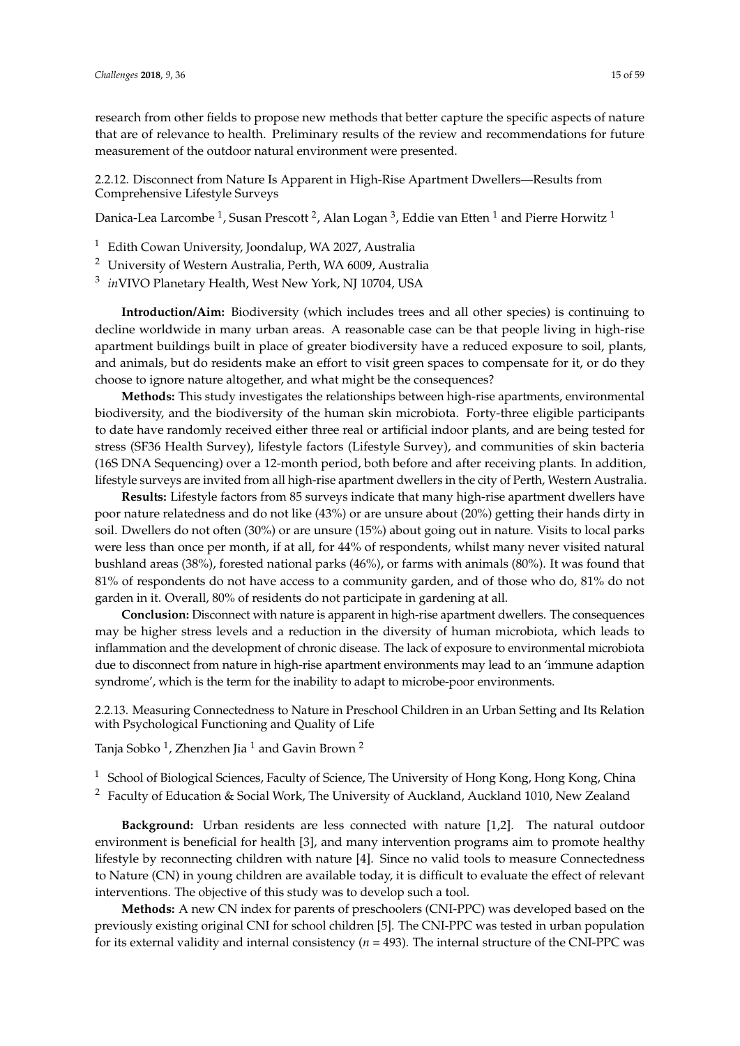research from other fields to propose new methods that better capture the specific aspects of nature that are of relevance to health. Preliminary results of the review and recommendations for future measurement of the outdoor natural environment were presented.

#### 2.2.12. Disconnect from Nature Is Apparent in High-Rise Apartment Dwellers—Results from Comprehensive Lifestyle Surveys

Danica-Lea Larcombe [1], Susan Prescott [2], Alan Logan [3], Eddie van Etten [1] and Pierre Horwitz [1]

[1] Edith Cowan University, Joondalup, WA 2027, Australia
[2] University of Western Australia, Perth, WA 6009, Australia
[3] *in*VIVO Planetary Health, West New York, NJ 10704, USA

**Introduction/Aim:** Biodiversity (which includes trees and all other species) is continuing to decline worldwide in many urban areas. A reasonable case can be that people living in high-rise apartment buildings built in place of greater biodiversity have a reduced exposure to soil, plants, and animals, but do residents make an effort to visit green spaces to compensate for it, or do they choose to ignore nature altogether, and what might be the consequences?

**Methods:** This study investigates the relationships between high-rise apartments, environmental biodiversity, and the biodiversity of the human skin microbiota. Forty-three eligible participants to date have randomly received either three real or artificial indoor plants, and are being tested for stress (SF36 Health Survey), lifestyle factors (Lifestyle Survey), and communities of skin bacteria (16S DNA Sequencing) over a 12-month period, both before and after receiving plants. In addition, lifestyle surveys are invited from all high-rise apartment dwellers in the city of Perth, Western Australia.

**Results:** Lifestyle factors from 85 surveys indicate that many high-rise apartment dwellers have poor nature relatedness and do not like (43%) or are unsure about (20%) getting their hands dirty in soil. Dwellers do not often (30%) or are unsure (15%) about going out in nature. Visits to local parks were less than once per month, if at all, for 44% of respondents, whilst many never visited natural bushland areas (38%), forested national parks (46%), or farms with animals (80%). It was found that 81% of respondents do not have access to a community garden, and of those who do, 81% do not garden in it. Overall, 80% of residents do not participate in gardening at all.

**Conclusion:** Disconnect with nature is apparent in high-rise apartment dwellers. The consequences may be higher stress levels and a reduction in the diversity of human microbiota, which leads to inflammation and the development of chronic disease. The lack of exposure to environmental microbiota due to disconnect from nature in high-rise apartment environments may lead to an 'immune adaption syndrome', which is the term for the inability to adapt to microbe-poor environments.

#### 2.2.13. Measuring Connectedness to Nature in Preschool Children in an Urban Setting and Its Relation with Psychological Functioning and Quality of Life

Tanja Sobko [1], Zhenzhen Jia [1] and Gavin Brown [2]

[1] School of Biological Sciences, Faculty of Science, The University of Hong Kong, Hong Kong, China
[2] Faculty of Education & Social Work, The University of Auckland, Auckland 1010, New Zealand

**Background:** Urban residents are less connected with nature [1,2]. The natural outdoor environment is beneficial for health [3], and many intervention programs aim to promote healthy lifestyle by reconnecting children with nature [4]. Since no valid tools to measure Connectedness to Nature (CN) in young children are available today, it is difficult to evaluate the effect of relevant interventions. The objective of this study was to develop such a tool.

**Methods:** A new CN index for parents of preschoolers (CNI-PPC) was developed based on the previously existing original CNI for school children [5]. The CNI-PPC was tested in urban population for its external validity and internal consistency ($n = 493$). The internal structure of the CNI-PPC was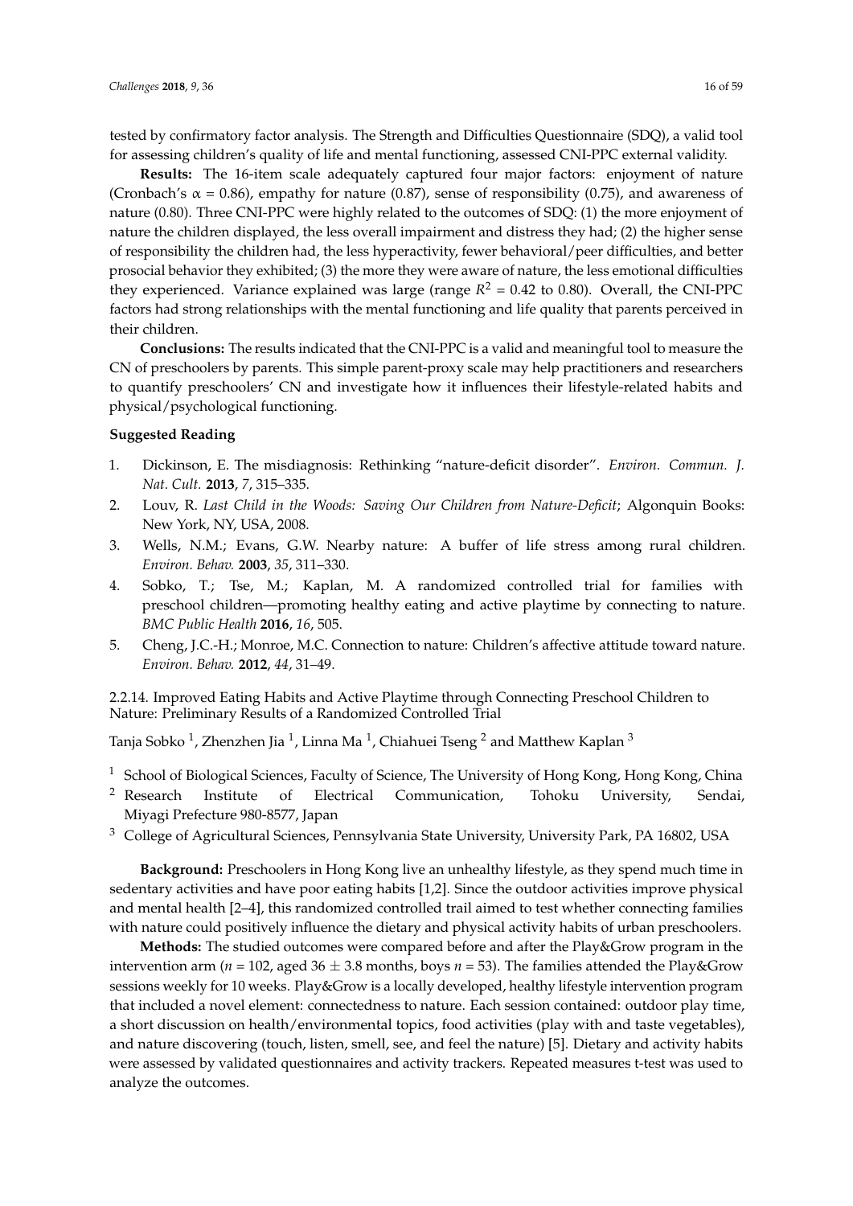tested by confirmatory factor analysis. The Strength and Difficulties Questionnaire (SDQ), a valid tool for assessing children's quality of life and mental functioning, assessed CNI-PPC external validity.

**Results:** The 16-item scale adequately captured four major factors: enjoyment of nature (Cronbach's $\alpha = 0.86$), empathy for nature (0.87), sense of responsibility (0.75), and awareness of nature (0.80). Three CNI-PPC were highly related to the outcomes of SDQ: (1) the more enjoyment of nature the children displayed, the less overall impairment and distress they had; (2) the higher sense of responsibility the children had, the less hyperactivity, fewer behavioral/peer difficulties, and better prosocial behavior they exhibited; (3) the more they were aware of nature, the less emotional difficulties they experienced. Variance explained was large (range $R^2 = 0.42$ to 0.80). Overall, the CNI-PPC factors had strong relationships with the mental functioning and life quality that parents perceived in their children.

**Conclusions:** The results indicated that the CNI-PPC is a valid and meaningful tool to measure the CN of preschoolers by parents. This simple parent-proxy scale may help practitioners and researchers to quantify preschoolers' CN and investigate how it influences their lifestyle-related habits and physical/psychological functioning.

**Suggested Reading**

1. Dickinson, E. The misdiagnosis: Rethinking "nature-deficit disorder". *Environ. Commun. J. Nat. Cult.* **2013**, *7*, 315–335.
2. Louv, R. *Last Child in the Woods: Saving Our Children from Nature-Deficit*; Algonquin Books: New York, NY, USA, 2008.
3. Wells, N.M.; Evans, G.W. Nearby nature: A buffer of life stress among rural children. *Environ. Behav.* **2003**, *35*, 311–330.
4. Sobko, T.; Tse, M.; Kaplan, M. A randomized controlled trial for families with preschool children—promoting healthy eating and active playtime by connecting to nature. *BMC Public Health* **2016**, *16*, 505.
5. Cheng, J.C.-H.; Monroe, M.C. Connection to nature: Children's affective attitude toward nature. *Environ. Behav.* **2012**, *44*, 31–49.

#### 2.2.14. Improved Eating Habits and Active Playtime through Connecting Preschool Children to Nature: Preliminary Results of a Randomized Controlled Trial

Tanja Sobko [1], Zhenzhen Jia [1], Linna Ma [1], Chiahuei Tseng [2] and Matthew Kaplan [3]

[1] School of Biological Sciences, Faculty of Science, The University of Hong Kong, Hong Kong, China
[2] Research Institute of Electrical Communication, Tohoku University, Sendai, Miyagi Prefecture 980-8577, Japan
[3] College of Agricultural Sciences, Pennsylvania State University, University Park, PA 16802, USA

**Background:** Preschoolers in Hong Kong live an unhealthy lifestyle, as they spend much time in sedentary activities and have poor eating habits [1,2]. Since the outdoor activities improve physical and mental health [2–4], this randomized controlled trail aimed to test whether connecting families with nature could positively influence the dietary and physical activity habits of urban preschoolers.

**Methods:** The studied outcomes were compared before and after the Play&Grow program in the intervention arm ($n = 102$, aged $36 \pm 3.8$ months, boys $n = 53$). The families attended the Play&Grow sessions weekly for 10 weeks. Play&Grow is a locally developed, healthy lifestyle intervention program that included a novel element: connectedness to nature. Each session contained: outdoor play time, a short discussion on health/environmental topics, food activities (play with and taste vegetables), and nature discovering (touch, listen, smell, see, and feel the nature) [5]. Dietary and activity habits were assessed by validated questionnaires and activity trackers. Repeated measures t-test was used to analyze the outcomes.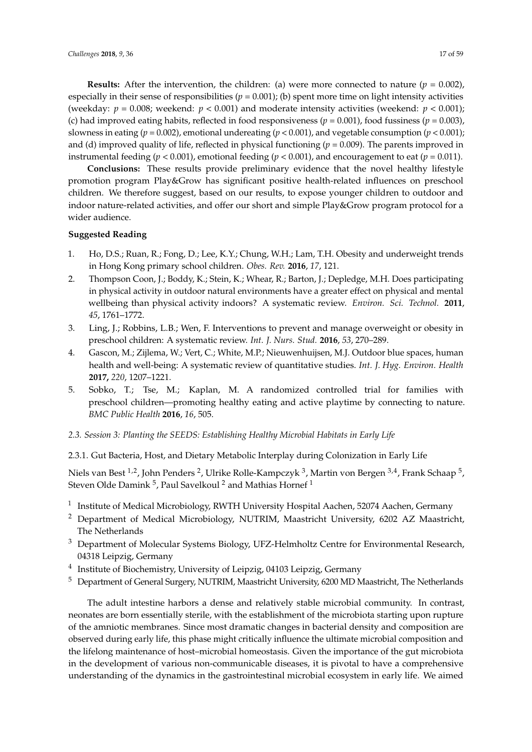**Results:** After the intervention, the children: (a) were more connected to nature ($p = 0.002$), especially in their sense of responsibilities ($p = 0.001$); (b) spent more time on light intensity activities (weekday: $p = 0.008$; weekend: $p < 0.001$) and moderate intensity activities (weekend: $p < 0.001$); (c) had improved eating habits, reflected in food responsiveness ($p = 0.001$), food fussiness ($p = 0.003$), slowness in eating ($p = 0.002$), emotional undereating ($p < 0.001$), and vegetable consumption ($p < 0.001$); and (d) improved quality of life, reflected in physical functioning ($p = 0.009$). The parents improved in instrumental feeding ($p < 0.001$), emotional feeding ($p < 0.001$), and encouragement to eat ($p = 0.011$).

**Conclusions:** These results provide preliminary evidence that the novel healthy lifestyle promotion program Play&Grow has significant positive health-related influences on preschool children. We therefore suggest, based on our results, to expose younger children to outdoor and indoor nature-related activities, and offer our short and simple Play&Grow program protocol for a wider audience.

**Suggested Reading**

1. Ho, D.S.; Ruan, R.; Fong, D.; Lee, K.Y.; Chung, W.H.; Lam, T.H. Obesity and underweight trends in Hong Kong primary school children. *Obes. Rev.* **2016**, *17*, 121.
2. Thompson Coon, J.; Boddy, K.; Stein, K.; Whear, R.; Barton, J.; Depledge, M.H. Does participating in physical activity in outdoor natural environments have a greater effect on physical and mental wellbeing than physical activity indoors? A systematic review. *Environ. Sci. Technol.* **2011**, *45*, 1761–1772.
3. Ling, J.; Robbins, L.B.; Wen, F. Interventions to prevent and manage overweight or obesity in preschool children: A systematic review. *Int. J. Nurs. Stud.* **2016**, *53*, 270–289.
4. Gascon, M.; Zijlema, W.; Vert, C.; White, M.P.; Nieuwenhuijsen, M.J. Outdoor blue spaces, human health and well-being: A systematic review of quantitative studies. *Int. J. Hyg. Environ. Health* **2017,** *220*, 1207–1221.
5. Sobko, T.; Tse, M.; Kaplan, M. A randomized controlled trial for families with preschool children—promoting healthy eating and active playtime by connecting to nature. *BMC Public Health* **2016**, *16*, 505.

## *2.3. Session 3: Planting the SEEDS: Establishing Healthy Microbial Habitats in Early Life*

### 2.3.1. Gut Bacteria, Host, and Dietary Metabolic Interplay during Colonization in Early Life

Niels van Best [1,2], John Penders [2], Ulrike Rolle-Kampczyk [3], Martin von Bergen [3,4], Frank Schaap [5], Steven Olde Damink [5], Paul Savelkoul [2] and Mathias Hornef [1]

[1] Institute of Medical Microbiology, RWTH University Hospital Aachen, 52074 Aachen, Germany
[2] Department of Medical Microbiology, NUTRIM, Maastricht University, 6202 AZ Maastricht, The Netherlands
[3] Department of Molecular Systems Biology, UFZ-Helmholtz Centre for Environmental Research, 04318 Leipzig, Germany
[4] Institute of Biochemistry, University of Leipzig, 04103 Leipzig, Germany
[5] Department of General Surgery, NUTRIM, Maastricht University, 6200 MD Maastricht, The Netherlands

The adult intestine harbors a dense and relatively stable microbial community. In contrast, neonates are born essentially sterile, with the establishment of the microbiota starting upon rupture of the amniotic membranes. Since most dramatic changes in bacterial density and composition are observed during early life, this phase might critically influence the ultimate microbial composition and the lifelong maintenance of host–microbial homeostasis. Given the importance of the gut microbiota in the development of various non-communicable diseases, it is pivotal to have a comprehensive understanding of the dynamics in the gastrointestinal microbial ecosystem in early life. We aimed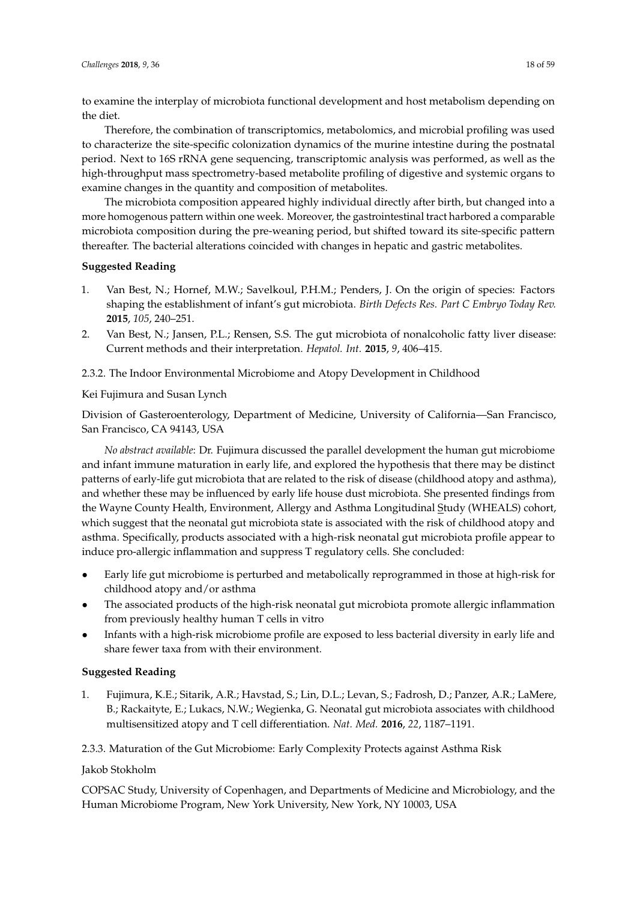to examine the interplay of microbiota functional development and host metabolism depending on the diet.

Therefore, the combination of transcriptomics, metabolomics, and microbial profiling was used to characterize the site-specific colonization dynamics of the murine intestine during the postnatal period. Next to 16S rRNA gene sequencing, transcriptomic analysis was performed, as well as the high-throughput mass spectrometry-based metabolite profiling of digestive and systemic organs to examine changes in the quantity and composition of metabolites.

The microbiota composition appeared highly individual directly after birth, but changed into a more homogenous pattern within one week. Moreover, the gastrointestinal tract harbored a comparable microbiota composition during the pre-weaning period, but shifted toward its site-specific pattern thereafter. The bacterial alterations coincided with changes in hepatic and gastric metabolites.

**Suggested Reading**

1. Van Best, N.; Hornef, M.W.; Savelkoul, P.H.M.; Penders, J. On the origin of species: Factors shaping the establishment of infant's gut microbiota. *Birth Defects Res. Part C Embryo Today Rev.* **2015**, *105*, 240–251.
2. Van Best, N.; Jansen, P.L.; Rensen, S.S. The gut microbiota of nonalcoholic fatty liver disease: Current methods and their interpretation. *Hepatol. Int.* **2015**, *9*, 406–415.

#### 2.3.2. The Indoor Environmental Microbiome and Atopy Development in Childhood

Kei Fujimura and Susan Lynch

Division of Gasteroenterology, Department of Medicine, University of California—San Francisco, San Francisco, CA 94143, USA

*No abstract available*: Dr. Fujimura discussed the parallel development the human gut microbiome and infant immune maturation in early life, and explored the hypothesis that there may be distinct patterns of early-life gut microbiota that are related to the risk of disease (childhood atopy and asthma), and whether these may be influenced by early life house dust microbiota. She presented findings from the Wayne County Health, Environment, Allergy and Asthma Longitudinal Study (WHEALS) cohort, which suggest that the neonatal gut microbiota state is associated with the risk of childhood atopy and asthma. Specifically, products associated with a high-risk neonatal gut microbiota profile appear to induce pro-allergic inflammation and suppress T regulatory cells. She concluded:

- Early life gut microbiome is perturbed and metabolically reprogrammed in those at high-risk for childhood atopy and/or asthma
- The associated products of the high-risk neonatal gut microbiota promote allergic inflammation from previously healthy human T cells in vitro
- Infants with a high-risk microbiome profile are exposed to less bacterial diversity in early life and share fewer taxa from with their environment.

**Suggested Reading**

1. Fujimura, K.E.; Sitarik, A.R.; Havstad, S.; Lin, D.L.; Levan, S.; Fadrosh, D.; Panzer, A.R.; LaMere, B.; Rackaityte, E.; Lukacs, N.W.; Wegienka, G. Neonatal gut microbiota associates with childhood multisensitized atopy and T cell differentiation. *Nat. Med.* **2016**, *22*, 1187–1191.

#### 2.3.3. Maturation of the Gut Microbiome: Early Complexity Protects against Asthma Risk

Jakob Stokholm

COPSAC Study, University of Copenhagen, and Departments of Medicine and Microbiology, and the Human Microbiome Program, New York University, New York, NY 10003, USA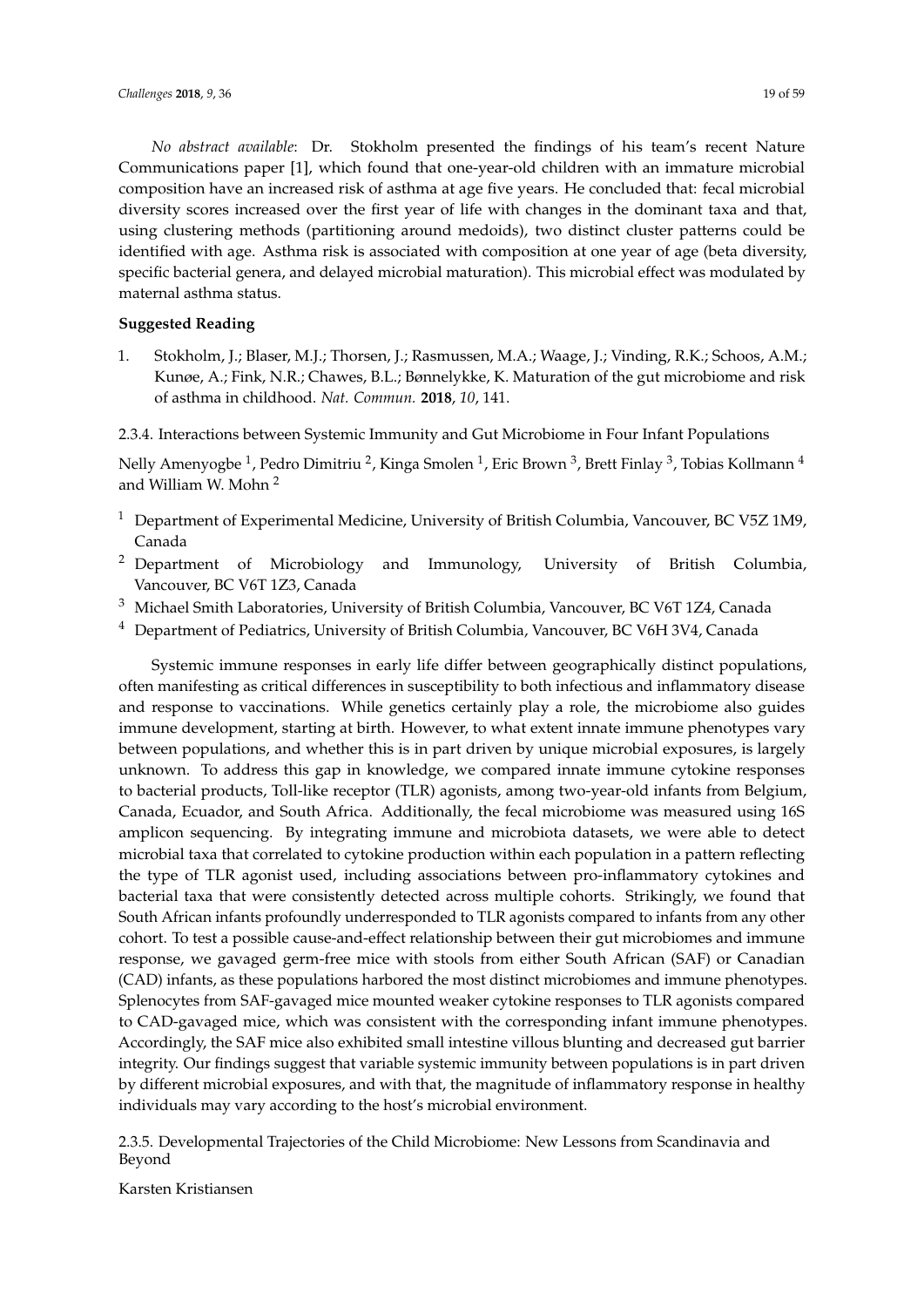*No abstract available*: Dr. Stokholm presented the findings of his team's recent Nature Communications paper [1], which found that one-year-old children with an immature microbial composition have an increased risk of asthma at age five years. He concluded that: fecal microbial diversity scores increased over the first year of life with changes in the dominant taxa and that, using clustering methods (partitioning around medoids), two distinct cluster patterns could be identified with age. Asthma risk is associated with composition at one year of age (beta diversity, specific bacterial genera, and delayed microbial maturation). This microbial effect was modulated by maternal asthma status.

**Suggested Reading**

1. Stokholm, J.; Blaser, M.J.; Thorsen, J.; Rasmussen, M.A.; Waage, J.; Vinding, R.K.; Schoos, A.M.; Kunøe, A.; Fink, N.R.; Chawes, B.L.; Bønnelykke, K. Maturation of the gut microbiome and risk of asthma in childhood. *Nat. Commun.* **2018**, *10*, 141.

#### 2.3.4. Interactions between Systemic Immunity and Gut Microbiome in Four Infant Populations

Nelly Amenyogbe [1], Pedro Dimitriu [2], Kinga Smolen [1], Eric Brown [3], Brett Finlay [3], Tobias Kollmann [4] and William W. Mohn [2]

[1] Department of Experimental Medicine, University of British Columbia, Vancouver, BC V5Z 1M9, Canada
[2] Department of Microbiology and Immunology, University of British Columbia, Vancouver, BC V6T 1Z3, Canada
[3] Michael Smith Laboratories, University of British Columbia, Vancouver, BC V6T 1Z4, Canada
[4] Department of Pediatrics, University of British Columbia, Vancouver, BC V6H 3V4, Canada

Systemic immune responses in early life differ between geographically distinct populations, often manifesting as critical differences in susceptibility to both infectious and inflammatory disease and response to vaccinations. While genetics certainly play a role, the microbiome also guides immune development, starting at birth. However, to what extent innate immune phenotypes vary between populations, and whether this is in part driven by unique microbial exposures, is largely unknown. To address this gap in knowledge, we compared innate immune cytokine responses to bacterial products, Toll-like receptor (TLR) agonists, among two-year-old infants from Belgium, Canada, Ecuador, and South Africa. Additionally, the fecal microbiome was measured using 16S amplicon sequencing. By integrating immune and microbiota datasets, we were able to detect microbial taxa that correlated to cytokine production within each population in a pattern reflecting the type of TLR agonist used, including associations between pro-inflammatory cytokines and bacterial taxa that were consistently detected across multiple cohorts. Strikingly, we found that South African infants profoundly underresponded to TLR agonists compared to infants from any other cohort. To test a possible cause-and-effect relationship between their gut microbiomes and immune response, we gavaged germ-free mice with stools from either South African (SAF) or Canadian (CAD) infants, as these populations harbored the most distinct microbiomes and immune phenotypes. Splenocytes from SAF-gavaged mice mounted weaker cytokine responses to TLR agonists compared to CAD-gavaged mice, which was consistent with the corresponding infant immune phenotypes. Accordingly, the SAF mice also exhibited small intestine villous blunting and decreased gut barrier integrity. Our findings suggest that variable systemic immunity between populations is in part driven by different microbial exposures, and with that, the magnitude of inflammatory response in healthy individuals may vary according to the host's microbial environment.

#### 2.3.5. Developmental Trajectories of the Child Microbiome: New Lessons from Scandinavia and Beyond

Karsten Kristiansen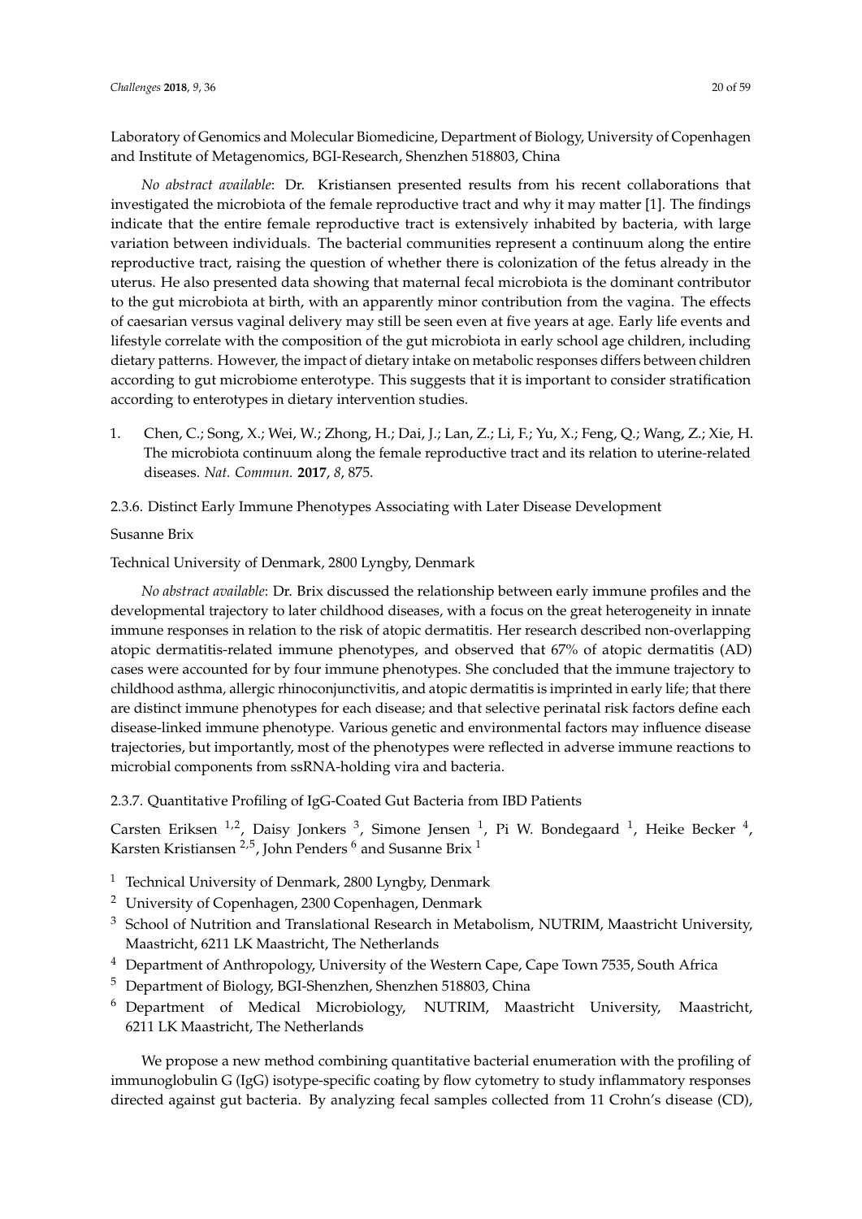Laboratory of Genomics and Molecular Biomedicine, Department of Biology, University of Copenhagen and Institute of Metagenomics, BGI-Research, Shenzhen 518803, China

*No abstract available*: Dr. Kristiansen presented results from his recent collaborations that investigated the microbiota of the female reproductive tract and why it may matter [1]. The findings indicate that the entire female reproductive tract is extensively inhabited by bacteria, with large variation between individuals. The bacterial communities represent a continuum along the entire reproductive tract, raising the question of whether there is colonization of the fetus already in the uterus. He also presented data showing that maternal fecal microbiota is the dominant contributor to the gut microbiota at birth, with an apparently minor contribution from the vagina. The effects of caesarian versus vaginal delivery may still be seen even at five years at age. Early life events and lifestyle correlate with the composition of the gut microbiota in early school age children, including dietary patterns. However, the impact of dietary intake on metabolic responses differs between children according to gut microbiome enterotype. This suggests that it is important to consider stratification according to enterotypes in dietary intervention studies.

1. Chen, C.; Song, X.; Wei, W.; Zhong, H.; Dai, J.; Lan, Z.; Li, F.; Yu, X.; Feng, Q.; Wang, Z.; Xie, H. The microbiota continuum along the female reproductive tract and its relation to uterine-related diseases. *Nat. Commun.* **2017**, *8*, 875.

#### 2.3.6. Distinct Early Immune Phenotypes Associating with Later Disease Development

Susanne Brix

Technical University of Denmark, 2800 Lyngby, Denmark

*No abstract available*: Dr. Brix discussed the relationship between early immune profiles and the developmental trajectory to later childhood diseases, with a focus on the great heterogeneity in innate immune responses in relation to the risk of atopic dermatitis. Her research described non-overlapping atopic dermatitis-related immune phenotypes, and observed that 67% of atopic dermatitis (AD) cases were accounted for by four immune phenotypes. She concluded that the immune trajectory to childhood asthma, allergic rhinoconjunctivitis, and atopic dermatitis is imprinted in early life; that there are distinct immune phenotypes for each disease; and that selective perinatal risk factors define each disease-linked immune phenotype. Various genetic and environmental factors may influence disease trajectories, but importantly, most of the phenotypes were reflected in adverse immune reactions to microbial components from ssRNA-holding vira and bacteria.

#### 2.3.7. Quantitative Profiling of IgG-Coated Gut Bacteria from IBD Patients

Carsten Eriksen [1,2], Daisy Jonkers [3], Simone Jensen [1], Pi W. Bondegaard [1], Heike Becker [4], Karsten Kristiansen [2,5], John Penders [6] and Susanne Brix [1]

[1] Technical University of Denmark, 2800 Lyngby, Denmark
[2] University of Copenhagen, 2300 Copenhagen, Denmark
[3] School of Nutrition and Translational Research in Metabolism, NUTRIM, Maastricht University, Maastricht, 6211 LK Maastricht, The Netherlands
[4] Department of Anthropology, University of the Western Cape, Cape Town 7535, South Africa
[5] Department of Biology, BGI-Shenzhen, Shenzhen 518803, China
[6] Department of Medical Microbiology, NUTRIM, Maastricht University, Maastricht, 6211 LK Maastricht, The Netherlands

We propose a new method combining quantitative bacterial enumeration with the profiling of immunoglobulin G (IgG) isotype-specific coating by flow cytometry to study inflammatory responses directed against gut bacteria. By analyzing fecal samples collected from 11 Crohn's disease (CD),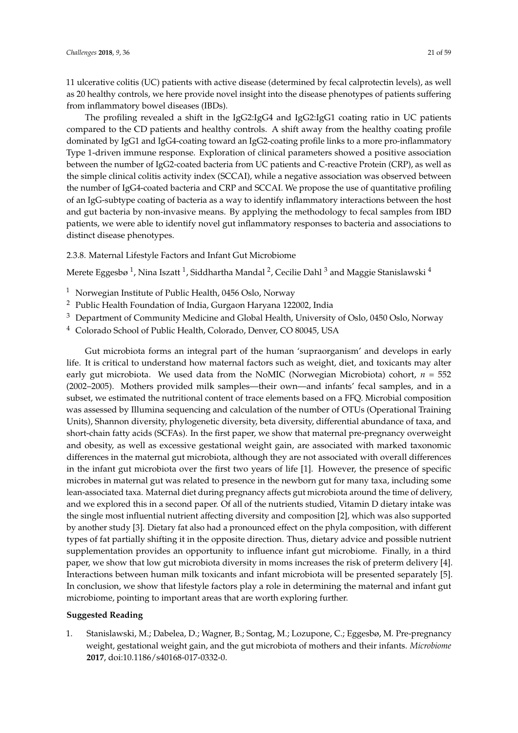11 ulcerative colitis (UC) patients with active disease (determined by fecal calprotectin levels), as well as 20 healthy controls, we here provide novel insight into the disease phenotypes of patients suffering from inflammatory bowel diseases (IBDs).

The profiling revealed a shift in the IgG2:IgG4 and IgG2:IgG1 coating ratio in UC patients compared to the CD patients and healthy controls. A shift away from the healthy coating profile dominated by IgG1 and IgG4-coating toward an IgG2-coating profile links to a more pro-inflammatory Type 1-driven immune response. Exploration of clinical parameters showed a positive association between the number of IgG2-coated bacteria from UC patients and C-reactive Protein (CRP), as well as the simple clinical colitis activity index (SCCAI), while a negative association was observed between the number of IgG4-coated bacteria and CRP and SCCAI. We propose the use of quantitative profiling of an IgG-subtype coating of bacteria as a way to identify inflammatory interactions between the host and gut bacteria by non-invasive means. By applying the methodology to fecal samples from IBD patients, we were able to identify novel gut inflammatory responses to bacteria and associations to distinct disease phenotypes.

#### 2.3.8. Maternal Lifestyle Factors and Infant Gut Microbiome

Merete Eggesbø [1], Nina Iszatt [1], Siddhartha Mandal [2], Cecilie Dahl [3] and Maggie Stanislawski [4]

1. Norwegian Institute of Public Health, 0456 Oslo, Norway
2. Public Health Foundation of India, Gurgaon Haryana 122002, India
3. Department of Community Medicine and Global Health, University of Oslo, 0450 Oslo, Norway
4. Colorado School of Public Health, Colorado, Denver, CO 80045, USA

Gut microbiota forms an integral part of the human 'supraorganism' and develops in early life. It is critical to understand how maternal factors such as weight, diet, and toxicants may alter early gut microbiota. We used data from the NoMIC (Norwegian Microbiota) cohort, $n$ = 552 (2002–2005). Mothers provided milk samples—their own—and infants' fecal samples, and in a subset, we estimated the nutritional content of trace elements based on a FFQ. Microbial composition was assessed by Illumina sequencing and calculation of the number of OTUs (Operational Training Units), Shannon diversity, phylogenetic diversity, beta diversity, differential abundance of taxa, and short-chain fatty acids (SCFAs). In the first paper, we show that maternal pre-pregnancy overweight and obesity, as well as excessive gestational weight gain, are associated with marked taxonomic differences in the maternal gut microbiota, although they are not associated with overall differences in the infant gut microbiota over the first two years of life [1]. However, the presence of specific microbes in maternal gut was related to presence in the newborn gut for many taxa, including some lean-associated taxa. Maternal diet during pregnancy affects gut microbiota around the time of delivery, and we explored this in a second paper. Of all of the nutrients studied, Vitamin D dietary intake was the single most influential nutrient affecting diversity and composition [2], which was also supported by another study [3]. Dietary fat also had a pronounced effect on the phyla composition, with different types of fat partially shifting it in the opposite direction. Thus, dietary advice and possible nutrient supplementation provides an opportunity to influence infant gut microbiome. Finally, in a third paper, we show that low gut microbiota diversity in moms increases the risk of preterm delivery [4]. Interactions between human milk toxicants and infant microbiota will be presented separately [5]. In conclusion, we show that lifestyle factors play a role in determining the maternal and infant gut microbiome, pointing to important areas that are worth exploring further.

**Suggested Reading**

1. Stanislawski, M.; Dabelea, D.; Wagner, B.; Sontag, M.; Lozupone, C.; Eggesbø, M. Pre-pregnancy weight, gestational weight gain, and the gut microbiota of mothers and their infants. *Microbiome* **2017**, doi:10.1186/s40168-017-0332-0.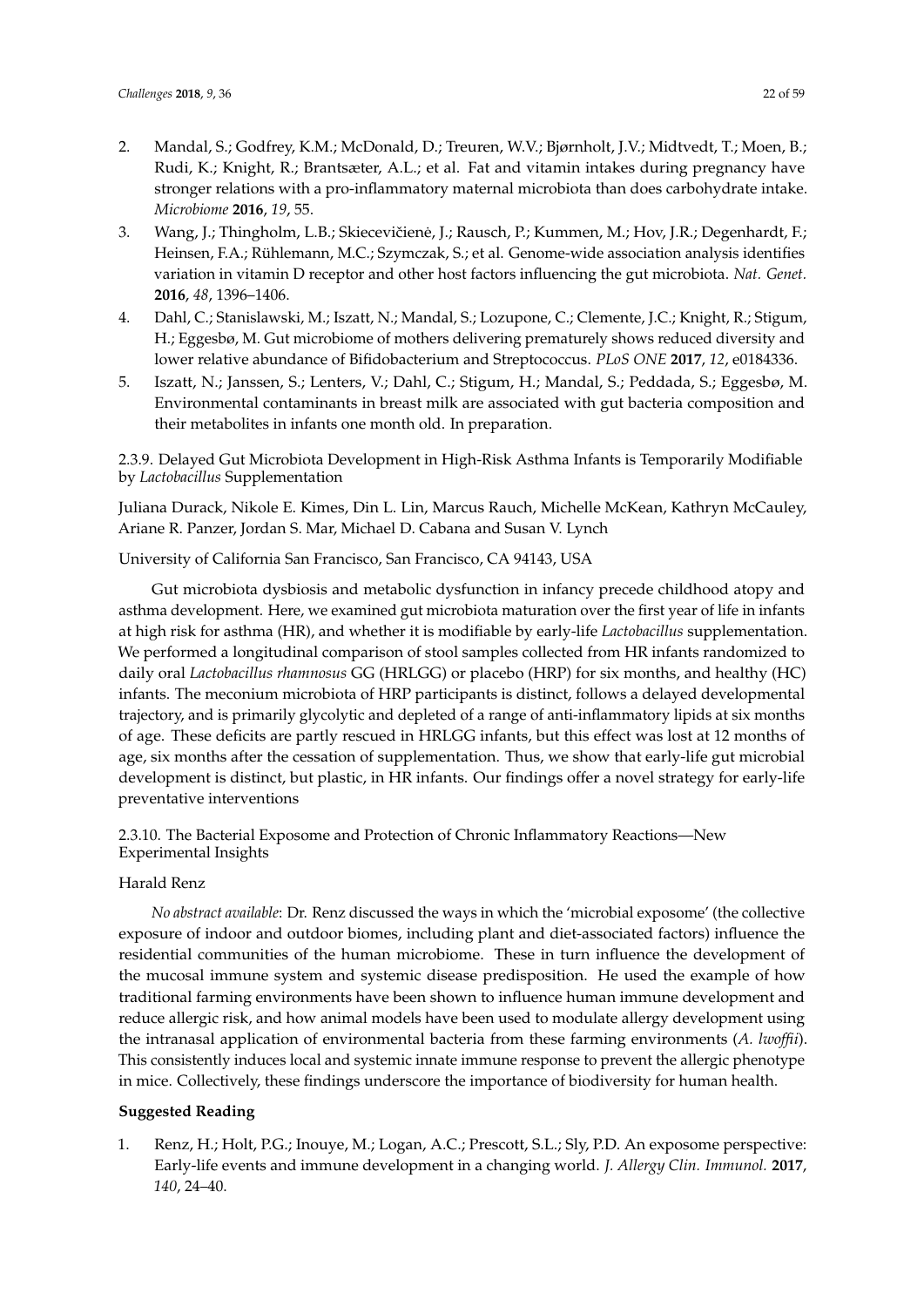2. Mandal, S.; Godfrey, K.M.; McDonald, D.; Treuren, W.V.; Bjørnholt, J.V.; Midtvedt, T.; Moen, B.; Rudi, K.; Knight, R.; Brantsæter, A.L.; et al. Fat and vitamin intakes during pregnancy have stronger relations with a pro-inflammatory maternal microbiota than does carbohydrate intake. *Microbiome* **2016**, *19*, 55.
3. Wang, J.; Thingholm, L.B.; Skiecevičienė, J.; Rausch, P.; Kummen, M.; Hov, J.R.; Degenhardt, F.; Heinsen, F.A.; Rühlemann, M.C.; Szymczak, S.; et al. Genome-wide association analysis identifies variation in vitamin D receptor and other host factors influencing the gut microbiota. *Nat. Genet.* **2016**, *48*, 1396–1406.
4. Dahl, C.; Stanislawski, M.; Iszatt, N.; Mandal, S.; Lozupone, C.; Clemente, J.C.; Knight, R.; Stigum, H.; Eggesbø, M. Gut microbiome of mothers delivering prematurely shows reduced diversity and lower relative abundance of Bifidobacterium and Streptococcus. *PLoS ONE* **2017**, *12*, e0184336.
5. Iszatt, N.; Janssen, S.; Lenters, V.; Dahl, C.; Stigum, H.; Mandal, S.; Peddada, S.; Eggesbø, M. Environmental contaminants in breast milk are associated with gut bacteria composition and their metabolites in infants one month old. In preparation.

#### 2.3.9. Delayed Gut Microbiota Development in High-Risk Asthma Infants is Temporarily Modifiable by *Lactobacillus* Supplementation

Juliana Durack, Nikole E. Kimes, Din L. Lin, Marcus Rauch, Michelle McKean, Kathryn McCauley, Ariane R. Panzer, Jordan S. Mar, Michael D. Cabana and Susan V. Lynch

University of California San Francisco, San Francisco, CA 94143, USA

Gut microbiota dysbiosis and metabolic dysfunction in infancy precede childhood atopy and asthma development. Here, we examined gut microbiota maturation over the first year of life in infants at high risk for asthma (HR), and whether it is modifiable by early-life *Lactobacillus* supplementation. We performed a longitudinal comparison of stool samples collected from HR infants randomized to daily oral *Lactobacillus rhamnosus* GG (HRLGG) or placebo (HRP) for six months, and healthy (HC) infants. The meconium microbiota of HRP participants is distinct, follows a delayed developmental trajectory, and is primarily glycolytic and depleted of a range of anti-inflammatory lipids at six months of age. These deficits are partly rescued in HRLGG infants, but this effect was lost at 12 months of age, six months after the cessation of supplementation. Thus, we show that early-life gut microbial development is distinct, but plastic, in HR infants. Our findings offer a novel strategy for early-life preventative interventions

#### 2.3.10. The Bacterial Exposome and Protection of Chronic Inflammatory Reactions—New Experimental Insights

Harald Renz

*No abstract available*: Dr. Renz discussed the ways in which the 'microbial exposome' (the collective exposure of indoor and outdoor biomes, including plant and diet-associated factors) influence the residential communities of the human microbiome. These in turn influence the development of the mucosal immune system and systemic disease predisposition. He used the example of how traditional farming environments have been shown to influence human immune development and reduce allergic risk, and how animal models have been used to modulate allergy development using the intranasal application of environmental bacteria from these farming environments (*A. lwoffii*). This consistently induces local and systemic innate immune response to prevent the allergic phenotype in mice. Collectively, these findings underscore the importance of biodiversity for human health.

**Suggested Reading**

1. Renz, H.; Holt, P.G.; Inouye, M.; Logan, A.C.; Prescott, S.L.; Sly, P.D. An exposome perspective: Early-life events and immune development in a changing world. *J. Allergy Clin. Immunol.* **2017**, *140*, 24–40.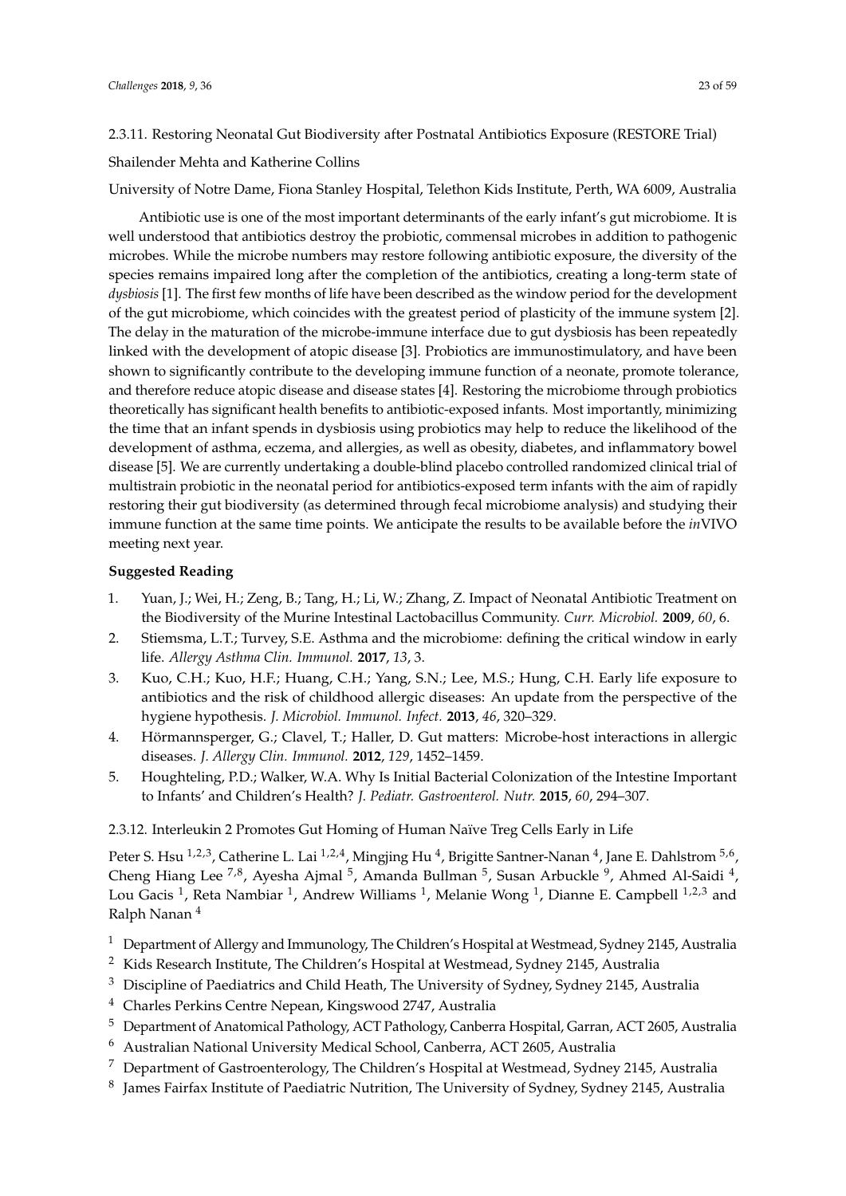#### 2.3.11. Restoring Neonatal Gut Biodiversity after Postnatal Antibiotics Exposure (RESTORE Trial)

Shailender Mehta and Katherine Collins

University of Notre Dame, Fiona Stanley Hospital, Telethon Kids Institute, Perth, WA 6009, Australia

Antibiotic use is one of the most important determinants of the early infant's gut microbiome. It is well understood that antibiotics destroy the probiotic, commensal microbes in addition to pathogenic microbes. While the microbe numbers may restore following antibiotic exposure, the diversity of the species remains impaired long after the completion of the antibiotics, creating a long-term state of *dysbiosis* [1]. The first few months of life have been described as the window period for the development of the gut microbiome, which coincides with the greatest period of plasticity of the immune system [2]. The delay in the maturation of the microbe-immune interface due to gut dysbiosis has been repeatedly linked with the development of atopic disease [3]. Probiotics are immunostimulatory, and have been shown to significantly contribute to the developing immune function of a neonate, promote tolerance, and therefore reduce atopic disease and disease states [4]. Restoring the microbiome through probiotics theoretically has significant health benefits to antibiotic-exposed infants. Most importantly, minimizing the time that an infant spends in dysbiosis using probiotics may help to reduce the likelihood of the development of asthma, eczema, and allergies, as well as obesity, diabetes, and inflammatory bowel disease [5]. We are currently undertaking a double-blind placebo controlled randomized clinical trial of multistrain probiotic in the neonatal period for antibiotics-exposed term infants with the aim of rapidly restoring their gut biodiversity (as determined through fecal microbiome analysis) and studying their immune function at the same time points. We anticipate the results to be available before the *in*VIVO meeting next year.

**Suggested Reading**

1. Yuan, J.; Wei, H.; Zeng, B.; Tang, H.; Li, W.; Zhang, Z. Impact of Neonatal Antibiotic Treatment on the Biodiversity of the Murine Intestinal Lactobacillus Community. *Curr. Microbiol.* **2009**, *60*, 6.
2. Stiemsma, L.T.; Turvey, S.E. Asthma and the microbiome: defining the critical window in early life. *Allergy Asthma Clin. Immunol.* **2017**, *13*, 3.
3. Kuo, C.H.; Kuo, H.F.; Huang, C.H.; Yang, S.N.; Lee, M.S.; Hung, C.H. Early life exposure to antibiotics and the risk of childhood allergic diseases: An update from the perspective of the hygiene hypothesis. *J. Microbiol. Immunol. Infect.* **2013**, *46*, 320–329.
4. Hörmannsperger, G.; Clavel, T.; Haller, D. Gut matters: Microbe-host interactions in allergic diseases. *J. Allergy Clin. Immunol.* **2012**, *129*, 1452–1459.
5. Houghteling, P.D.; Walker, W.A. Why Is Initial Bacterial Colonization of the Intestine Important to Infants' and Children's Health? *J. Pediatr. Gastroenterol. Nutr.* **2015**, *60*, 294–307.

#### 2.3.12. Interleukin 2 Promotes Gut Homing of Human Naïve Treg Cells Early in Life

Peter S. Hsu [1,2,3], Catherine L. Lai [1,2,4], Mingjing Hu [4], Brigitte Santner-Nanan [4], Jane E. Dahlstrom [5,6], Cheng Hiang Lee [7,8], Ayesha Ajmal [5], Amanda Bullman [5], Susan Arbuckle [9], Ahmed Al-Saidi [4], Lou Gacis [1], Reta Nambiar [1], Andrew Williams [1], Melanie Wong [1], Dianne E. Campbell [1,2,3] and Ralph Nanan [4]

[1] Department of Allergy and Immunology, The Children's Hospital at Westmead, Sydney 2145, Australia
[2] Kids Research Institute, The Children's Hospital at Westmead, Sydney 2145, Australia
[3] Discipline of Paediatrics and Child Heath, The University of Sydney, Sydney 2145, Australia
[4] Charles Perkins Centre Nepean, Kingswood 2747, Australia
[5] Department of Anatomical Pathology, ACT Pathology, Canberra Hospital, Garran, ACT 2605, Australia
[6] Australian National University Medical School, Canberra, ACT 2605, Australia
[7] Department of Gastroenterology, The Children's Hospital at Westmead, Sydney 2145, Australia
[8] James Fairfax Institute of Paediatric Nutrition, The University of Sydney, Sydney 2145, Australia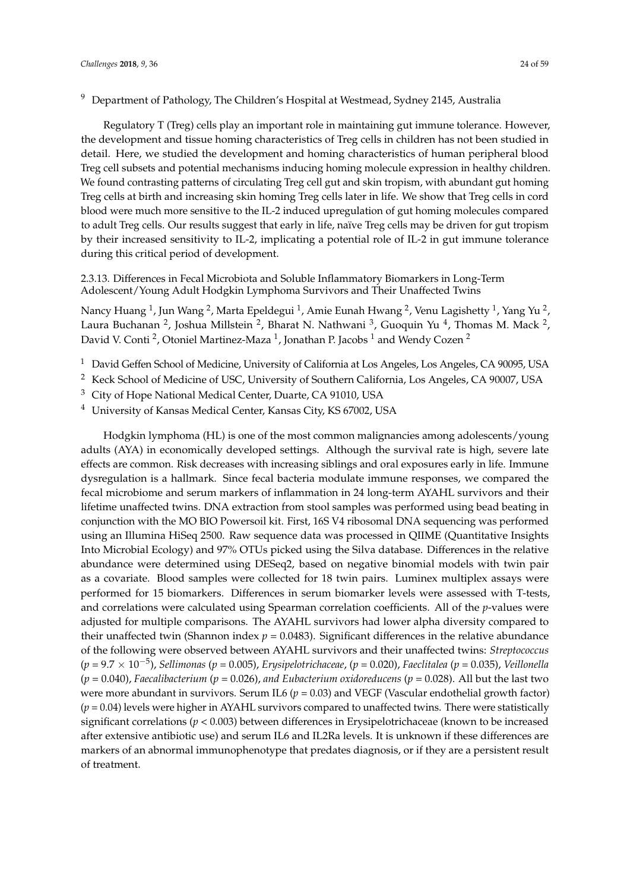[9] Department of Pathology, The Children's Hospital at Westmead, Sydney 2145, Australia

Regulatory T (Treg) cells play an important role in maintaining gut immune tolerance. However, the development and tissue homing characteristics of Treg cells in children has not been studied in detail. Here, we studied the development and homing characteristics of human peripheral blood Treg cell subsets and potential mechanisms inducing homing molecule expression in healthy children. We found contrasting patterns of circulating Treg cell gut and skin tropism, with abundant gut homing Treg cells at birth and increasing skin homing Treg cells later in life. We show that Treg cells in cord blood were much more sensitive to the IL-2 induced upregulation of gut homing molecules compared to adult Treg cells. Our results suggest that early in life, naïve Treg cells may be driven for gut tropism by their increased sensitivity to IL-2, implicating a potential role of IL-2 in gut immune tolerance during this critical period of development.

#### 2.3.13. Differences in Fecal Microbiota and Soluble Inflammatory Biomarkers in Long-Term Adolescent/Young Adult Hodgkin Lymphoma Survivors and Their Unaffected Twins

Nancy Huang [1], Jun Wang [2], Marta Epeldegui [1], Amie Eunah Hwang [2], Venu Lagishetty [1], Yang Yu [2], Laura Buchanan [2], Joshua Millstein [2], Bharat N. Nathwani [3], Guoquin Yu [4], Thomas M. Mack [2], David V. Conti [2], Otoniel Martinez-Maza [1], Jonathan P. Jacobs [1] and Wendy Cozen [2]

[1] David Geffen School of Medicine, University of California at Los Angeles, Los Angeles, CA 90095, USA

[2] Keck School of Medicine of USC, University of Southern California, Los Angeles, CA 90007, USA

[3] City of Hope National Medical Center, Duarte, CA 91010, USA

[4] University of Kansas Medical Center, Kansas City, KS 67002, USA

Hodgkin lymphoma (HL) is one of the most common malignancies among adolescents/young adults (AYA) in economically developed settings. Although the survival rate is high, severe late effects are common. Risk decreases with increasing siblings and oral exposures early in life. Immune dysregulation is a hallmark. Since fecal bacteria modulate immune responses, we compared the fecal microbiome and serum markers of inflammation in 24 long-term AYAHL survivors and their lifetime unaffected twins. DNA extraction from stool samples was performed using bead beating in conjunction with the MO BIO Powersoil kit. First, 16S V4 ribosomal DNA sequencing was performed using an Illumina HiSeq 2500. Raw sequence data was processed in QIIME (Quantitative Insights Into Microbial Ecology) and 97% OTUs picked using the Silva database. Differences in the relative abundance were determined using DESeq2, based on negative binomial models with twin pair as a covariate. Blood samples were collected for 18 twin pairs. Luminex multiplex assays were performed for 15 biomarkers. Differences in serum biomarker levels were assessed with T-tests, and correlations were calculated using Spearman correlation coefficients. All of the *p*-values were adjusted for multiple comparisons. The AYAHL survivors had lower alpha diversity compared to their unaffected twin (Shannon index $p = 0.0483$). Significant differences in the relative abundance of the following were observed between AYAHL survivors and their unaffected twins: *Streptococcus* ($p = 9.7 \times 10^{-5}$), *Sellimonas* ($p = 0.005$), *Erysipelotrichaceae*, ($p = 0.020$), *Faeclitalea* ($p = 0.035$), *Veillonella* ($p = 0.040$), *Faecalibacterium* ($p = 0.026$), *and Eubacterium oxidoreducens* ($p = 0.028$). All but the last two were more abundant in survivors. Serum IL6 ($p = 0.03$) and VEGF (Vascular endothelial growth factor) ($p = 0.04$) levels were higher in AYAHL survivors compared to unaffected twins. There were statistically significant correlations ($p < 0.003$) between differences in Erysipelotrichaceae (known to be increased after extensive antibiotic use) and serum IL6 and IL2Ra levels. It is unknown if these differences are markers of an abnormal immunophenotype that predates diagnosis, or if they are a persistent result of treatment.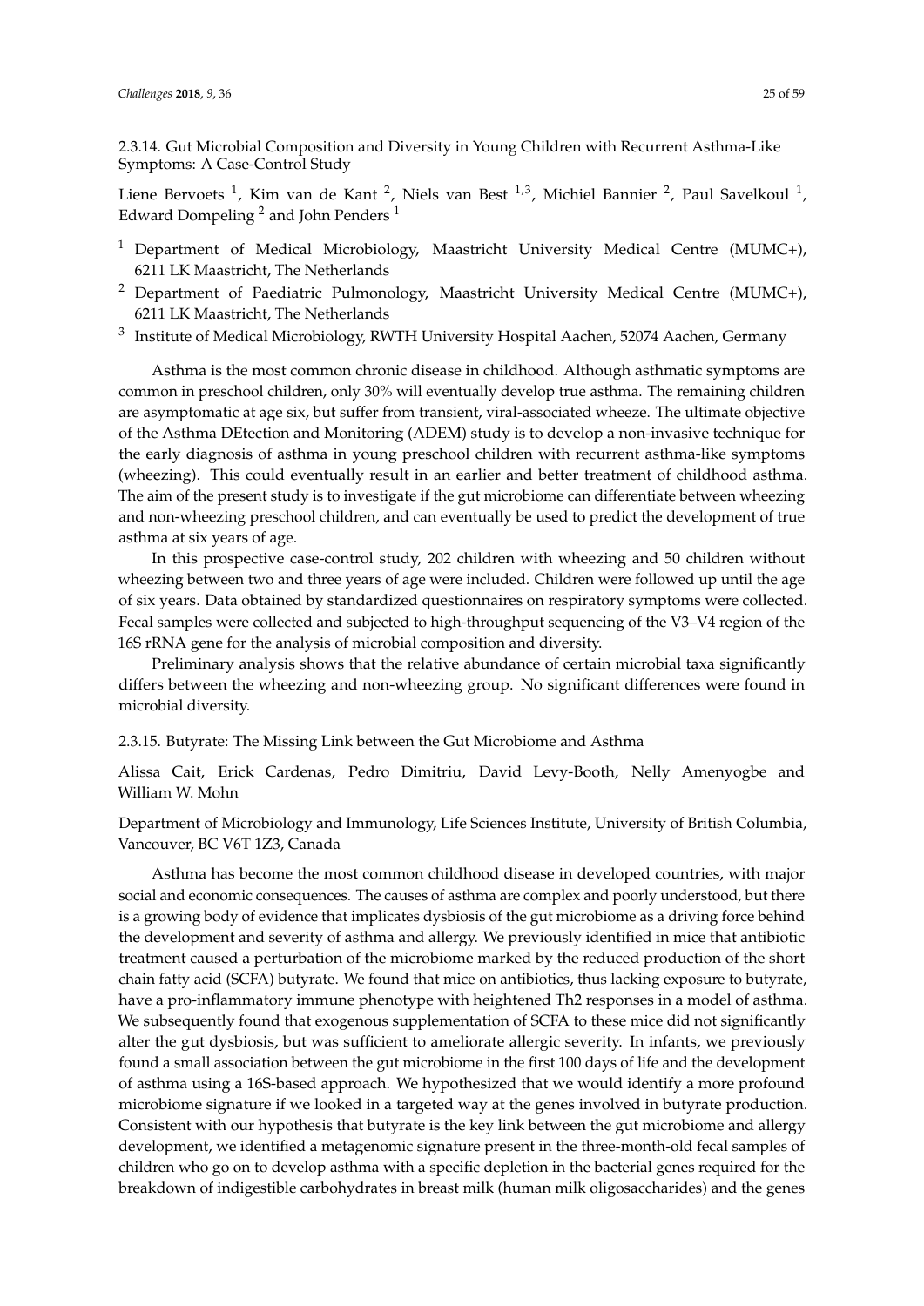### 2.3.14. Gut Microbial Composition and Diversity in Young Children with Recurrent Asthma-Like Symptoms: A Case-Control Study

Liene Bervoets [1], Kim van de Kant [2], Niels van Best [1,3], Michiel Bannier [2], Paul Savelkoul [1], Edward Dompeling [2] and John Penders [1]

[1] Department of Medical Microbiology, Maastricht University Medical Centre (MUMC+), 6211 LK Maastricht, The Netherlands

[2] Department of Paediatric Pulmonology, Maastricht University Medical Centre (MUMC+), 6211 LK Maastricht, The Netherlands

[3] Institute of Medical Microbiology, RWTH University Hospital Aachen, 52074 Aachen, Germany

Asthma is the most common chronic disease in childhood. Although asthmatic symptoms are common in preschool children, only 30% will eventually develop true asthma. The remaining children are asymptomatic at age six, but suffer from transient, viral-associated wheeze. The ultimate objective of the Asthma DEtection and Monitoring (ADEM) study is to develop a non-invasive technique for the early diagnosis of asthma in young preschool children with recurrent asthma-like symptoms (wheezing). This could eventually result in an earlier and better treatment of childhood asthma. The aim of the present study is to investigate if the gut microbiome can differentiate between wheezing and non-wheezing preschool children, and can eventually be used to predict the development of true asthma at six years of age.

In this prospective case-control study, 202 children with wheezing and 50 children without wheezing between two and three years of age were included. Children were followed up until the age of six years. Data obtained by standardized questionnaires on respiratory symptoms were collected. Fecal samples were collected and subjected to high-throughput sequencing of the V3–V4 region of the 16S rRNA gene for the analysis of microbial composition and diversity.

Preliminary analysis shows that the relative abundance of certain microbial taxa significantly differs between the wheezing and non-wheezing group. No significant differences were found in microbial diversity.

### 2.3.15. Butyrate: The Missing Link between the Gut Microbiome and Asthma

Alissa Cait, Erick Cardenas, Pedro Dimitriu, David Levy-Booth, Nelly Amenyogbe and William W. Mohn

Department of Microbiology and Immunology, Life Sciences Institute, University of British Columbia, Vancouver, BC V6T 1Z3, Canada

Asthma has become the most common childhood disease in developed countries, with major social and economic consequences. The causes of asthma are complex and poorly understood, but there is a growing body of evidence that implicates dysbiosis of the gut microbiome as a driving force behind the development and severity of asthma and allergy. We previously identified in mice that antibiotic treatment caused a perturbation of the microbiome marked by the reduced production of the short chain fatty acid (SCFA) butyrate. We found that mice on antibiotics, thus lacking exposure to butyrate, have a pro-inflammatory immune phenotype with heightened Th2 responses in a model of asthma. We subsequently found that exogenous supplementation of SCFA to these mice did not significantly alter the gut dysbiosis, but was sufficient to ameliorate allergic severity. In infants, we previously found a small association between the gut microbiome in the first 100 days of life and the development of asthma using a 16S-based approach. We hypothesized that we would identify a more profound microbiome signature if we looked in a targeted way at the genes involved in butyrate production. Consistent with our hypothesis that butyrate is the key link between the gut microbiome and allergy development, we identified a metagenomic signature present in the three-month-old fecal samples of children who go on to develop asthma with a specific depletion in the bacterial genes required for the breakdown of indigestible carbohydrates in breast milk (human milk oligosaccharides) and the genes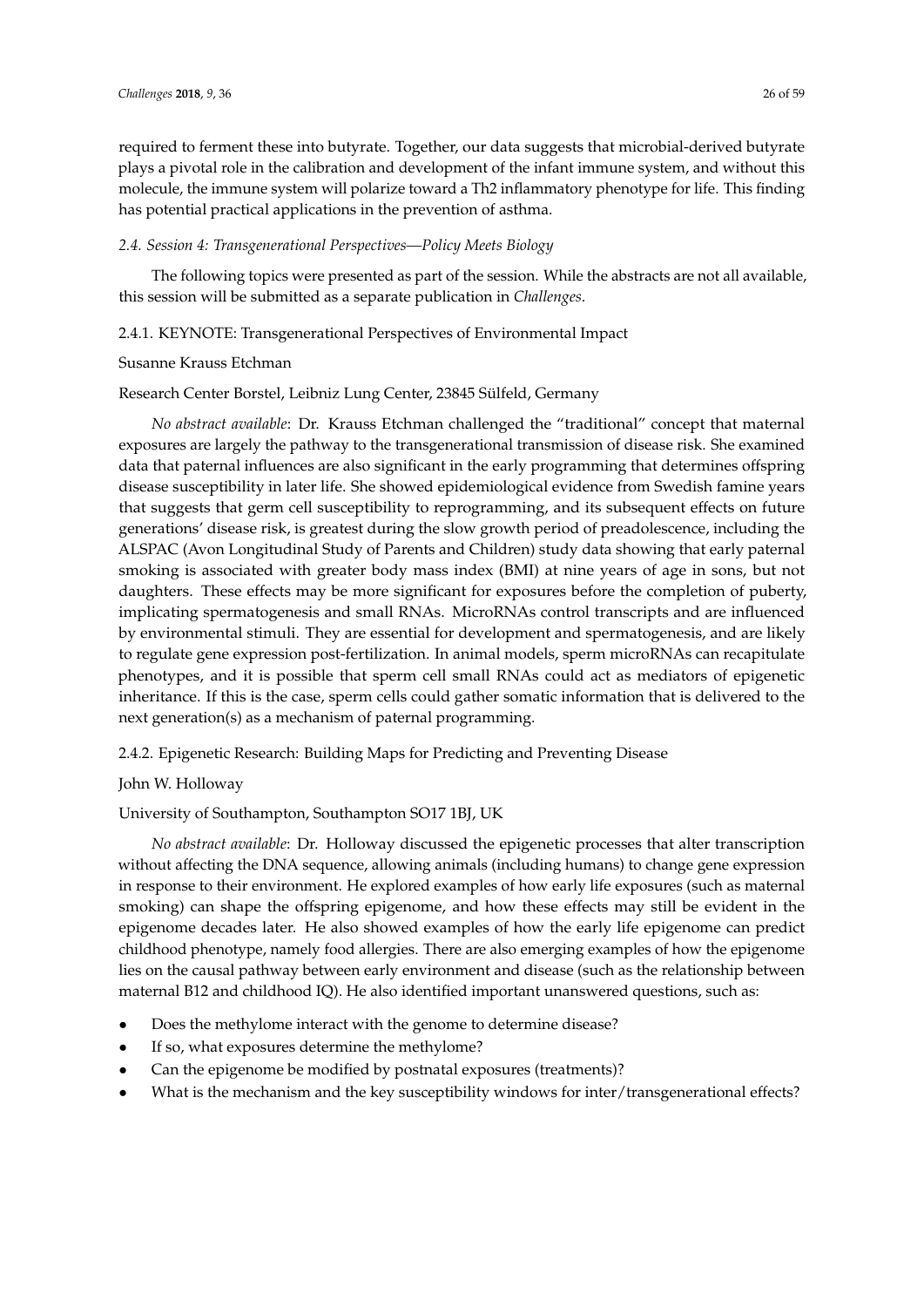required to ferment these into butyrate. Together, our data suggests that microbial-derived butyrate plays a pivotal role in the calibration and development of the infant immune system, and without this molecule, the immune system will polarize toward a Th2 inflammatory phenotype for life. This finding has potential practical applications in the prevention of asthma.

### *2.4. Session 4: Transgenerational Perspectives—Policy Meets Biology*

The following topics were presented as part of the session. While the abstracts are not all available, this session will be submitted as a separate publication in *Challenges*.

#### 2.4.1. KEYNOTE: Transgenerational Perspectives of Environmental Impact

Susanne Krauss Etchman

Research Center Borstel, Leibniz Lung Center, 23845 Sülfeld, Germany

*No abstract available*: Dr. Krauss Etchman challenged the "traditional" concept that maternal exposures are largely the pathway to the transgenerational transmission of disease risk. She examined data that paternal influences are also significant in the early programming that determines offspring disease susceptibility in later life. She showed epidemiological evidence from Swedish famine years that suggests that germ cell susceptibility to reprogramming, and its subsequent effects on future generations' disease risk, is greatest during the slow growth period of preadolescence, including the ALSPAC (Avon Longitudinal Study of Parents and Children) study data showing that early paternal smoking is associated with greater body mass index (BMI) at nine years of age in sons, but not daughters. These effects may be more significant for exposures before the completion of puberty, implicating spermatogenesis and small RNAs. MicroRNAs control transcripts and are influenced by environmental stimuli. They are essential for development and spermatogenesis, and are likely to regulate gene expression post-fertilization. In animal models, sperm microRNAs can recapitulate phenotypes, and it is possible that sperm cell small RNAs could act as mediators of epigenetic inheritance. If this is the case, sperm cells could gather somatic information that is delivered to the next generation(s) as a mechanism of paternal programming.

#### 2.4.2. Epigenetic Research: Building Maps for Predicting and Preventing Disease

John W. Holloway

University of Southampton, Southampton SO17 1BJ, UK

*No abstract available*: Dr. Holloway discussed the epigenetic processes that alter transcription without affecting the DNA sequence, allowing animals (including humans) to change gene expression in response to their environment. He explored examples of how early life exposures (such as maternal smoking) can shape the offspring epigenome, and how these effects may still be evident in the epigenome decades later. He also showed examples of how the early life epigenome can predict childhood phenotype, namely food allergies. There are also emerging examples of how the epigenome lies on the causal pathway between early environment and disease (such as the relationship between maternal B12 and childhood IQ). He also identified important unanswered questions, such as:

- Does the methylome interact with the genome to determine disease?
- If so, what exposures determine the methylome?
- Can the epigenome be modified by postnatal exposures (treatments)?
- What is the mechanism and the key susceptibility windows for inter/transgenerational effects?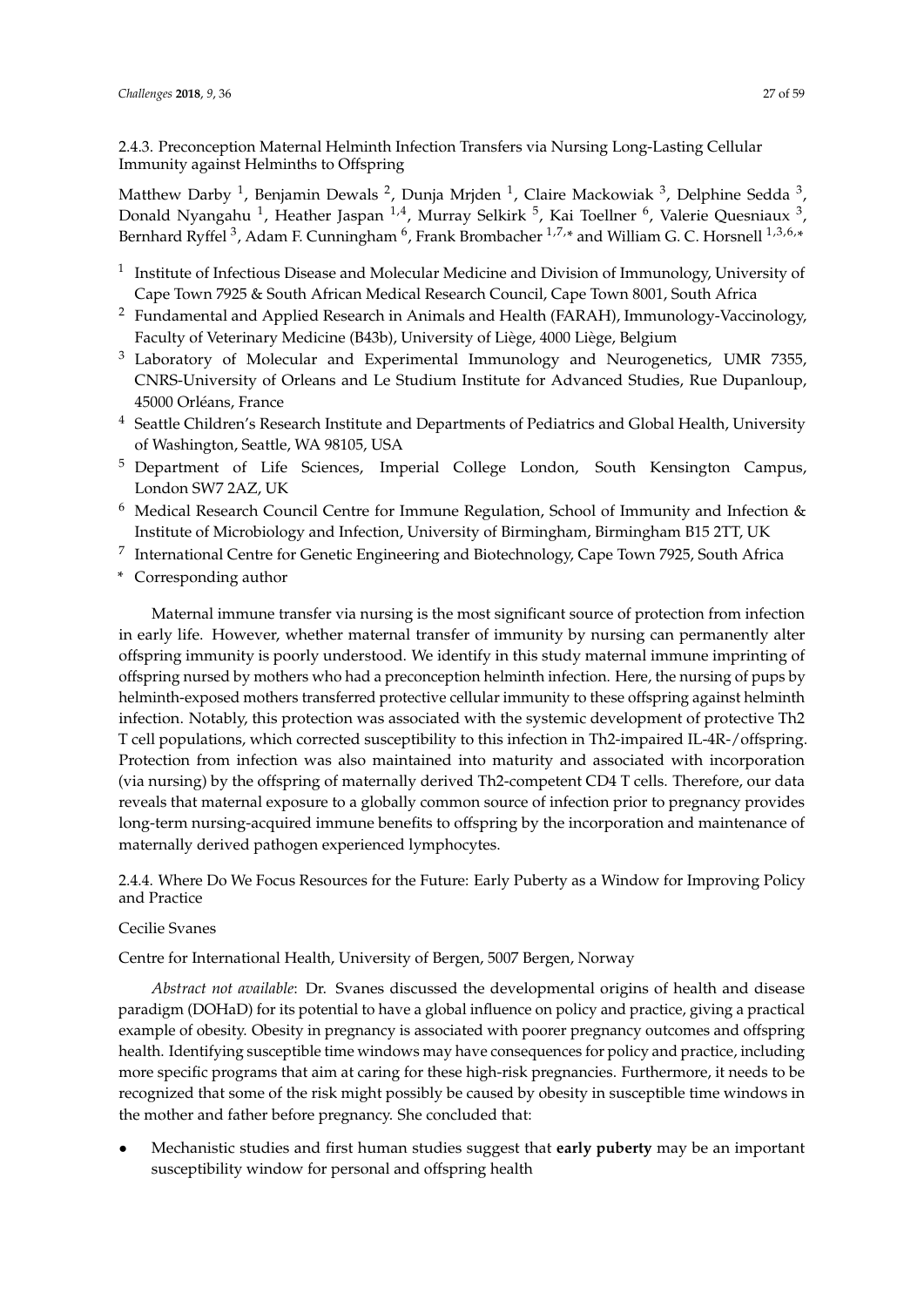#### 2.4.3. Preconception Maternal Helminth Infection Transfers via Nursing Long-Lasting Cellular Immunity against Helminths to Offspring

Matthew Darby [1], Benjamin Dewals [2], Dunja Mrjden [1], Claire Mackowiak [3], Delphine Sedda [3], Donald Nyangahu [1], Heather Jaspan [1,4], Murray Selkirk [5], Kai Toellner [6], Valerie Quesniaux [3], Bernhard Ryffel [3], Adam F. Cunningham [6], Frank Brombacher [1,7,*] and William G. C. Horsnell [1,3,6,*]

[1] Institute of Infectious Disease and Molecular Medicine and Division of Immunology, University of Cape Town 7925 & South African Medical Research Council, Cape Town 8001, South Africa

[2] Fundamental and Applied Research in Animals and Health (FARAH), Immunology-Vaccinology, Faculty of Veterinary Medicine (B43b), University of Liège, 4000 Liège, Belgium

[3] Laboratory of Molecular and Experimental Immunology and Neurogenetics, UMR 7355, CNRS-University of Orleans and Le Studium Institute for Advanced Studies, Rue Dupanloup, 45000 Orléans, France

[4] Seattle Children's Research Institute and Departments of Pediatrics and Global Health, University of Washington, Seattle, WA 98105, USA

[5] Department of Life Sciences, Imperial College London, South Kensington Campus, London SW7 2AZ, UK

[6] Medical Research Council Centre for Immune Regulation, School of Immunity and Infection & Institute of Microbiology and Infection, University of Birmingham, Birmingham B15 2TT, UK

[7] International Centre for Genetic Engineering and Biotechnology, Cape Town 7925, South Africa

[*] Corresponding author

Maternal immune transfer via nursing is the most significant source of protection from infection in early life. However, whether maternal transfer of immunity by nursing can permanently alter offspring immunity is poorly understood. We identify in this study maternal immune imprinting of offspring nursed by mothers who had a preconception helminth infection. Here, the nursing of pups by helminth-exposed mothers transferred protective cellular immunity to these offspring against helminth infection. Notably, this protection was associated with the systemic development of protective Th2 T cell populations, which corrected susceptibility to this infection in Th2-impaired IL-4R-/offspring. Protection from infection was also maintained into maturity and associated with incorporation (via nursing) by the offspring of maternally derived Th2-competent CD4 T cells. Therefore, our data reveals that maternal exposure to a globally common source of infection prior to pregnancy provides long-term nursing-acquired immune benefits to offspring by the incorporation and maintenance of maternally derived pathogen experienced lymphocytes.

#### 2.4.4. Where Do We Focus Resources for the Future: Early Puberty as a Window for Improving Policy and Practice

Cecilie Svanes

Centre for International Health, University of Bergen, 5007 Bergen, Norway

*Abstract not available*: Dr. Svanes discussed the developmental origins of health and disease paradigm (DOHaD) for its potential to have a global influence on policy and practice, giving a practical example of obesity. Obesity in pregnancy is associated with poorer pregnancy outcomes and offspring health. Identifying susceptible time windows may have consequences for policy and practice, including more specific programs that aim at caring for these high-risk pregnancies. Furthermore, it needs to be recognized that some of the risk might possibly be caused by obesity in susceptible time windows in the mother and father before pregnancy. She concluded that:

- Mechanistic studies and first human studies suggest that **early puberty** may be an important susceptibility window for personal and offspring health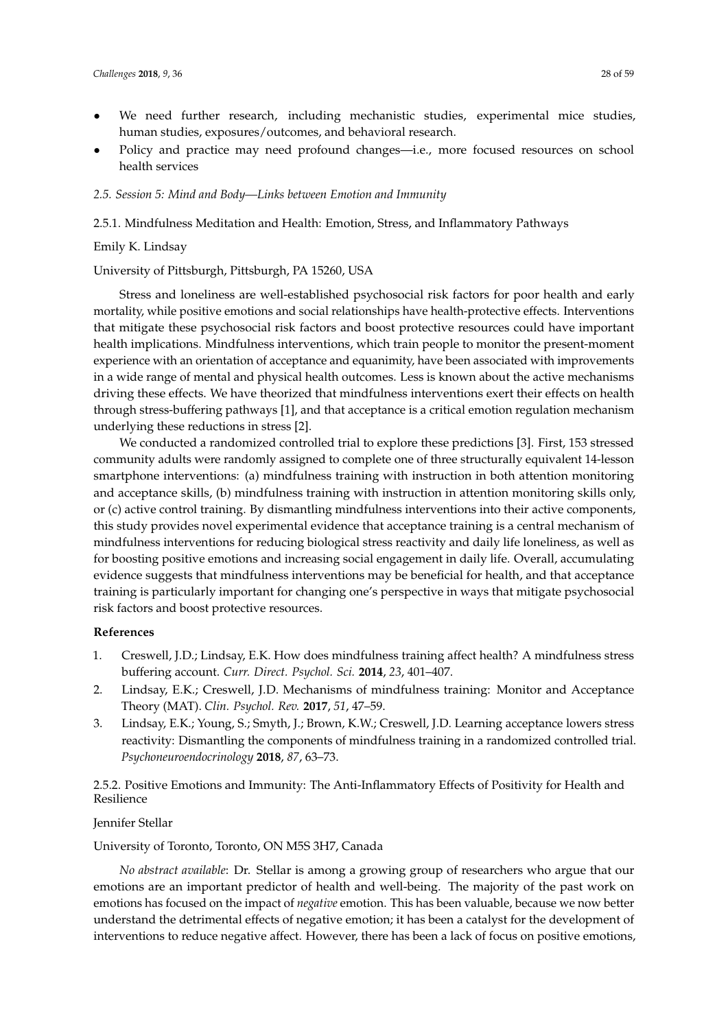- We need further research, including mechanistic studies, experimental mice studies, human studies, exposures/outcomes, and behavioral research.
- Policy and practice may need profound changes—i.e., more focused resources on school health services

### *2.5. Session 5: Mind and Body—Links between Emotion and Immunity*

#### 2.5.1. Mindfulness Meditation and Health: Emotion, Stress, and Inflammatory Pathways

Emily K. Lindsay

University of Pittsburgh, Pittsburgh, PA 15260, USA

Stress and loneliness are well-established psychosocial risk factors for poor health and early mortality, while positive emotions and social relationships have health-protective effects. Interventions that mitigate these psychosocial risk factors and boost protective resources could have important health implications. Mindfulness interventions, which train people to monitor the present-moment experience with an orientation of acceptance and equanimity, have been associated with improvements in a wide range of mental and physical health outcomes. Less is known about the active mechanisms driving these effects. We have theorized that mindfulness interventions exert their effects on health through stress-buffering pathways [1], and that acceptance is a critical emotion regulation mechanism underlying these reductions in stress [2].

We conducted a randomized controlled trial to explore these predictions [3]. First, 153 stressed community adults were randomly assigned to complete one of three structurally equivalent 14-lesson smartphone interventions: (a) mindfulness training with instruction in both attention monitoring and acceptance skills, (b) mindfulness training with instruction in attention monitoring skills only, or (c) active control training. By dismantling mindfulness interventions into their active components, this study provides novel experimental evidence that acceptance training is a central mechanism of mindfulness interventions for reducing biological stress reactivity and daily life loneliness, as well as for boosting positive emotions and increasing social engagement in daily life. Overall, accumulating evidence suggests that mindfulness interventions may be beneficial for health, and that acceptance training is particularly important for changing one's perspective in ways that mitigate psychosocial risk factors and boost protective resources.

**References**

1. Creswell, J.D.; Lindsay, E.K. How does mindfulness training affect health? A mindfulness stress buffering account. *Curr. Direct. Psychol. Sci.* **2014**, *23*, 401–407.
2. Lindsay, E.K.; Creswell, J.D. Mechanisms of mindfulness training: Monitor and Acceptance Theory (MAT). *Clin. Psychol. Rev.* **2017**, *51*, 47–59.
3. Lindsay, E.K.; Young, S.; Smyth, J.; Brown, K.W.; Creswell, J.D. Learning acceptance lowers stress reactivity: Dismantling the components of mindfulness training in a randomized controlled trial. *Psychoneuroendocrinology* **2018**, *87*, 63–73.

#### 2.5.2. Positive Emotions and Immunity: The Anti-Inflammatory Effects of Positivity for Health and Resilience

Jennifer Stellar

University of Toronto, Toronto, ON M5S 3H7, Canada

*No abstract available*: Dr. Stellar is among a growing group of researchers who argue that our emotions are an important predictor of health and well-being. The majority of the past work on emotions has focused on the impact of *negative* emotion. This has been valuable, because we now better understand the detrimental effects of negative emotion; it has been a catalyst for the development of interventions to reduce negative affect. However, there has been a lack of focus on positive emotions,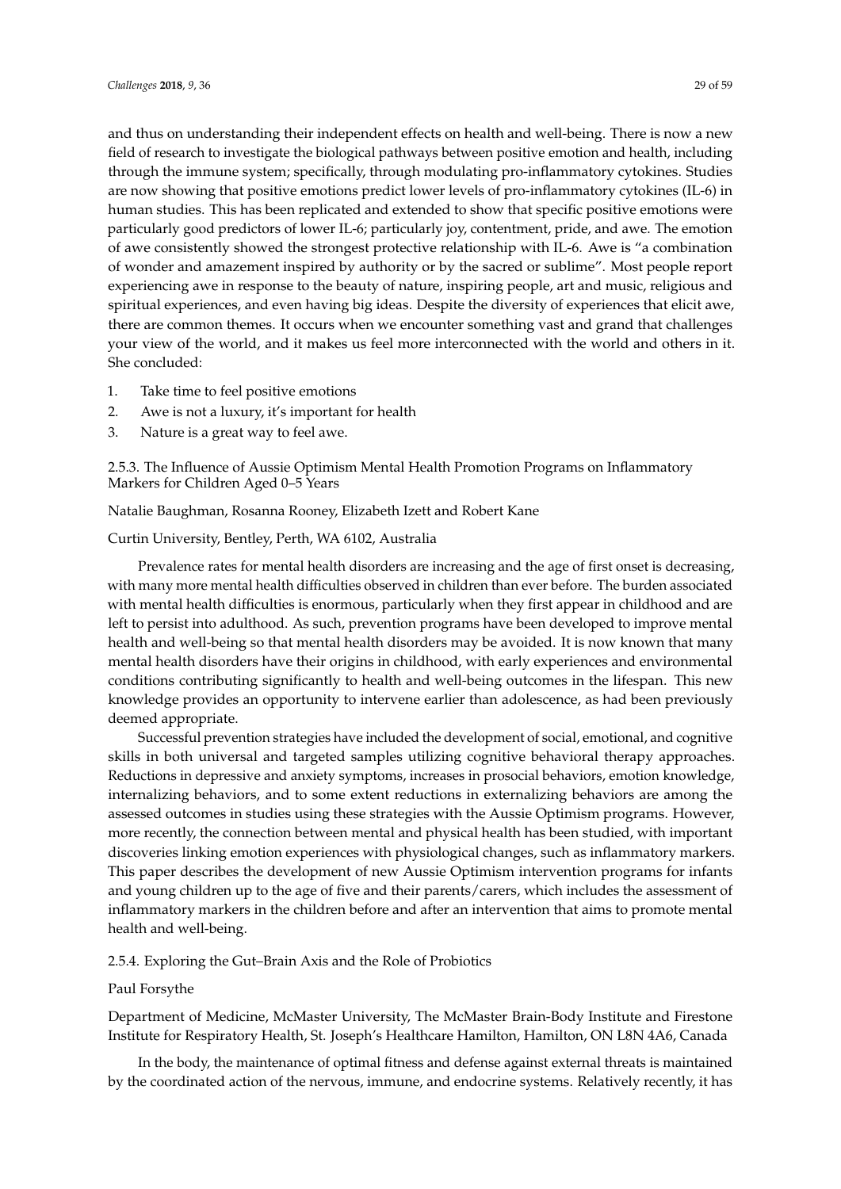and thus on understanding their independent effects on health and well-being. There is now a new field of research to investigate the biological pathways between positive emotion and health, including through the immune system; specifically, through modulating pro-inflammatory cytokines. Studies are now showing that positive emotions predict lower levels of pro-inflammatory cytokines (IL-6) in human studies. This has been replicated and extended to show that specific positive emotions were particularly good predictors of lower IL-6; particularly joy, contentment, pride, and awe. The emotion of awe consistently showed the strongest protective relationship with IL-6. Awe is "a combination of wonder and amazement inspired by authority or by the sacred or sublime". Most people report experiencing awe in response to the beauty of nature, inspiring people, art and music, religious and spiritual experiences, and even having big ideas. Despite the diversity of experiences that elicit awe, there are common themes. It occurs when we encounter something vast and grand that challenges your view of the world, and it makes us feel more interconnected with the world and others in it. She concluded:

1. Take time to feel positive emotions
2. Awe is not a luxury, it's important for health
3. Nature is a great way to feel awe.

#### 2.5.3. The Influence of Aussie Optimism Mental Health Promotion Programs on Inflammatory Markers for Children Aged 0–5 Years

Natalie Baughman, Rosanna Rooney, Elizabeth Izett and Robert Kane

Curtin University, Bentley, Perth, WA 6102, Australia

Prevalence rates for mental health disorders are increasing and the age of first onset is decreasing, with many more mental health difficulties observed in children than ever before. The burden associated with mental health difficulties is enormous, particularly when they first appear in childhood and are left to persist into adulthood. As such, prevention programs have been developed to improve mental health and well-being so that mental health disorders may be avoided. It is now known that many mental health disorders have their origins in childhood, with early experiences and environmental conditions contributing significantly to health and well-being outcomes in the lifespan. This new knowledge provides an opportunity to intervene earlier than adolescence, as had been previously deemed appropriate.

Successful prevention strategies have included the development of social, emotional, and cognitive skills in both universal and targeted samples utilizing cognitive behavioral therapy approaches. Reductions in depressive and anxiety symptoms, increases in prosocial behaviors, emotion knowledge, internalizing behaviors, and to some extent reductions in externalizing behaviors are among the assessed outcomes in studies using these strategies with the Aussie Optimism programs. However, more recently, the connection between mental and physical health has been studied, with important discoveries linking emotion experiences with physiological changes, such as inflammatory markers. This paper describes the development of new Aussie Optimism intervention programs for infants and young children up to the age of five and their parents/carers, which includes the assessment of inflammatory markers in the children before and after an intervention that aims to promote mental health and well-being.

#### 2.5.4. Exploring the Gut–Brain Axis and the Role of Probiotics

Paul Forsythe

Department of Medicine, McMaster University, The McMaster Brain-Body Institute and Firestone Institute for Respiratory Health, St. Joseph's Healthcare Hamilton, Hamilton, ON L8N 4A6, Canada

In the body, the maintenance of optimal fitness and defense against external threats is maintained by the coordinated action of the nervous, immune, and endocrine systems. Relatively recently, it has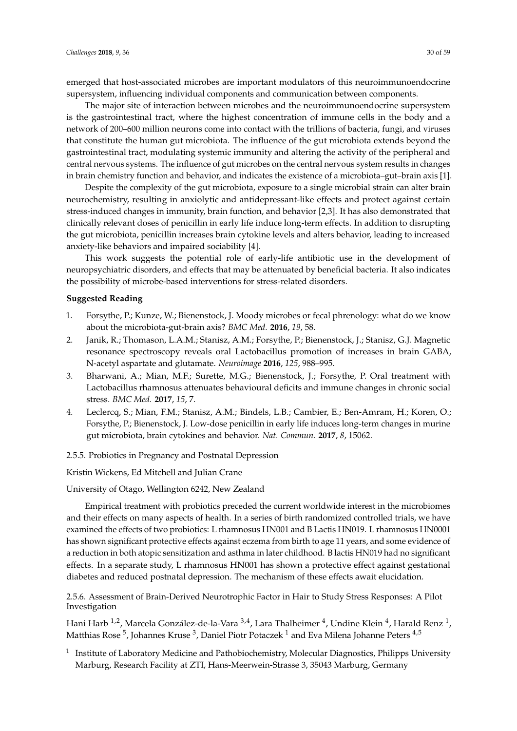emerged that host-associated microbes are important modulators of this neuroimmunoendocrine supersystem, influencing individual components and communication between components.

The major site of interaction between microbes and the neuroimmunoendocrine supersystem is the gastrointestinal tract, where the highest concentration of immune cells in the body and a network of 200–600 million neurons come into contact with the trillions of bacteria, fungi, and viruses that constitute the human gut microbiota. The influence of the gut microbiota extends beyond the gastrointestinal tract, modulating systemic immunity and altering the activity of the peripheral and central nervous systems. The influence of gut microbes on the central nervous system results in changes in brain chemistry function and behavior, and indicates the existence of a microbiota–gut–brain axis [1].

Despite the complexity of the gut microbiota, exposure to a single microbial strain can alter brain neurochemistry, resulting in anxiolytic and antidepressant-like effects and protect against certain stress-induced changes in immunity, brain function, and behavior [2,3]. It has also demonstrated that clinically relevant doses of penicillin in early life induce long-term effects. In addition to disrupting the gut microbiota, penicillin increases brain cytokine levels and alters behavior, leading to increased anxiety-like behaviors and impaired sociability [4].

This work suggests the potential role of early-life antibiotic use in the development of neuropsychiatric disorders, and effects that may be attenuated by beneficial bacteria. It also indicates the possibility of microbe-based interventions for stress-related disorders.

**Suggested Reading**

1. Forsythe, P.; Kunze, W.; Bienenstock, J. Moody microbes or fecal phrenology: what do we know about the microbiota-gut-brain axis? *BMC Med.* **2016**, *19*, 58.
2. Janik, R.; Thomason, L.A.M.; Stanisz, A.M.; Forsythe, P.; Bienenstock, J.; Stanisz, G.J. Magnetic resonance spectroscopy reveals oral Lactobacillus promotion of increases in brain GABA, N-acetyl aspartate and glutamate. *Neuroimage* **2016**, *125*, 988–995.
3. Bharwani, A.; Mian, M.F.; Surette, M.G.; Bienenstock, J.; Forsythe, P. Oral treatment with Lactobacillus rhamnosus attenuates behavioural deficits and immune changes in chronic social stress. *BMC Med.* **2017**, *15*, 7.
4. Leclercq, S.; Mian, F.M.; Stanisz, A.M.; Bindels, L.B.; Cambier, E.; Ben-Amram, H.; Koren, O.; Forsythe, P.; Bienenstock, J. Low-dose penicillin in early life induces long-term changes in murine gut microbiota, brain cytokines and behavior. *Nat. Commun.* **2017**, *8*, 15062.

### 2.5.5. Probiotics in Pregnancy and Postnatal Depression

Kristin Wickens, Ed Mitchell and Julian Crane

University of Otago, Wellington 6242, New Zealand

Empirical treatment with probiotics preceded the current worldwide interest in the microbiomes and their effects on many aspects of health. In a series of birth randomized controlled trials, we have examined the effects of two probiotics: L rhamnosus HN001 and B Lactis HN019. L rhamnosus HN0001 has shown significant protective effects against eczema from birth to age 11 years, and some evidence of a reduction in both atopic sensitization and asthma in later childhood. B lactis HN019 had no significant effects. In a separate study, L rhamnosus HN001 has shown a protective effect against gestational diabetes and reduced postnatal depression. The mechanism of these effects await elucidation.

### 2.5.6. Assessment of Brain-Derived Neurotrophic Factor in Hair to Study Stress Responses: A Pilot Investigation

Hani Harb [1,2], Marcela González-de-la-Vara [3,4], Lara Thalheimer [4], Undine Klein [4], Harald Renz [1], Matthias Rose [5], Johannes Kruse [3], Daniel Piotr Potaczek [1] and Eva Milena Johanne Peters [4,5]

[1] Institute of Laboratory Medicine and Pathobiochemistry, Molecular Diagnostics, Philipps University Marburg, Research Facility at ZTI, Hans-Meerwein-Strasse 3, 35043 Marburg, Germany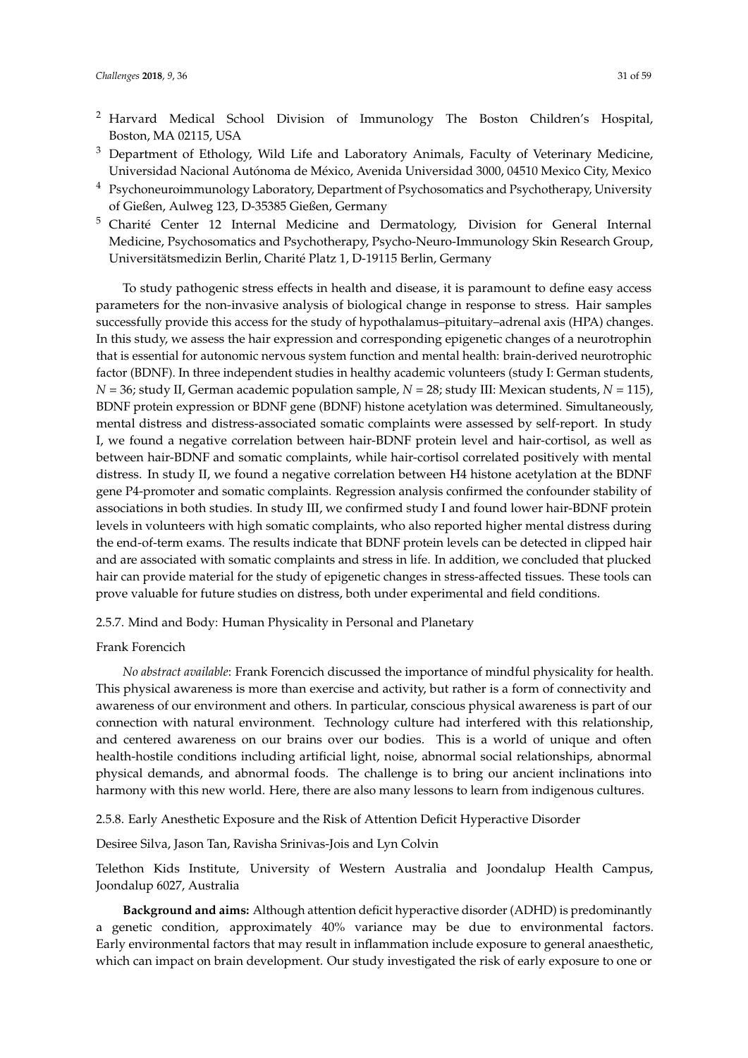[2] Harvard Medical School Division of Immunology The Boston Children's Hospital, Boston, MA 02115, USA

[3] Department of Ethology, Wild Life and Laboratory Animals, Faculty of Veterinary Medicine, Universidad Nacional Autónoma de México, Avenida Universidad 3000, 04510 Mexico City, Mexico

[4] Psychoneuroimmunology Laboratory, Department of Psychosomatics and Psychotherapy, University of Gießen, Aulweg 123, D-35385 Gießen, Germany

[5] Charité Center 12 Internal Medicine and Dermatology, Division for General Internal Medicine, Psychosomatics and Psychotherapy, Psycho-Neuro-Immunology Skin Research Group, Universitätsmedizin Berlin, Charité Platz 1, D-19115 Berlin, Germany

To study pathogenic stress effects in health and disease, it is paramount to define easy access parameters for the non-invasive analysis of biological change in response to stress. Hair samples successfully provide this access for the study of hypothalamus–pituitary–adrenal axis (HPA) changes. In this study, we assess the hair expression and corresponding epigenetic changes of a neurotrophin that is essential for autonomic nervous system function and mental health: brain-derived neurotrophic factor (BDNF). In three independent studies in healthy academic volunteers (study I: German students, *N* = 36; study II, German academic population sample, *N* = 28; study III: Mexican students, *N* = 115), BDNF protein expression or BDNF gene (BDNF) histone acetylation was determined. Simultaneously, mental distress and distress-associated somatic complaints were assessed by self-report. In study I, we found a negative correlation between hair-BDNF protein level and hair-cortisol, as well as between hair-BDNF and somatic complaints, while hair-cortisol correlated positively with mental distress. In study II, we found a negative correlation between H4 histone acetylation at the BDNF gene P4-promoter and somatic complaints. Regression analysis confirmed the confounder stability of associations in both studies. In study III, we confirmed study I and found lower hair-BDNF protein levels in volunteers with high somatic complaints, who also reported higher mental distress during the end-of-term exams. The results indicate that BDNF protein levels can be detected in clipped hair and are associated with somatic complaints and stress in life. In addition, we concluded that plucked hair can provide material for the study of epigenetic changes in stress-affected tissues. These tools can prove valuable for future studies on distress, both under experimental and field conditions.

### 2.5.7. Mind and Body: Human Physicality in Personal and Planetary

Frank Forencich

*No abstract available*: Frank Forencich discussed the importance of mindful physicality for health. This physical awareness is more than exercise and activity, but rather is a form of connectivity and awareness of our environment and others. In particular, conscious physical awareness is part of our connection with natural environment. Technology culture had interfered with this relationship, and centered awareness on our brains over our bodies. This is a world of unique and often health-hostile conditions including artificial light, noise, abnormal social relationships, abnormal physical demands, and abnormal foods. The challenge is to bring our ancient inclinations into harmony with this new world. Here, there are also many lessons to learn from indigenous cultures.

### 2.5.8. Early Anesthetic Exposure and the Risk of Attention Deficit Hyperactive Disorder

Desiree Silva, Jason Tan, Ravisha Srinivas-Jois and Lyn Colvin

Telethon Kids Institute, University of Western Australia and Joondalup Health Campus, Joondalup 6027, Australia

**Background and aims:** Although attention deficit hyperactive disorder (ADHD) is predominantly a genetic condition, approximately 40% variance may be due to environmental factors. Early environmental factors that may result in inflammation include exposure to general anaesthetic, which can impact on brain development. Our study investigated the risk of early exposure to one or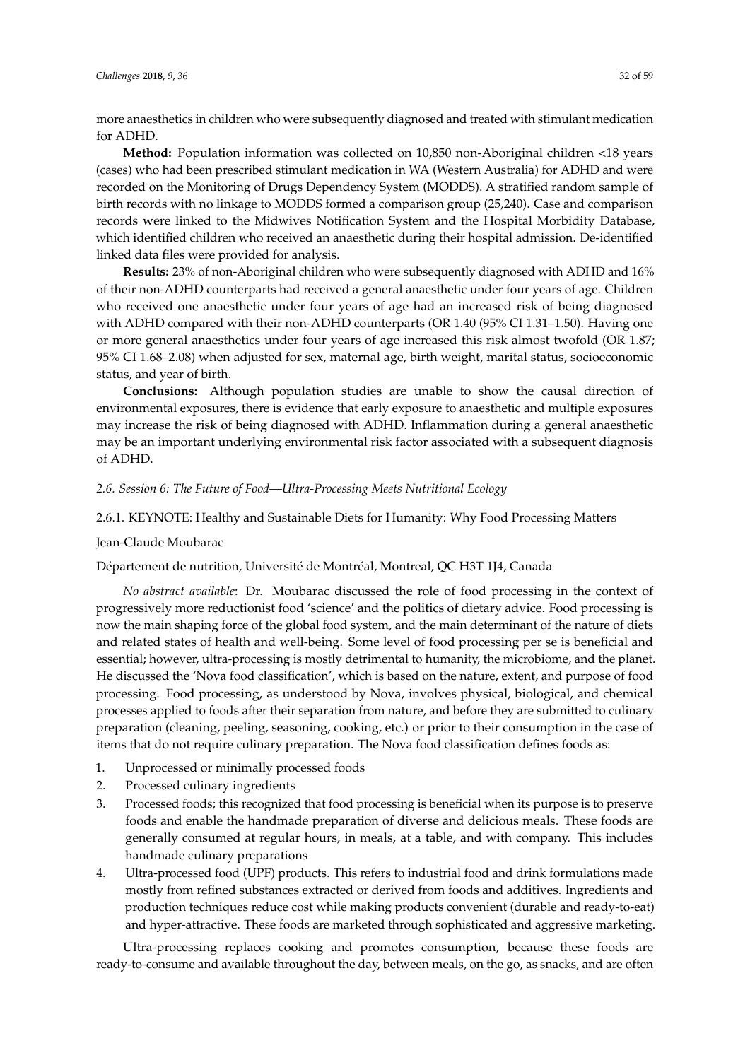more anaesthetics in children who were subsequently diagnosed and treated with stimulant medication for ADHD.

**Method:** Population information was collected on 10,850 non-Aboriginal children <18 years (cases) who had been prescribed stimulant medication in WA (Western Australia) for ADHD and were recorded on the Monitoring of Drugs Dependency System (MODDS). A stratified random sample of birth records with no linkage to MODDS formed a comparison group (25,240). Case and comparison records were linked to the Midwives Notification System and the Hospital Morbidity Database, which identified children who received an anaesthetic during their hospital admission. De-identified linked data files were provided for analysis.

**Results:** 23% of non-Aboriginal children who were subsequently diagnosed with ADHD and 16% of their non-ADHD counterparts had received a general anaesthetic under four years of age. Children who received one anaesthetic under four years of age had an increased risk of being diagnosed with ADHD compared with their non-ADHD counterparts (OR 1.40 (95% CI 1.31–1.50). Having one or more general anaesthetics under four years of age increased this risk almost twofold (OR 1.87; 95% CI 1.68–2.08) when adjusted for sex, maternal age, birth weight, marital status, socioeconomic status, and year of birth.

**Conclusions:** Although population studies are unable to show the causal direction of environmental exposures, there is evidence that early exposure to anaesthetic and multiple exposures may increase the risk of being diagnosed with ADHD. Inflammation during a general anaesthetic may be an important underlying environmental risk factor associated with a subsequent diagnosis of ADHD.

### *2.6. Session 6: The Future of Food—Ultra-Processing Meets Nutritional Ecology*

#### 2.6.1. KEYNOTE: Healthy and Sustainable Diets for Humanity: Why Food Processing Matters

Jean-Claude Moubarac

Département de nutrition, Université de Montréal, Montreal, QC H3T 1J4, Canada

*No abstract available*: Dr. Moubarac discussed the role of food processing in the context of progressively more reductionist food 'science' and the politics of dietary advice. Food processing is now the main shaping force of the global food system, and the main determinant of the nature of diets and related states of health and well-being. Some level of food processing per se is beneficial and essential; however, ultra-processing is mostly detrimental to humanity, the microbiome, and the planet. He discussed the 'Nova food classification', which is based on the nature, extent, and purpose of food processing. Food processing, as understood by Nova, involves physical, biological, and chemical processes applied to foods after their separation from nature, and before they are submitted to culinary preparation (cleaning, peeling, seasoning, cooking, etc.) or prior to their consumption in the case of items that do not require culinary preparation. The Nova food classification defines foods as:

1. Unprocessed or minimally processed foods
2. Processed culinary ingredients
3. Processed foods; this recognized that food processing is beneficial when its purpose is to preserve foods and enable the handmade preparation of diverse and delicious meals. These foods are generally consumed at regular hours, in meals, at a table, and with company. This includes handmade culinary preparations
4. Ultra-processed food (UPF) products. This refers to industrial food and drink formulations made mostly from refined substances extracted or derived from foods and additives. Ingredients and production techniques reduce cost while making products convenient (durable and ready-to-eat) and hyper-attractive. These foods are marketed through sophisticated and aggressive marketing.

Ultra-processing replaces cooking and promotes consumption, because these foods are ready-to-consume and available throughout the day, between meals, on the go, as snacks, and are often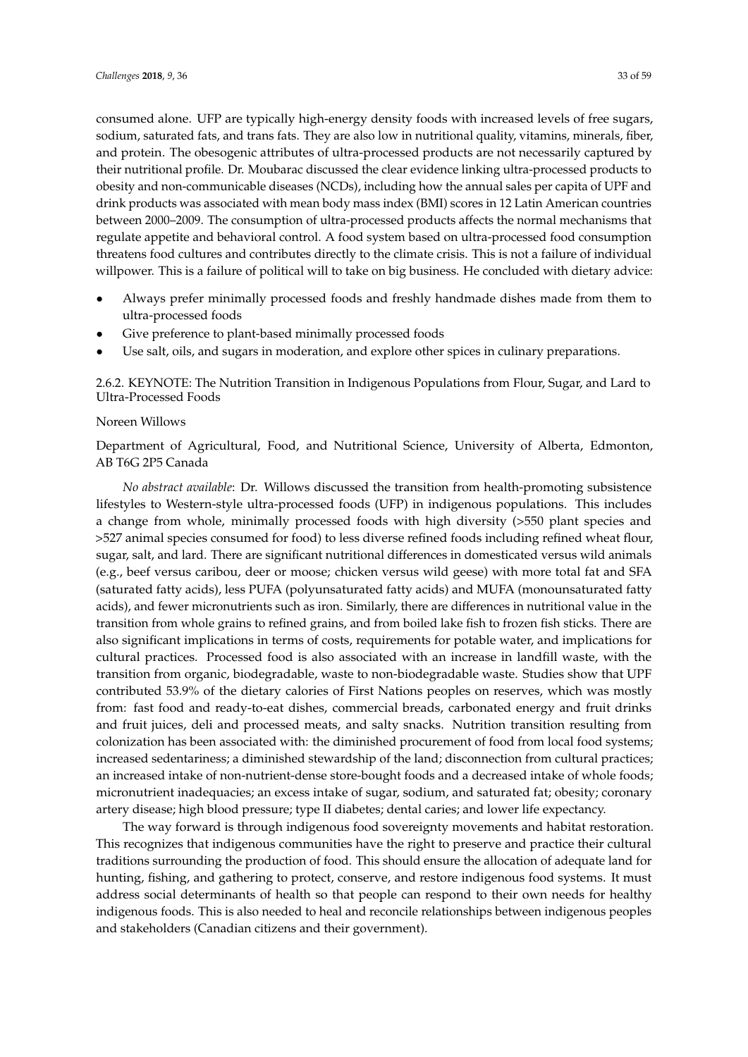consumed alone. UFP are typically high-energy density foods with increased levels of free sugars, sodium, saturated fats, and trans fats. They are also low in nutritional quality, vitamins, minerals, fiber, and protein. The obesogenic attributes of ultra-processed products are not necessarily captured by their nutritional profile. Dr. Moubarac discussed the clear evidence linking ultra-processed products to obesity and non-communicable diseases (NCDs), including how the annual sales per capita of UPF and drink products was associated with mean body mass index (BMI) scores in 12 Latin American countries between 2000–2009. The consumption of ultra-processed products affects the normal mechanisms that regulate appetite and behavioral control. A food system based on ultra-processed food consumption threatens food cultures and contributes directly to the climate crisis. This is not a failure of individual willpower. This is a failure of political will to take on big business. He concluded with dietary advice:

- Always prefer minimally processed foods and freshly handmade dishes made from them to ultra-processed foods
- Give preference to plant-based minimally processed foods
- Use salt, oils, and sugars in moderation, and explore other spices in culinary preparations.

#### 2.6.2. KEYNOTE: The Nutrition Transition in Indigenous Populations from Flour, Sugar, and Lard to Ultra-Processed Foods

Noreen Willows

Department of Agricultural, Food, and Nutritional Science, University of Alberta, Edmonton, AB T6G 2P5 Canada

*No abstract available*: Dr. Willows discussed the transition from health-promoting subsistence lifestyles to Western-style ultra-processed foods (UFP) in indigenous populations. This includes a change from whole, minimally processed foods with high diversity (>550 plant species and >527 animal species consumed for food) to less diverse refined foods including refined wheat flour, sugar, salt, and lard. There are significant nutritional differences in domesticated versus wild animals (e.g., beef versus caribou, deer or moose; chicken versus wild geese) with more total fat and SFA (saturated fatty acids), less PUFA (polyunsaturated fatty acids) and MUFA (monounsaturated fatty acids), and fewer micronutrients such as iron. Similarly, there are differences in nutritional value in the transition from whole grains to refined grains, and from boiled lake fish to frozen fish sticks. There are also significant implications in terms of costs, requirements for potable water, and implications for cultural practices. Processed food is also associated with an increase in landfill waste, with the transition from organic, biodegradable, waste to non-biodegradable waste. Studies show that UPF contributed 53.9% of the dietary calories of First Nations peoples on reserves, which was mostly from: fast food and ready-to-eat dishes, commercial breads, carbonated energy and fruit drinks and fruit juices, deli and processed meats, and salty snacks. Nutrition transition resulting from colonization has been associated with: the diminished procurement of food from local food systems; increased sedentariness; a diminished stewardship of the land; disconnection from cultural practices; an increased intake of non-nutrient-dense store-bought foods and a decreased intake of whole foods; micronutrient inadequacies; an excess intake of sugar, sodium, and saturated fat; obesity; coronary artery disease; high blood pressure; type II diabetes; dental caries; and lower life expectancy.

The way forward is through indigenous food sovereignty movements and habitat restoration. This recognizes that indigenous communities have the right to preserve and practice their cultural traditions surrounding the production of food. This should ensure the allocation of adequate land for hunting, fishing, and gathering to protect, conserve, and restore indigenous food systems. It must address social determinants of health so that people can respond to their own needs for healthy indigenous foods. This is also needed to heal and reconcile relationships between indigenous peoples and stakeholders (Canadian citizens and their government).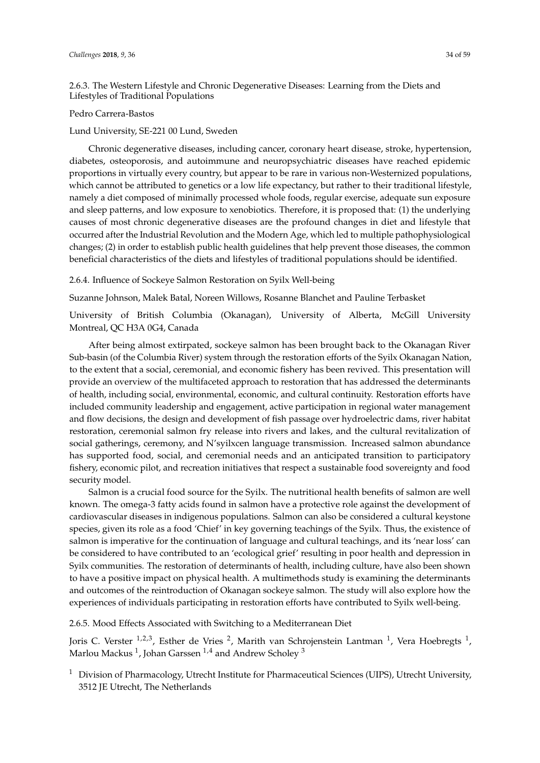#### 2.6.3. The Western Lifestyle and Chronic Degenerative Diseases: Learning from the Diets and Lifestyles of Traditional Populations

Pedro Carrera-Bastos

Lund University, SE-221 00 Lund, Sweden

Chronic degenerative diseases, including cancer, coronary heart disease, stroke, hypertension, diabetes, osteoporosis, and autoimmune and neuropsychiatric diseases have reached epidemic proportions in virtually every country, but appear to be rare in various non-Westernized populations, which cannot be attributed to genetics or a low life expectancy, but rather to their traditional lifestyle, namely a diet composed of minimally processed whole foods, regular exercise, adequate sun exposure and sleep patterns, and low exposure to xenobiotics. Therefore, it is proposed that: (1) the underlying causes of most chronic degenerative diseases are the profound changes in diet and lifestyle that occurred after the Industrial Revolution and the Modern Age, which led to multiple pathophysiological changes; (2) in order to establish public health guidelines that help prevent those diseases, the common beneficial characteristics of the diets and lifestyles of traditional populations should be identified.

#### 2.6.4. Influence of Sockeye Salmon Restoration on Syilx Well-being

Suzanne Johnson, Malek Batal, Noreen Willows, Rosanne Blanchet and Pauline Terbasket

University of British Columbia (Okanagan), University of Alberta, McGill University Montreal, QC H3A 0G4, Canada

After being almost extirpated, sockeye salmon has been brought back to the Okanagan River Sub-basin (of the Columbia River) system through the restoration efforts of the Syilx Okanagan Nation, to the extent that a social, ceremonial, and economic fishery has been revived. This presentation will provide an overview of the multifaceted approach to restoration that has addressed the determinants of health, including social, environmental, economic, and cultural continuity. Restoration efforts have included community leadership and engagement, active participation in regional water management and flow decisions, the design and development of fish passage over hydroelectric dams, river habitat restoration, ceremonial salmon fry release into rivers and lakes, and the cultural revitalization of social gatherings, ceremony, and N'syilxcen language transmission. Increased salmon abundance has supported food, social, and ceremonial needs and an anticipated transition to participatory fishery, economic pilot, and recreation initiatives that respect a sustainable food sovereignty and food security model.

Salmon is a crucial food source for the Syilx. The nutritional health benefits of salmon are well known. The omega-3 fatty acids found in salmon have a protective role against the development of cardiovascular diseases in indigenous populations. Salmon can also be considered a cultural keystone species, given its role as a food 'Chief' in key governing teachings of the Syilx. Thus, the existence of salmon is imperative for the continuation of language and cultural teachings, and its 'near loss' can be considered to have contributed to an 'ecological grief' resulting in poor health and depression in Syilx communities. The restoration of determinants of health, including culture, have also been shown to have a positive impact on physical health. A multimethods study is examining the determinants and outcomes of the reintroduction of Okanagan sockeye salmon. The study will also explore how the experiences of individuals participating in restoration efforts have contributed to Syilx well-being.

#### 2.6.5. Mood Effects Associated with Switching to a Mediterranean Diet

Joris C. Verster [1,2,3], Esther de Vries [2], Marith van Schrojenstein Lantman [1], Vera Hoebregts [1], Marlou Mackus [1], Johan Garssen [1,4] and Andrew Scholey [3]

[1] Division of Pharmacology, Utrecht Institute for Pharmaceutical Sciences (UIPS), Utrecht University, 3512 JE Utrecht, The Netherlands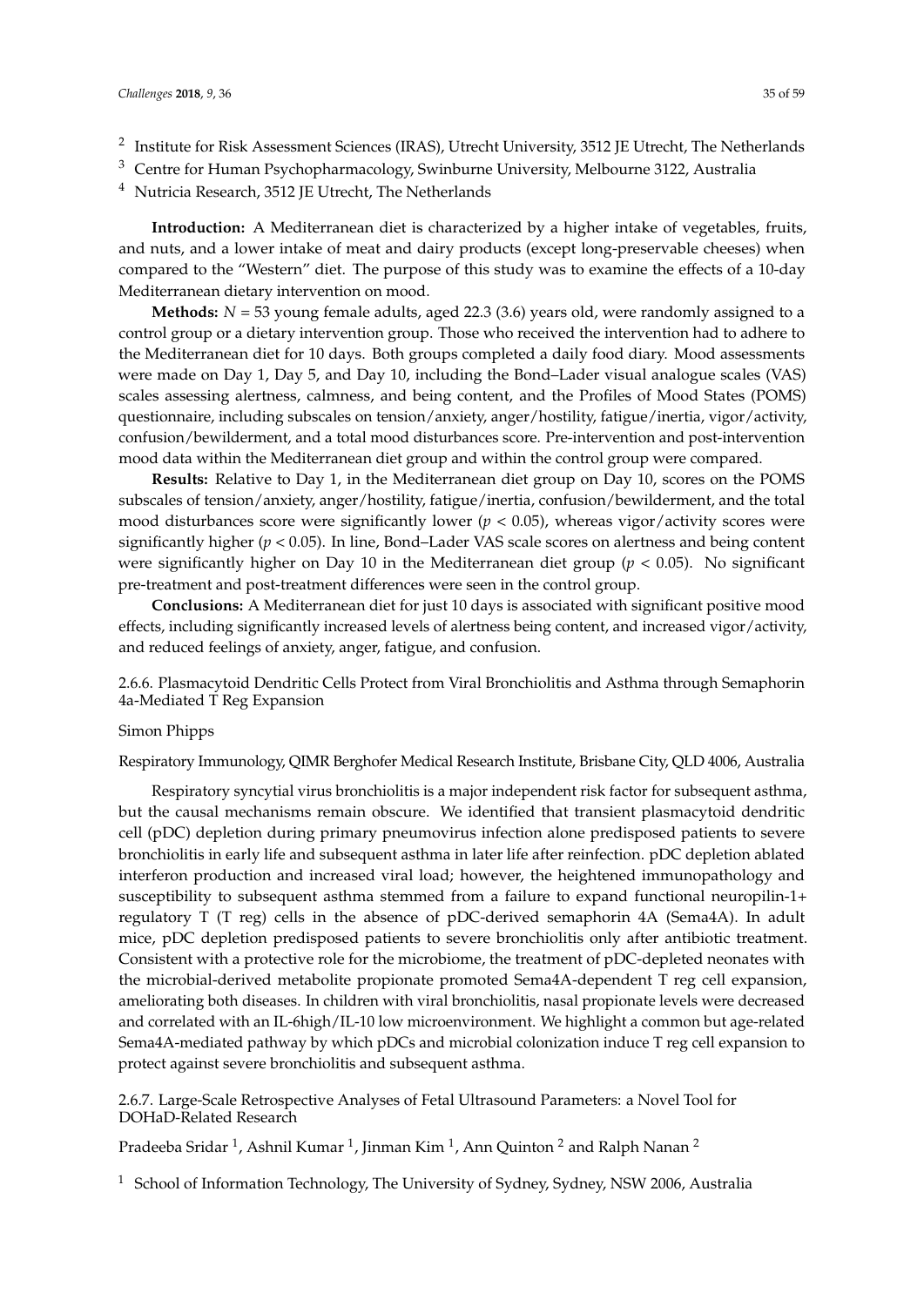[2] Institute for Risk Assessment Sciences (IRAS), Utrecht University, 3512 JE Utrecht, The Netherlands

[3] Centre for Human Psychopharmacology, Swinburne University, Melbourne 3122, Australia

[4] Nutricia Research, 3512 JE Utrecht, The Netherlands

**Introduction:** A Mediterranean diet is characterized by a higher intake of vegetables, fruits, and nuts, and a lower intake of meat and dairy products (except long-preservable cheeses) when compared to the "Western" diet. The purpose of this study was to examine the effects of a 10-day Mediterranean dietary intervention on mood.

**Methods:** $N = 53$ young female adults, aged 22.3 (3.6) years old, were randomly assigned to a control group or a dietary intervention group. Those who received the intervention had to adhere to the Mediterranean diet for 10 days. Both groups completed a daily food diary. Mood assessments were made on Day 1, Day 5, and Day 10, including the Bond–Lader visual analogue scales (VAS) scales assessing alertness, calmness, and being content, and the Profiles of Mood States (POMS) questionnaire, including subscales on tension/anxiety, anger/hostility, fatigue/inertia, vigor/activity, confusion/bewilderment, and a total mood disturbances score. Pre-intervention and post-intervention mood data within the Mediterranean diet group and within the control group were compared.

**Results:** Relative to Day 1, in the Mediterranean diet group on Day 10, scores on the POMS subscales of tension/anxiety, anger/hostility, fatigue/inertia, confusion/bewilderment, and the total mood disturbances score were significantly lower ($p < 0.05$), whereas vigor/activity scores were significantly higher ($p < 0.05$). In line, Bond–Lader VAS scale scores on alertness and being content were significantly higher on Day 10 in the Mediterranean diet group ($p < 0.05$). No significant pre-treatment and post-treatment differences were seen in the control group.

**Conclusions:** A Mediterranean diet for just 10 days is associated with significant positive mood effects, including significantly increased levels of alertness being content, and increased vigor/activity, and reduced feelings of anxiety, anger, fatigue, and confusion.

#### 2.6.6. Plasmacytoid Dendritic Cells Protect from Viral Bronchiolitis and Asthma through Semaphorin 4a-Mediated T Reg Expansion

Simon Phipps

Respiratory Immunology, QIMR Berghofer Medical Research Institute, Brisbane City, QLD 4006, Australia

Respiratory syncytial virus bronchiolitis is a major independent risk factor for subsequent asthma, but the causal mechanisms remain obscure. We identified that transient plasmacytoid dendritic cell (pDC) depletion during primary pneumovirus infection alone predisposed patients to severe bronchiolitis in early life and subsequent asthma in later life after reinfection. pDC depletion ablated interferon production and increased viral load; however, the heightened immunopathology and susceptibility to subsequent asthma stemmed from a failure to expand functional neuropilin-1+ regulatory T (T reg) cells in the absence of pDC-derived semaphorin 4A (Sema4A). In adult mice, pDC depletion predisposed patients to severe bronchiolitis only after antibiotic treatment. Consistent with a protective role for the microbiome, the treatment of pDC-depleted neonates with the microbial-derived metabolite propionate promoted Sema4A-dependent T reg cell expansion, ameliorating both diseases. In children with viral bronchiolitis, nasal propionate levels were decreased and correlated with an IL-6high/IL-10 low microenvironment. We highlight a common but age-related Sema4A-mediated pathway by which pDCs and microbial colonization induce T reg cell expansion to protect against severe bronchiolitis and subsequent asthma.

#### 2.6.7. Large-Scale Retrospective Analyses of Fetal Ultrasound Parameters: a Novel Tool for DOHaD-Related Research

Pradeeba Sridar [1], Ashnil Kumar [1], Jinman Kim [1], Ann Quinton [2] and Ralph Nanan [2]

[1] School of Information Technology, The University of Sydney, Sydney, NSW 2006, Australia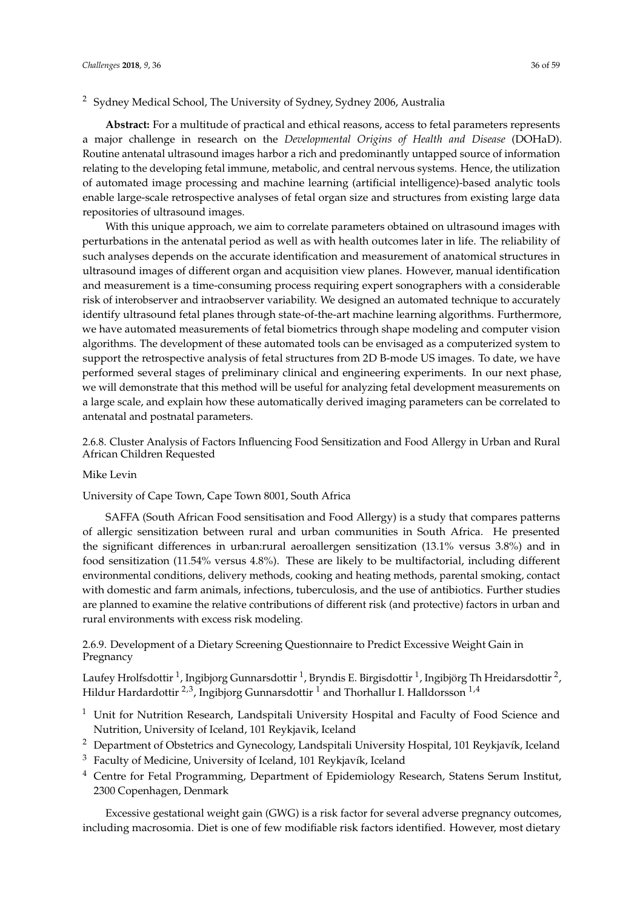[2] Sydney Medical School, The University of Sydney, Sydney 2006, Australia

**Abstract:** For a multitude of practical and ethical reasons, access to fetal parameters represents a major challenge in research on the *Developmental Origins of Health and Disease* (DOHaD). Routine antenatal ultrasound images harbor a rich and predominantly untapped source of information relating to the developing fetal immune, metabolic, and central nervous systems. Hence, the utilization of automated image processing and machine learning (artificial intelligence)-based analytic tools enable large-scale retrospective analyses of fetal organ size and structures from existing large data repositories of ultrasound images.

With this unique approach, we aim to correlate parameters obtained on ultrasound images with perturbations in the antenatal period as well as with health outcomes later in life. The reliability of such analyses depends on the accurate identification and measurement of anatomical structures in ultrasound images of different organ and acquisition view planes. However, manual identification and measurement is a time-consuming process requiring expert sonographers with a considerable risk of interobserver and intraobserver variability. We designed an automated technique to accurately identify ultrasound fetal planes through state-of-the-art machine learning algorithms. Furthermore, we have automated measurements of fetal biometrics through shape modeling and computer vision algorithms. The development of these automated tools can be envisaged as a computerized system to support the retrospective analysis of fetal structures from 2D B-mode US images. To date, we have performed several stages of preliminary clinical and engineering experiments. In our next phase, we will demonstrate that this method will be useful for analyzing fetal development measurements on a large scale, and explain how these automatically derived imaging parameters can be correlated to antenatal and postnatal parameters.

#### 2.6.8. Cluster Analysis of Factors Influencing Food Sensitization and Food Allergy in Urban and Rural African Children Requested

Mike Levin

University of Cape Town, Cape Town 8001, South Africa

SAFFA (South African Food sensitisation and Food Allergy) is a study that compares patterns of allergic sensitization between rural and urban communities in South Africa. He presented the significant differences in urban:rural aeroallergen sensitization (13.1% versus 3.8%) and in food sensitization (11.54% versus 4.8%). These are likely to be multifactorial, including different environmental conditions, delivery methods, cooking and heating methods, parental smoking, contact with domestic and farm animals, infections, tuberculosis, and the use of antibiotics. Further studies are planned to examine the relative contributions of different risk (and protective) factors in urban and rural environments with excess risk modeling.

#### 2.6.9. Development of a Dietary Screening Questionnaire to Predict Excessive Weight Gain in Pregnancy

Laufey Hrolfsdottir [1], Ingibjorg Gunnarsdottir [1], Bryndis E. Birgisdottir [1], Ingibjörg Th Hreidarsdottir [2], Hildur Hardardottir [2,3], Ingibjorg Gunnarsdottir [1] and Thorhallur I. Halldorsson [1,4]

[1] Unit for Nutrition Research, Landspitali University Hospital and Faculty of Food Science and Nutrition, University of Iceland, 101 Reykjavik, Iceland

[2] Department of Obstetrics and Gynecology, Landspitali University Hospital, 101 Reykjavík, Iceland

[3] Faculty of Medicine, University of Iceland, 101 Reykjavík, Iceland

[4] Centre for Fetal Programming, Department of Epidemiology Research, Statens Serum Institut, 2300 Copenhagen, Denmark

Excessive gestational weight gain (GWG) is a risk factor for several adverse pregnancy outcomes, including macrosomia. Diet is one of few modifiable risk factors identified. However, most dietary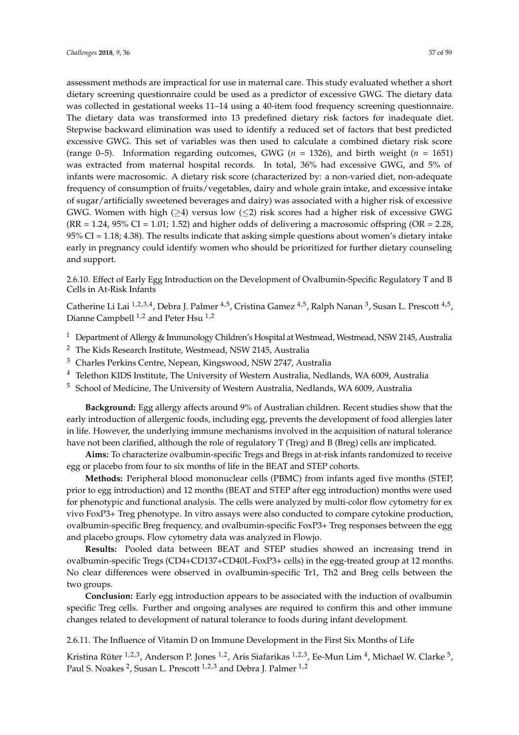assessment methods are impractical for use in maternal care. This study evaluated whether a short dietary screening questionnaire could be used as a predictor of excessive GWG. The dietary data was collected in gestational weeks 11–14 using a 40-item food frequency screening questionnaire. The dietary data was transformed into 13 predefined dietary risk factors for inadequate diet. Stepwise backward elimination was used to identify a reduced set of factors that best predicted excessive GWG. This set of variables was then used to calculate a combined dietary risk score (range 0–5). Information regarding outcomes, GWG ($n$ = 1326), and birth weight ($n$ = 1651) was extracted from maternal hospital records. In total, 36% had excessive GWG, and 5% of infants were macrosomic. A dietary risk score (characterized by: a non-varied diet, non-adequate frequency of consumption of fruits/vegetables, dairy and whole grain intake, and excessive intake of sugar/artificially sweetened beverages and dairy) was associated with a higher risk of excessive GWG. Women with high ($\geq$4) versus low ($\leq$2) risk scores had a higher risk of excessive GWG (RR = 1.24, 95% CI = 1.01; 1.52) and higher odds of delivering a macrosomic offspring (OR = 2.28, 95% CI = 1.18; 4.38). The results indicate that asking simple questions about women's dietary intake early in pregnancy could identify women who should be prioritized for further dietary counseling and support.

#### 2.6.10. Effect of Early Egg Introduction on the Development of Ovalbumin-Specific Regulatory T and B Cells in At-Risk Infants

Catherine Li Lai [1,2,3,4], Debra J. Palmer [4,5], Cristina Gamez [4,5], Ralph Nanan [3], Susan L. Prescott [4,5], Dianne Campbell [1,2] and Peter Hsu [1,2]

[1] Department of Allergy & Immunology Children's Hospital at Westmead, Westmead, NSW 2145, Australia
[2] The Kids Research Institute, Westmead, NSW 2145, Australia
[3] Charles Perkins Centre, Nepean, Kingswood, NSW 2747, Australia
[4] Telethon KIDS Institute, The University of Western Australia, Nedlands, WA 6009, Australia
[5] School of Medicine, The University of Western Australia, Nedlands, WA 6009, Australia

**Background:** Egg allergy affects around 9% of Australian children. Recent studies show that the early introduction of allergenic foods, including egg, prevents the development of food allergies later in life. However, the underlying immune mechanisms involved in the acquisition of natural tolerance have not been clarified, although the role of regulatory T (Treg) and B (Breg) cells are implicated.

**Aims:** To characterize ovalbumin-specific Tregs and Bregs in at-risk infants randomized to receive egg or placebo from four to six months of life in the BEAT and STEP cohorts.

**Methods:** Peripheral blood mononuclear cells (PBMC) from infants aged five months (STEP, prior to egg introduction) and 12 months (BEAT and STEP after egg introduction) months were used for phenotypic and functional analysis. The cells were analyzed by multi-color flow cytometry for ex vivo FoxP3+ Treg phenotype. In vitro assays were also conducted to compare cytokine production, ovalbumin-specific Breg frequency, and ovalbumin-specific FoxP3+ Treg responses between the egg and placebo groups. Flow cytometry data was analyzed in Flowjo.

**Results:** Pooled data between BEAT and STEP studies showed an increasing trend in ovalbumin-specific Tregs (CD4+CD137+CD40L-FoxP3+ cells) in the egg-treated group at 12 months. No clear differences were observed in ovalbumin-specific Tr1, Th2 and Breg cells between the two groups.

**Conclusion:** Early egg introduction appears to be associated with the induction of ovalbumin specific Treg cells. Further and ongoing analyses are required to confirm this and other immune changes related to development of natural tolerance to foods during infant development.

#### 2.6.11. The Influence of Vitamin D on Immune Development in the First Six Months of Life

Kristina Rüter [1,2,3], Anderson P. Jones [1,2], Aris Siafarikas [1,2,3], Ee-Mun Lim [4], Michael W. Clarke [5], Paul S. Noakes [2], Susan L. Prescott [1,2,3] and Debra J. Palmer [1,2]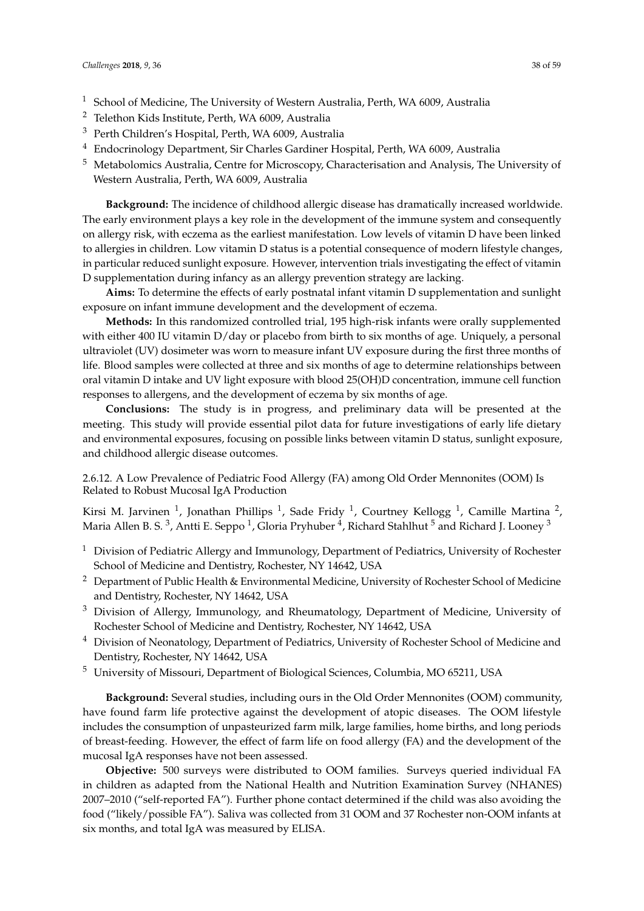[1] School of Medicine, The University of Western Australia, Perth, WA 6009, Australia
[2] Telethon Kids Institute, Perth, WA 6009, Australia
[3] Perth Children's Hospital, Perth, WA 6009, Australia
[4] Endocrinology Department, Sir Charles Gardiner Hospital, Perth, WA 6009, Australia
[5] Metabolomics Australia, Centre for Microscopy, Characterisation and Analysis, The University of Western Australia, Perth, WA 6009, Australia

**Background:** The incidence of childhood allergic disease has dramatically increased worldwide. The early environment plays a key role in the development of the immune system and consequently on allergy risk, with eczema as the earliest manifestation. Low levels of vitamin D have been linked to allergies in children. Low vitamin D status is a potential consequence of modern lifestyle changes, in particular reduced sunlight exposure. However, intervention trials investigating the effect of vitamin D supplementation during infancy as an allergy prevention strategy are lacking.

**Aims:** To determine the effects of early postnatal infant vitamin D supplementation and sunlight exposure on infant immune development and the development of eczema.

**Methods:** In this randomized controlled trial, 195 high-risk infants were orally supplemented with either 400 IU vitamin D/day or placebo from birth to six months of age. Uniquely, a personal ultraviolet (UV) dosimeter was worn to measure infant UV exposure during the first three months of life. Blood samples were collected at three and six months of age to determine relationships between oral vitamin D intake and UV light exposure with blood 25(OH)D concentration, immune cell function responses to allergens, and the development of eczema by six months of age.

**Conclusions:** The study is in progress, and preliminary data will be presented at the meeting. This study will provide essential pilot data for future investigations of early life dietary and environmental exposures, focusing on possible links between vitamin D status, sunlight exposure, and childhood allergic disease outcomes.

#### 2.6.12. A Low Prevalence of Pediatric Food Allergy (FA) among Old Order Mennonites (OOM) Is Related to Robust Mucosal IgA Production

Kirsi M. Jarvinen [1], Jonathan Phillips [1], Sade Fridy [1], Courtney Kellogg [1], Camille Martina [2], Maria Allen B. S. [3], Antti E. Seppo [1], Gloria Pryhuber [4], Richard Stahlhut [5] and Richard J. Looney [3]

[1] Division of Pediatric Allergy and Immunology, Department of Pediatrics, University of Rochester School of Medicine and Dentistry, Rochester, NY 14642, USA
[2] Department of Public Health & Environmental Medicine, University of Rochester School of Medicine and Dentistry, Rochester, NY 14642, USA
[3] Division of Allergy, Immunology, and Rheumatology, Department of Medicine, University of Rochester School of Medicine and Dentistry, Rochester, NY 14642, USA
[4] Division of Neonatology, Department of Pediatrics, University of Rochester School of Medicine and Dentistry, Rochester, NY 14642, USA
[5] University of Missouri, Department of Biological Sciences, Columbia, MO 65211, USA

**Background:** Several studies, including ours in the Old Order Mennonites (OOM) community, have found farm life protective against the development of atopic diseases. The OOM lifestyle includes the consumption of unpasteurized farm milk, large families, home births, and long periods of breast-feeding. However, the effect of farm life on food allergy (FA) and the development of the mucosal IgA responses have not been assessed.

**Objective:** 500 surveys were distributed to OOM families. Surveys queried individual FA in children as adapted from the National Health and Nutrition Examination Survey (NHANES) 2007–2010 ("self-reported FA"). Further phone contact determined if the child was also avoiding the food ("likely/possible FA"). Saliva was collected from 31 OOM and 37 Rochester non-OOM infants at six months, and total IgA was measured by ELISA.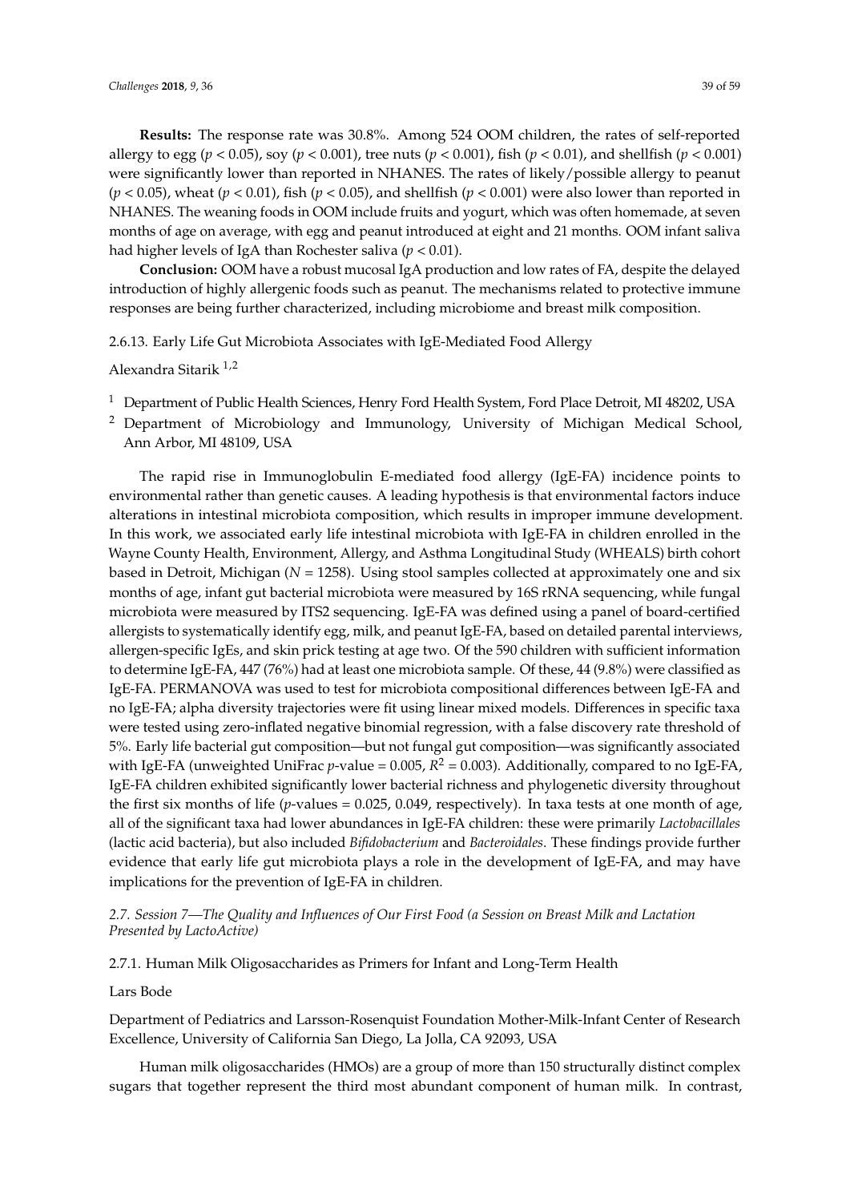**Results:** The response rate was 30.8%. Among 524 OOM children, the rates of self-reported allergy to egg ($p < 0.05$), soy ($p < 0.001$), tree nuts ($p < 0.001$), fish ($p < 0.01$), and shellfish ($p < 0.001$) were significantly lower than reported in NHANES. The rates of likely/possible allergy to peanut ($p < 0.05$), wheat ($p < 0.01$), fish ($p < 0.05$), and shellfish ($p < 0.001$) were also lower than reported in NHANES. The weaning foods in OOM include fruits and yogurt, which was often homemade, at seven months of age on average, with egg and peanut introduced at eight and 21 months. OOM infant saliva had higher levels of IgA than Rochester saliva ($p < 0.01$).

**Conclusion:** OOM have a robust mucosal IgA production and low rates of FA, despite the delayed introduction of highly allergenic foods such as peanut. The mechanisms related to protective immune responses are being further characterized, including microbiome and breast milk composition.

#### 2.6.13. Early Life Gut Microbiota Associates with IgE-Mediated Food Allergy

Alexandra Sitarik [1,2]

[1] Department of Public Health Sciences, Henry Ford Health System, Ford Place Detroit, MI 48202, USA

[2] Department of Microbiology and Immunology, University of Michigan Medical School, Ann Arbor, MI 48109, USA

The rapid rise in Immunoglobulin E-mediated food allergy (IgE-FA) incidence points to environmental rather than genetic causes. A leading hypothesis is that environmental factors induce alterations in intestinal microbiota composition, which results in improper immune development. In this work, we associated early life intestinal microbiota with IgE-FA in children enrolled in the Wayne County Health, Environment, Allergy, and Asthma Longitudinal Study (WHEALS) birth cohort based in Detroit, Michigan ($N = 1258$). Using stool samples collected at approximately one and six months of age, infant gut bacterial microbiota were measured by 16S rRNA sequencing, while fungal microbiota were measured by ITS2 sequencing. IgE-FA was defined using a panel of board-certified allergists to systematically identify egg, milk, and peanut IgE-FA, based on detailed parental interviews, allergen-specific IgEs, and skin prick testing at age two. Of the 590 children with sufficient information to determine IgE-FA, 447 (76%) had at least one microbiota sample. Of these, 44 (9.8%) were classified as IgE-FA. PERMANOVA was used to test for microbiota compositional differences between IgE-FA and no IgE-FA; alpha diversity trajectories were fit using linear mixed models. Differences in specific taxa were tested using zero-inflated negative binomial regression, with a false discovery rate threshold of 5%. Early life bacterial gut composition—but not fungal gut composition—was significantly associated with IgE-FA (unweighted UniFrac $p$-value = 0.005, $R^2 = 0.003$). Additionally, compared to no IgE-FA, IgE-FA children exhibited significantly lower bacterial richness and phylogenetic diversity throughout the first six months of life ($p$-values = 0.025, 0.049, respectively). In taxa tests at one month of age, all of the significant taxa had lower abundances in IgE-FA children: these were primarily *Lactobacillales* (lactic acid bacteria), but also included *Bifidobacterium* and *Bacteroidales*. These findings provide further evidence that early life gut microbiota plays a role in the development of IgE-FA, and may have implications for the prevention of IgE-FA in children.

### *2.7. Session 7—The Quality and Influences of Our First Food (a Session on Breast Milk and Lactation Presented by LactoActive)*

#### 2.7.1. Human Milk Oligosaccharides as Primers for Infant and Long-Term Health

Lars Bode

Department of Pediatrics and Larsson-Rosenquist Foundation Mother-Milk-Infant Center of Research Excellence, University of California San Diego, La Jolla, CA 92093, USA

Human milk oligosaccharides (HMOs) are a group of more than 150 structurally distinct complex sugars that together represent the third most abundant component of human milk. In contrast,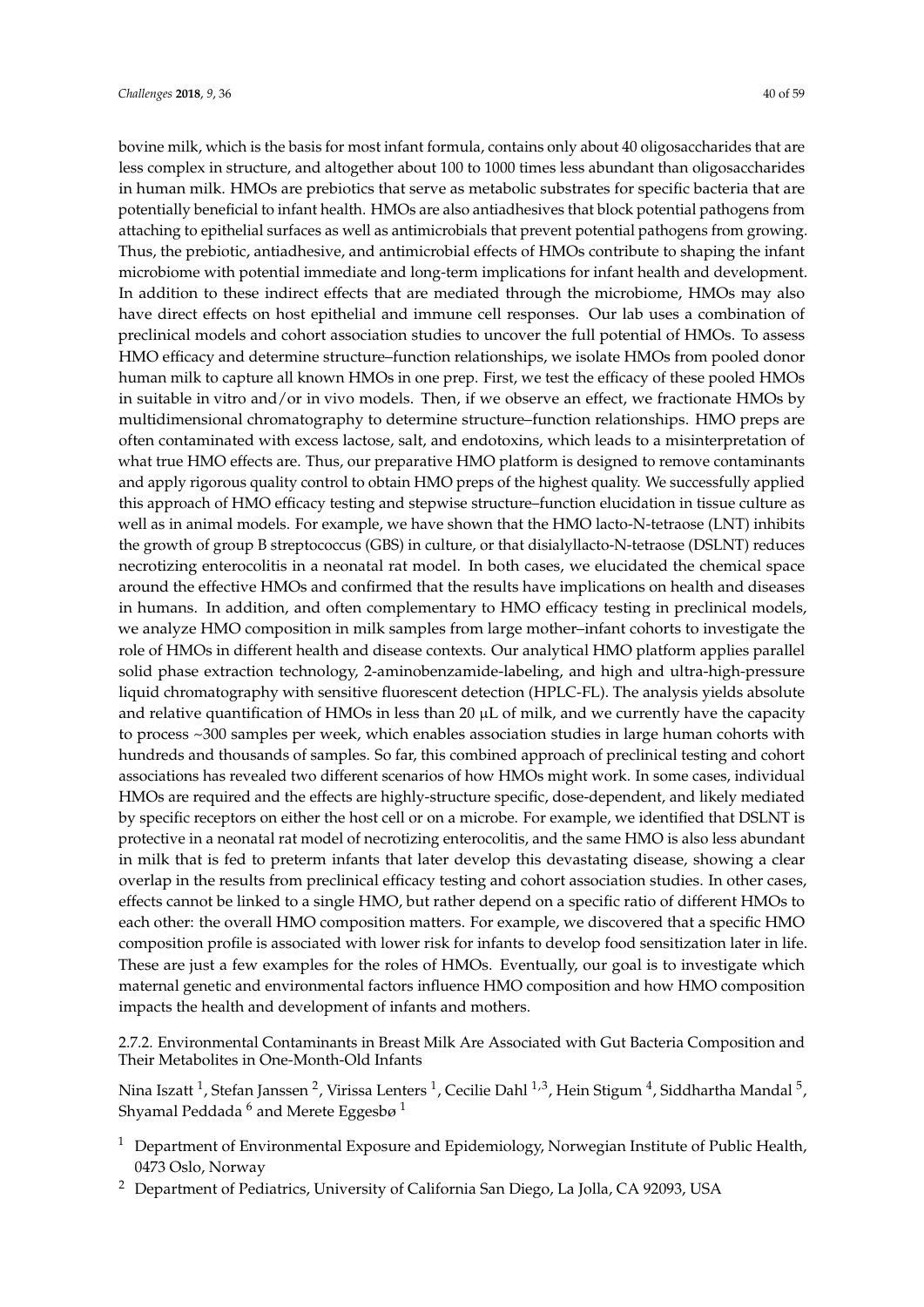bovine milk, which is the basis for most infant formula, contains only about 40 oligosaccharides that are less complex in structure, and altogether about 100 to 1000 times less abundant than oligosaccharides in human milk. HMOs are prebiotics that serve as metabolic substrates for specific bacteria that are potentially beneficial to infant health. HMOs are also antiadhesives that block potential pathogens from attaching to epithelial surfaces as well as antimicrobials that prevent potential pathogens from growing. Thus, the prebiotic, antiadhesive, and antimicrobial effects of HMOs contribute to shaping the infant microbiome with potential immediate and long-term implications for infant health and development. In addition to these indirect effects that are mediated through the microbiome, HMOs may also have direct effects on host epithelial and immune cell responses. Our lab uses a combination of preclinical models and cohort association studies to uncover the full potential of HMOs. To assess HMO efficacy and determine structure–function relationships, we isolate HMOs from pooled donor human milk to capture all known HMOs in one prep. First, we test the efficacy of these pooled HMOs in suitable in vitro and/or in vivo models. Then, if we observe an effect, we fractionate HMOs by multidimensional chromatography to determine structure–function relationships. HMO preps are often contaminated with excess lactose, salt, and endotoxins, which leads to a misinterpretation of what true HMO effects are. Thus, our preparative HMO platform is designed to remove contaminants and apply rigorous quality control to obtain HMO preps of the highest quality. We successfully applied this approach of HMO efficacy testing and stepwise structure–function elucidation in tissue culture as well as in animal models. For example, we have shown that the HMO lacto-N-tetraose (LNT) inhibits the growth of group B streptococcus (GBS) in culture, or that disialyllacto-N-tetraose (DSLNT) reduces necrotizing enterocolitis in a neonatal rat model. In both cases, we elucidated the chemical space around the effective HMOs and confirmed that the results have implications on health and diseases in humans. In addition, and often complementary to HMO efficacy testing in preclinical models, we analyze HMO composition in milk samples from large mother–infant cohorts to investigate the role of HMOs in different health and disease contexts. Our analytical HMO platform applies parallel solid phase extraction technology, 2-aminobenzamide-labeling, and high and ultra-high-pressure liquid chromatography with sensitive fluorescent detection (HPLC-FL). The analysis yields absolute and relative quantification of HMOs in less than 20 µL of milk, and we currently have the capacity to process ~300 samples per week, which enables association studies in large human cohorts with hundreds and thousands of samples. So far, this combined approach of preclinical testing and cohort associations has revealed two different scenarios of how HMOs might work. In some cases, individual HMOs are required and the effects are highly-structure specific, dose-dependent, and likely mediated by specific receptors on either the host cell or on a microbe. For example, we identified that DSLNT is protective in a neonatal rat model of necrotizing enterocolitis, and the same HMO is also less abundant in milk that is fed to preterm infants that later develop this devastating disease, showing a clear overlap in the results from preclinical efficacy testing and cohort association studies. In other cases, effects cannot be linked to a single HMO, but rather depend on a specific ratio of different HMOs to each other: the overall HMO composition matters. For example, we discovered that a specific HMO composition profile is associated with lower risk for infants to develop food sensitization later in life. These are just a few examples for the roles of HMOs. Eventually, our goal is to investigate which maternal genetic and environmental factors influence HMO composition and how HMO composition impacts the health and development of infants and mothers.

#### 2.7.2. Environmental Contaminants in Breast Milk Are Associated with Gut Bacteria Composition and Their Metabolites in One-Month-Old Infants

Nina Iszatt [1], Stefan Janssen [2], Virissa Lenters [1], Cecilie Dahl [1,3], Hein Stigum [4], Siddhartha Mandal [5], Shyamal Peddada [6] and Merete Eggesbø [1]

[1] Department of Environmental Exposure and Epidemiology, Norwegian Institute of Public Health, 0473 Oslo, Norway

[2] Department of Pediatrics, University of California San Diego, La Jolla, CA 92093, USA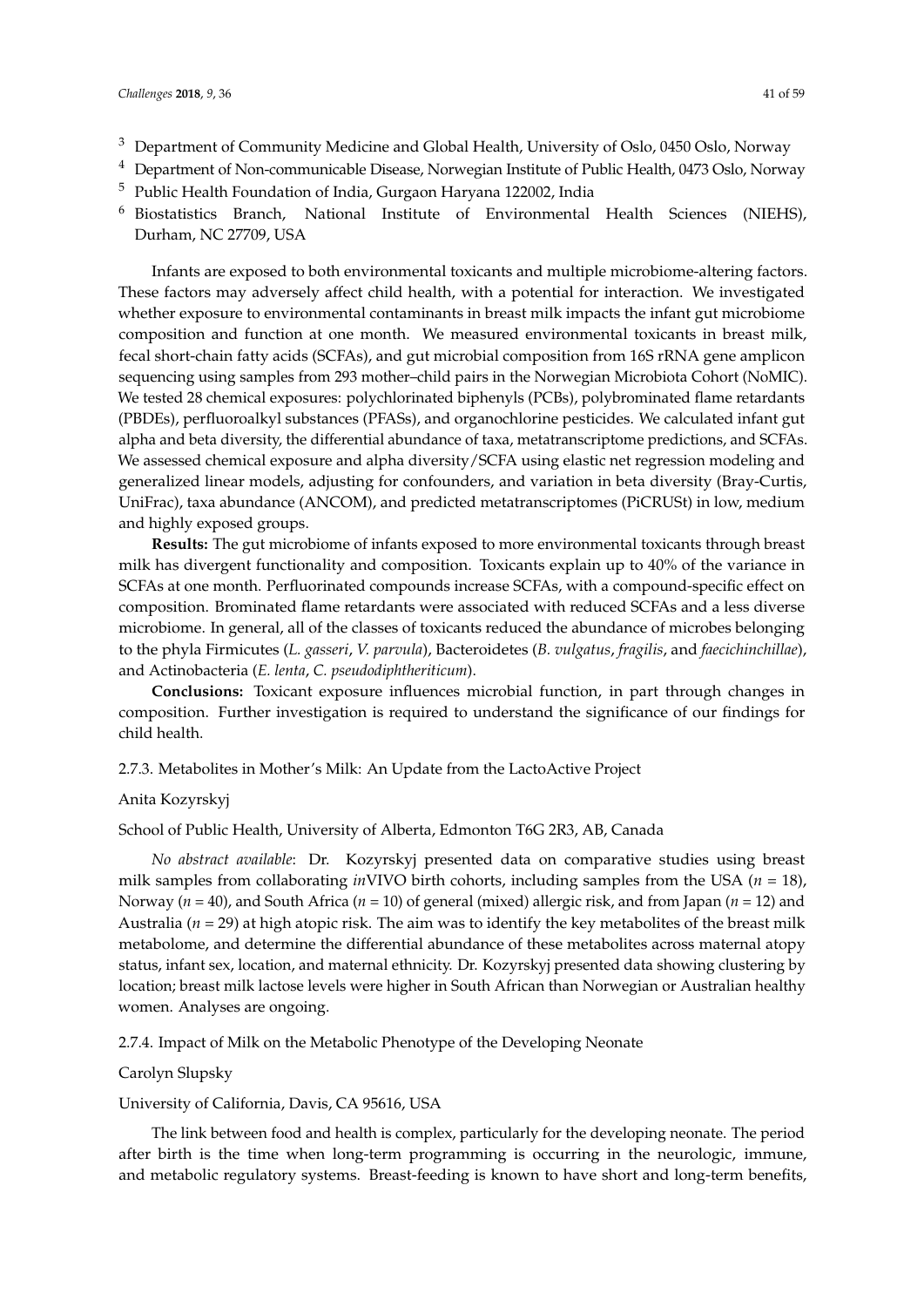[3] Department of Community Medicine and Global Health, University of Oslo, 0450 Oslo, Norway
[4] Department of Non-communicable Disease, Norwegian Institute of Public Health, 0473 Oslo, Norway
[5] Public Health Foundation of India, Gurgaon Haryana 122002, India
[6] Biostatistics Branch, National Institute of Environmental Health Sciences (NIEHS), Durham, NC 27709, USA

Infants are exposed to both environmental toxicants and multiple microbiome-altering factors. These factors may adversely affect child health, with a potential for interaction. We investigated whether exposure to environmental contaminants in breast milk impacts the infant gut microbiome composition and function at one month. We measured environmental toxicants in breast milk, fecal short-chain fatty acids (SCFAs), and gut microbial composition from 16S rRNA gene amplicon sequencing using samples from 293 mother–child pairs in the Norwegian Microbiota Cohort (NoMIC). We tested 28 chemical exposures: polychlorinated biphenyls (PCBs), polybrominated flame retardants (PBDEs), perfluoroalkyl substances (PFASs), and organochlorine pesticides. We calculated infant gut alpha and beta diversity, the differential abundance of taxa, metatranscriptome predictions, and SCFAs. We assessed chemical exposure and alpha diversity/SCFA using elastic net regression modeling and generalized linear models, adjusting for confounders, and variation in beta diversity (Bray-Curtis, UniFrac), taxa abundance (ANCOM), and predicted metatranscriptomes (PiCRUSt) in low, medium and highly exposed groups.

**Results:** The gut microbiome of infants exposed to more environmental toxicants through breast milk has divergent functionality and composition. Toxicants explain up to 40% of the variance in SCFAs at one month. Perfluorinated compounds increase SCFAs, with a compound-specific effect on composition. Brominated flame retardants were associated with reduced SCFAs and a less diverse microbiome. In general, all of the classes of toxicants reduced the abundance of microbes belonging to the phyla Firmicutes (*L. gasseri*, *V. parvula*), Bacteroidetes (*B. vulgatus*, *fragilis*, and *faecichinchillae*), and Actinobacteria (*E. lenta*, *C. pseudodiphtheriticum*).

**Conclusions:** Toxicant exposure influences microbial function, in part through changes in composition. Further investigation is required to understand the significance of our findings for child health.

### 2.7.3. Metabolites in Mother's Milk: An Update from the LactoActive Project

Anita Kozyrskyj

School of Public Health, University of Alberta, Edmonton T6G 2R3, AB, Canada

*No abstract available*: Dr. Kozyrskyj presented data on comparative studies using breast milk samples from collaborating *in*VIVO birth cohorts, including samples from the USA ($n$ = 18), Norway ($n$ = 40), and South Africa ($n$ = 10) of general (mixed) allergic risk, and from Japan ($n$ = 12) and Australia ($n$ = 29) at high atopic risk. The aim was to identify the key metabolites of the breast milk metabolome, and determine the differential abundance of these metabolites across maternal atopy status, infant sex, location, and maternal ethnicity. Dr. Kozyrskyj presented data showing clustering by location; breast milk lactose levels were higher in South African than Norwegian or Australian healthy women. Analyses are ongoing.

### 2.7.4. Impact of Milk on the Metabolic Phenotype of the Developing Neonate

Carolyn Slupsky

University of California, Davis, CA 95616, USA

The link between food and health is complex, particularly for the developing neonate. The period after birth is the time when long-term programming is occurring in the neurologic, immune, and metabolic regulatory systems. Breast-feeding is known to have short and long-term benefits,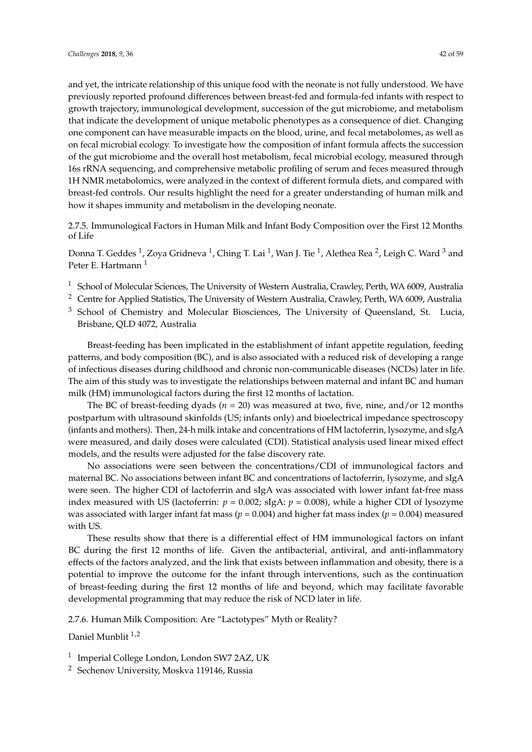and yet, the intricate relationship of this unique food with the neonate is not fully understood. We have previously reported profound differences between breast-fed and formula-fed infants with respect to growth trajectory, immunological development, succession of the gut microbiome, and metabolism that indicate the development of unique metabolic phenotypes as a consequence of diet. Changing one component can have measurable impacts on the blood, urine, and fecal metabolomes, as well as on fecal microbial ecology. To investigate how the composition of infant formula affects the succession of the gut microbiome and the overall host metabolism, fecal microbial ecology, measured through 16s rRNA sequencing, and comprehensive metabolic profiling of serum and feces measured through 1H NMR metabolomics, were analyzed in the context of different formula diets, and compared with breast-fed controls. Our results highlight the need for a greater understanding of human milk and how it shapes immunity and metabolism in the developing neonate.

#### 2.7.5. Immunological Factors in Human Milk and Infant Body Composition over the First 12 Months of Life

Donna T. Geddes [1], Zoya Gridneva [1], Ching T. Lai [1], Wan J. Tie [1], Alethea Rea [2], Leigh C. Ward [3] and Peter E. Hartmann [1]

[1] School of Molecular Sciences, The University of Western Australia, Crawley, Perth, WA 6009, Australia
[2] Centre for Applied Statistics, The University of Western Australia, Crawley, Perth, WA 6009, Australia
[3] School of Chemistry and Molecular Biosciences, The University of Queensland, St. Lucia, Brisbane, QLD 4072, Australia

Breast-feeding has been implicated in the establishment of infant appetite regulation, feeding patterns, and body composition (BC), and is also associated with a reduced risk of developing a range of infectious diseases during childhood and chronic non-communicable diseases (NCDs) later in life. The aim of this study was to investigate the relationships between maternal and infant BC and human milk (HM) immunological factors during the first 12 months of lactation.

The BC of breast-feeding dyads ($n = 20$) was measured at two, five, nine, and/or 12 months postpartum with ultrasound skinfolds (US; infants only) and bioelectrical impedance spectroscopy (infants and mothers). Then, 24-h milk intake and concentrations of HM lactoferrin, lysozyme, and sIgA were measured, and daily doses were calculated (CDI). Statistical analysis used linear mixed effect models, and the results were adjusted for the false discovery rate.

No associations were seen between the concentrations/CDI of immunological factors and maternal BC. No associations between infant BC and concentrations of lactoferrin, lysozyme, and sIgA were seen. The higher CDI of lactoferrin and sIgA was associated with lower infant fat-free mass index measured with US (lactoferrin: $p = 0.002$; sIgA: $p = 0.008$), while a higher CDI of lysozyme was associated with larger infant fat mass ($p = 0.004$) and higher fat mass index ($p = 0.004$) measured with US.

These results show that there is a differential effect of HM immunological factors on infant BC during the first 12 months of life. Given the antibacterial, antiviral, and anti-inflammatory effects of the factors analyzed, and the link that exists between inflammation and obesity, there is a potential to improve the outcome for the infant through interventions, such as the continuation of breast-feeding during the first 12 months of life and beyond, which may facilitate favorable developmental programming that may reduce the risk of NCD later in life.

#### 2.7.6. Human Milk Composition: Are "Lactotypes" Myth or Reality?

Daniel Munblit [1,2]

[1] Imperial College London, London SW7 2AZ, UK
[2] Sechenov University, Moskva 119146, Russia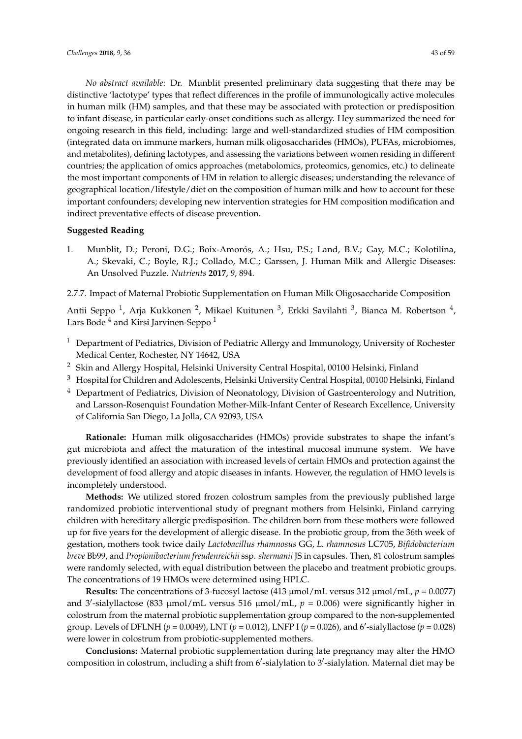*No abstract available*: Dr. Munblit presented preliminary data suggesting that there may be distinctive 'lactotype' types that reflect differences in the profile of immunologically active molecules in human milk (HM) samples, and that these may be associated with protection or predisposition to infant disease, in particular early-onset conditions such as allergy. Hey summarized the need for ongoing research in this field, including: large and well-standardized studies of HM composition (integrated data on immune markers, human milk oligosaccharides (HMOs), PUFAs, microbiomes, and metabolites), defining lactotypes, and assessing the variations between women residing in different countries; the application of omics approaches (metabolomics, proteomics, genomics, etc.) to delineate the most important components of HM in relation to allergic diseases; understanding the relevance of geographical location/lifestyle/diet on the composition of human milk and how to account for these important confounders; developing new intervention strategies for HM composition modification and indirect preventative effects of disease prevention.

**Suggested Reading**

1. Munblit, D.; Peroni, D.G.; Boix-Amorós, A.; Hsu, P.S.; Land, B.V.; Gay, M.C.; Kolotilina, A.; Skevaki, C.; Boyle, R.J.; Collado, M.C.; Garssen, J. Human Milk and Allergic Diseases: An Unsolved Puzzle. *Nutrients* **2017**, *9*, 894.

2.7.7. Impact of Maternal Probiotic Supplementation on Human Milk Oligosaccharide Composition

Antii Seppo [1], Arja Kukkonen [2], Mikael Kuitunen [3], Erkki Savilahti [3], Bianca M. Robertson [4], Lars Bode [4] and Kirsi Jarvinen-Seppo [1]

[1] Department of Pediatrics, Division of Pediatric Allergy and Immunology, University of Rochester Medical Center, Rochester, NY 14642, USA

[2] Skin and Allergy Hospital, Helsinki University Central Hospital, 00100 Helsinki, Finland

[3] Hospital for Children and Adolescents, Helsinki University Central Hospital, 00100 Helsinki, Finland

[4] Department of Pediatrics, Division of Neonatology, Division of Gastroenterology and Nutrition, and Larsson-Rosenquist Foundation Mother-Milk-Infant Center of Research Excellence, University of California San Diego, La Jolla, CA 92093, USA

**Rationale:** Human milk oligosaccharides (HMOs) provide substrates to shape the infant's gut microbiota and affect the maturation of the intestinal mucosal immune system. We have previously identified an association with increased levels of certain HMOs and protection against the development of food allergy and atopic diseases in infants. However, the regulation of HMO levels is incompletely understood.

**Methods:** We utilized stored frozen colostrum samples from the previously published large randomized probiotic interventional study of pregnant mothers from Helsinki, Finland carrying children with hereditary allergic predisposition. The children born from these mothers were followed up for five years for the development of allergic disease. In the probiotic group, from the 36th week of gestation, mothers took twice daily *Lactobacillus rhamnosus* GG, *L. rhamnosus* LC705, *Bifidobacterium breve* Bb99, and *Propionibacterium freudenreichii* ssp. *shermanii* JS in capsules. Then, 81 colostrum samples were randomly selected, with equal distribution between the placebo and treatment probiotic groups. The concentrations of 19 HMOs were determined using HPLC.

**Results:** The concentrations of 3-fucosyl lactose (413 μmol/mL versus 312 μmol/mL, $p = 0.0077$) and 3′-sialyllactose (833 μmol/mL versus 516 μmol/mL, $p = 0.006$) were significantly higher in colostrum from the maternal probiotic supplementation group compared to the non-supplemented group. Levels of DFLNH ($p = 0.0049$), LNT ($p = 0.012$), LNFP I ($p = 0.026$), and 6′-sialyllactose ($p = 0.028$) were lower in colostrum from probiotic-supplemented mothers.

**Conclusions:** Maternal probiotic supplementation during late pregnancy may alter the HMO composition in colostrum, including a shift from 6′-sialylation to 3′-sialylation. Maternal diet may be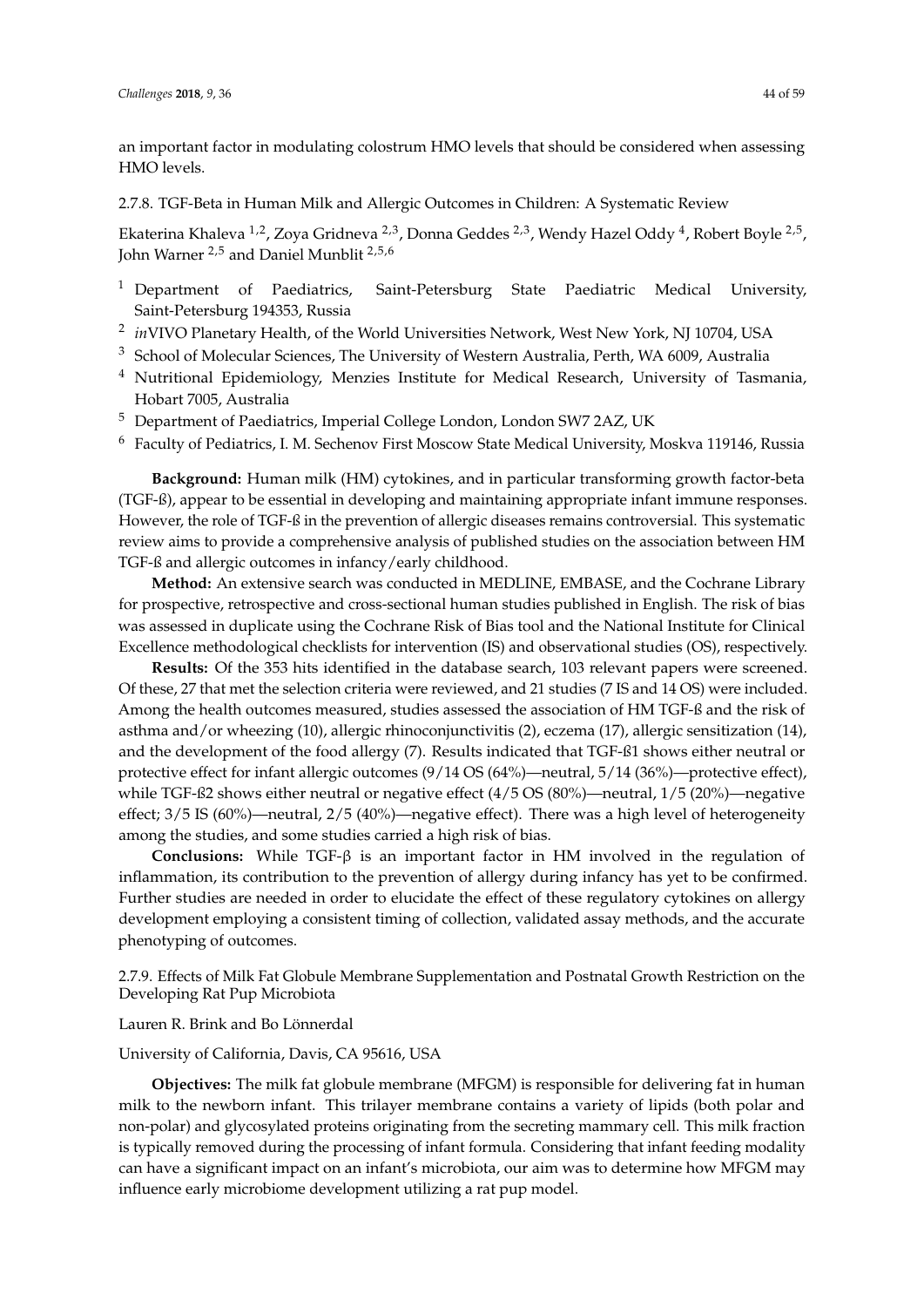an important factor in modulating colostrum HMO levels that should be considered when assessing HMO levels.

### 2.7.8. TGF-Beta in Human Milk and Allergic Outcomes in Children: A Systematic Review

Ekaterina Khaleva [1,2], Zoya Gridneva [2,3], Donna Geddes [2,3], Wendy Hazel Oddy [4], Robert Boyle [2,5], John Warner [2,5] and Daniel Munblit [2,5,6]

[1] Department of Paediatrics, Saint-Petersburg State Paediatric Medical University, Saint-Petersburg 194353, Russia

[2] *in*VIVO Planetary Health, of the World Universities Network, West New York, NJ 10704, USA

[3] School of Molecular Sciences, The University of Western Australia, Perth, WA 6009, Australia

[4] Nutritional Epidemiology, Menzies Institute for Medical Research, University of Tasmania, Hobart 7005, Australia

[5] Department of Paediatrics, Imperial College London, London SW7 2AZ, UK

[6] Faculty of Pediatrics, I. M. Sechenov First Moscow State Medical University, Moskva 119146, Russia

**Background:** Human milk (HM) cytokines, and in particular transforming growth factor-beta (TGF-ß), appear to be essential in developing and maintaining appropriate infant immune responses. However, the role of TGF-ß in the prevention of allergic diseases remains controversial. This systematic review aims to provide a comprehensive analysis of published studies on the association between HM TGF-ß and allergic outcomes in infancy/early childhood.

**Method:** An extensive search was conducted in MEDLINE, EMBASE, and the Cochrane Library for prospective, retrospective and cross-sectional human studies published in English. The risk of bias was assessed in duplicate using the Cochrane Risk of Bias tool and the National Institute for Clinical Excellence methodological checklists for intervention (IS) and observational studies (OS), respectively.

**Results:** Of the 353 hits identified in the database search, 103 relevant papers were screened. Of these, 27 that met the selection criteria were reviewed, and 21 studies (7 IS and 14 OS) were included. Among the health outcomes measured, studies assessed the association of HM TGF-ß and the risk of asthma and/or wheezing (10), allergic rhinoconjunctivitis (2), eczema (17), allergic sensitization (14), and the development of the food allergy (7). Results indicated that TGF-ß1 shows either neutral or protective effect for infant allergic outcomes (9/14 OS (64%)—neutral, 5/14 (36%)—protective effect), while TGF-ß2 shows either neutral or negative effect (4/5 OS (80%)—neutral, 1/5 (20%)—negative effect; 3/5 IS (60%)—neutral, 2/5 (40%)—negative effect). There was a high level of heterogeneity among the studies, and some studies carried a high risk of bias.

**Conclusions:** While TGF-β is an important factor in HM involved in the regulation of inflammation, its contribution to the prevention of allergy during infancy has yet to be confirmed. Further studies are needed in order to elucidate the effect of these regulatory cytokines on allergy development employing a consistent timing of collection, validated assay methods, and the accurate phenotyping of outcomes.

### 2.7.9. Effects of Milk Fat Globule Membrane Supplementation and Postnatal Growth Restriction on the Developing Rat Pup Microbiota

Lauren R. Brink and Bo Lönnerdal

University of California, Davis, CA 95616, USA

**Objectives:** The milk fat globule membrane (MFGM) is responsible for delivering fat in human milk to the newborn infant. This trilayer membrane contains a variety of lipids (both polar and non-polar) and glycosylated proteins originating from the secreting mammary cell. This milk fraction is typically removed during the processing of infant formula. Considering that infant feeding modality can have a significant impact on an infant's microbiota, our aim was to determine how MFGM may influence early microbiome development utilizing a rat pup model.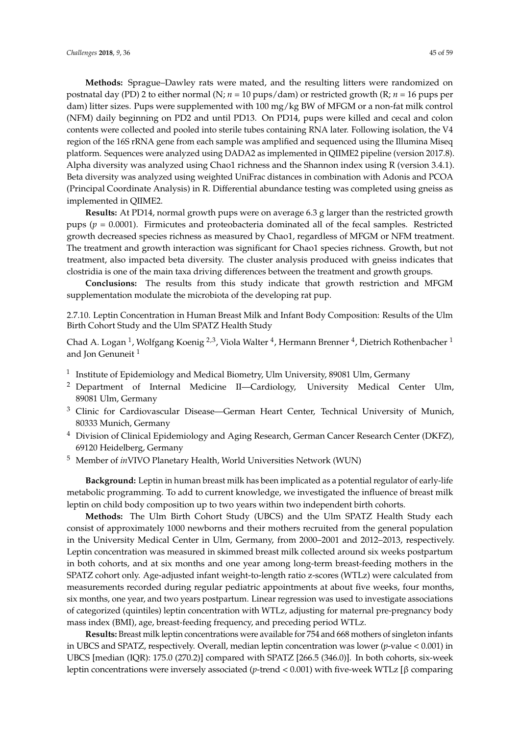**Methods:** Sprague–Dawley rats were mated, and the resulting litters were randomized on postnatal day (PD) 2 to either normal (N; $n = 10$ pups/dam) or restricted growth (R; $n = 16$ pups per dam) litter sizes. Pups were supplemented with 100 mg/kg BW of MFGM or a non-fat milk control (NFM) daily beginning on PD2 and until PD13. On PD14, pups were killed and cecal and colon contents were collected and pooled into sterile tubes containing RNA later. Following isolation, the V4 region of the 16S rRNA gene from each sample was amplified and sequenced using the Illumina Miseq platform. Sequences were analyzed using DADA2 as implemented in QIIME2 pipeline (version 2017.8). Alpha diversity was analyzed using Chao1 richness and the Shannon index using R (version 3.4.1). Beta diversity was analyzed using weighted UniFrac distances in combination with Adonis and PCOA (Principal Coordinate Analysis) in R. Differential abundance testing was completed using gneiss as implemented in QIIME2.

**Results:** At PD14, normal growth pups were on average 6.3 g larger than the restricted growth pups ($p = 0.0001$). Firmicutes and proteobacteria dominated all of the fecal samples. Restricted growth decreased species richness as measured by Chao1, regardless of MFGM or NFM treatment. The treatment and growth interaction was significant for Chao1 species richness. Growth, but not treatment, also impacted beta diversity. The cluster analysis produced with gneiss indicates that clostridia is one of the main taxa driving differences between the treatment and growth groups.

**Conclusions:** The results from this study indicate that growth restriction and MFGM supplementation modulate the microbiota of the developing rat pup.

#### 2.7.10. Leptin Concentration in Human Breast Milk and Infant Body Composition: Results of the Ulm Birth Cohort Study and the Ulm SPATZ Health Study

Chad A. Logan [1], Wolfgang Koenig [2,3], Viola Walter [4], Hermann Brenner [4], Dietrich Rothenbacher [1] and Jon Genuneit [1]

[1] Institute of Epidemiology and Medical Biometry, Ulm University, 89081 Ulm, Germany
[2] Department of Internal Medicine II—Cardiology, University Medical Center Ulm, 89081 Ulm, Germany
[3] Clinic for Cardiovascular Disease—German Heart Center, Technical University of Munich, 80333 Munich, Germany
[4] Division of Clinical Epidemiology and Aging Research, German Cancer Research Center (DKFZ), 69120 Heidelberg, Germany
[5] Member of *in*VIVO Planetary Health, World Universities Network (WUN)

**Background:** Leptin in human breast milk has been implicated as a potential regulator of early-life metabolic programming. To add to current knowledge, we investigated the influence of breast milk leptin on child body composition up to two years within two independent birth cohorts.

**Methods:** The Ulm Birth Cohort Study (UBCS) and the Ulm SPATZ Health Study each consist of approximately 1000 newborns and their mothers recruited from the general population in the University Medical Center in Ulm, Germany, from 2000–2001 and 2012–2013, respectively. Leptin concentration was measured in skimmed breast milk collected around six weeks postpartum in both cohorts, and at six months and one year among long-term breast-feeding mothers in the SPATZ cohort only. Age-adjusted infant weight-to-length ratio z-scores (WTLz) were calculated from measurements recorded during regular pediatric appointments at about five weeks, four months, six months, one year, and two years postpartum. Linear regression was used to investigate associations of categorized (quintiles) leptin concentration with WTLz, adjusting for maternal pre-pregnancy body mass index (BMI), age, breast-feeding frequency, and preceding period WTLz.

**Results:** Breast milk leptin concentrations were available for 754 and 668 mothers of singleton infants in UBCS and SPATZ, respectively. Overall, median leptin concentration was lower ($p$-value $< 0.001$) in UBCS [median (IQR): 175.0 (270.2)] compared with SPATZ [266.5 (346.0)]. In both cohorts, six-week leptin concentrations were inversely associated ($p$-trend $< 0.001$) with five-week WTLz [β comparing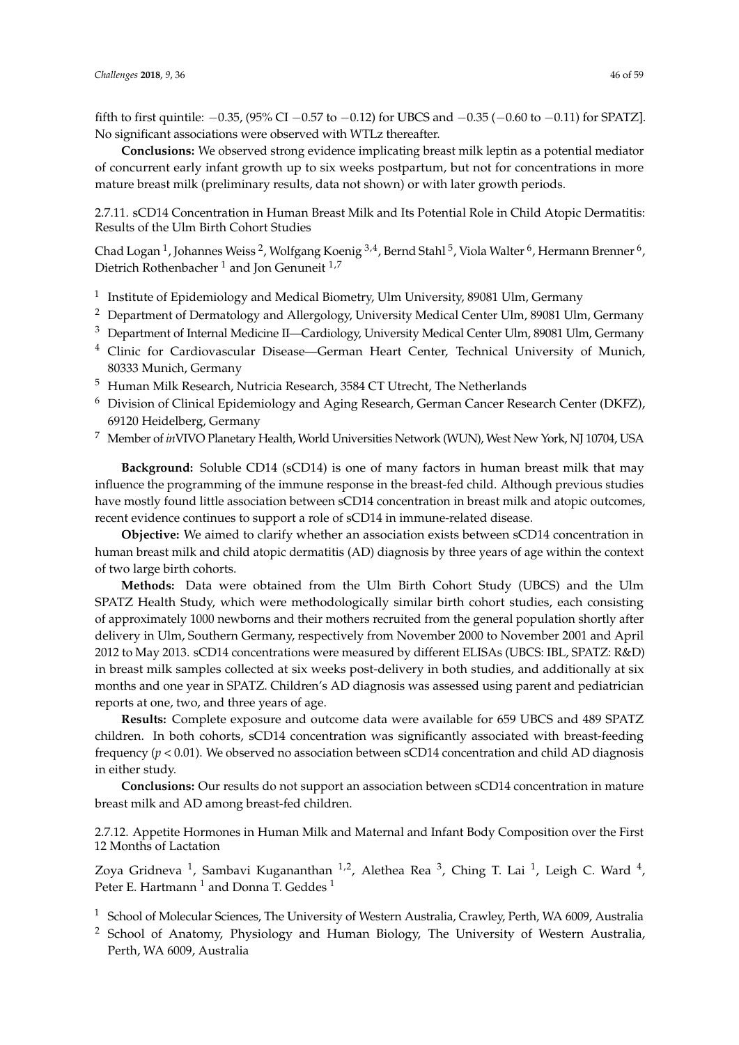fifth to first quintile: −0.35, (95% CI −0.57 to −0.12) for UBCS and −0.35 (−0.60 to −0.11) for SPATZ]. No significant associations were observed with WTLz thereafter.

**Conclusions:** We observed strong evidence implicating breast milk leptin as a potential mediator of concurrent early infant growth up to six weeks postpartum, but not for concentrations in more mature breast milk (preliminary results, data not shown) or with later growth periods.

### 2.7.11. sCD14 Concentration in Human Breast Milk and Its Potential Role in Child Atopic Dermatitis: Results of the Ulm Birth Cohort Studies

Chad Logan [1], Johannes Weiss [2], Wolfgang Koenig [3,4], Bernd Stahl [5], Viola Walter [6], Hermann Brenner [6], Dietrich Rothenbacher [1] and Jon Genuneit [1,7]

[1] Institute of Epidemiology and Medical Biometry, Ulm University, 89081 Ulm, Germany
[2] Department of Dermatology and Allergology, University Medical Center Ulm, 89081 Ulm, Germany
[3] Department of Internal Medicine II—Cardiology, University Medical Center Ulm, 89081 Ulm, Germany
[4] Clinic for Cardiovascular Disease—German Heart Center, Technical University of Munich, 80333 Munich, Germany
[5] Human Milk Research, Nutricia Research, 3584 CT Utrecht, The Netherlands
[6] Division of Clinical Epidemiology and Aging Research, German Cancer Research Center (DKFZ), 69120 Heidelberg, Germany
[7] Member of *in*VIVO Planetary Health, World Universities Network (WUN), West New York, NJ 10704, USA

**Background:** Soluble CD14 (sCD14) is one of many factors in human breast milk that may influence the programming of the immune response in the breast-fed child. Although previous studies have mostly found little association between sCD14 concentration in breast milk and atopic outcomes, recent evidence continues to support a role of sCD14 in immune-related disease.

**Objective:** We aimed to clarify whether an association exists between sCD14 concentration in human breast milk and child atopic dermatitis (AD) diagnosis by three years of age within the context of two large birth cohorts.

**Methods:** Data were obtained from the Ulm Birth Cohort Study (UBCS) and the Ulm SPATZ Health Study, which were methodologically similar birth cohort studies, each consisting of approximately 1000 newborns and their mothers recruited from the general population shortly after delivery in Ulm, Southern Germany, respectively from November 2000 to November 2001 and April 2012 to May 2013. sCD14 concentrations were measured by different ELISAs (UBCS: IBL, SPATZ: R&D) in breast milk samples collected at six weeks post-delivery in both studies, and additionally at six months and one year in SPATZ. Children's AD diagnosis was assessed using parent and pediatrician reports at one, two, and three years of age.

**Results:** Complete exposure and outcome data were available for 659 UBCS and 489 SPATZ children. In both cohorts, sCD14 concentration was significantly associated with breast-feeding frequency ($p < 0.01$). We observed no association between sCD14 concentration and child AD diagnosis in either study.

**Conclusions:** Our results do not support an association between sCD14 concentration in mature breast milk and AD among breast-fed children.

### 2.7.12. Appetite Hormones in Human Milk and Maternal and Infant Body Composition over the First 12 Months of Lactation

Zoya Gridneva [1], Sambavi Kugananthan [1,2], Alethea Rea [3], Ching T. Lai [1], Leigh C. Ward [4], Peter E. Hartmann [1] and Donna T. Geddes [1]

[1] School of Molecular Sciences, The University of Western Australia, Crawley, Perth, WA 6009, Australia
[2] School of Anatomy, Physiology and Human Biology, The University of Western Australia, Perth, WA 6009, Australia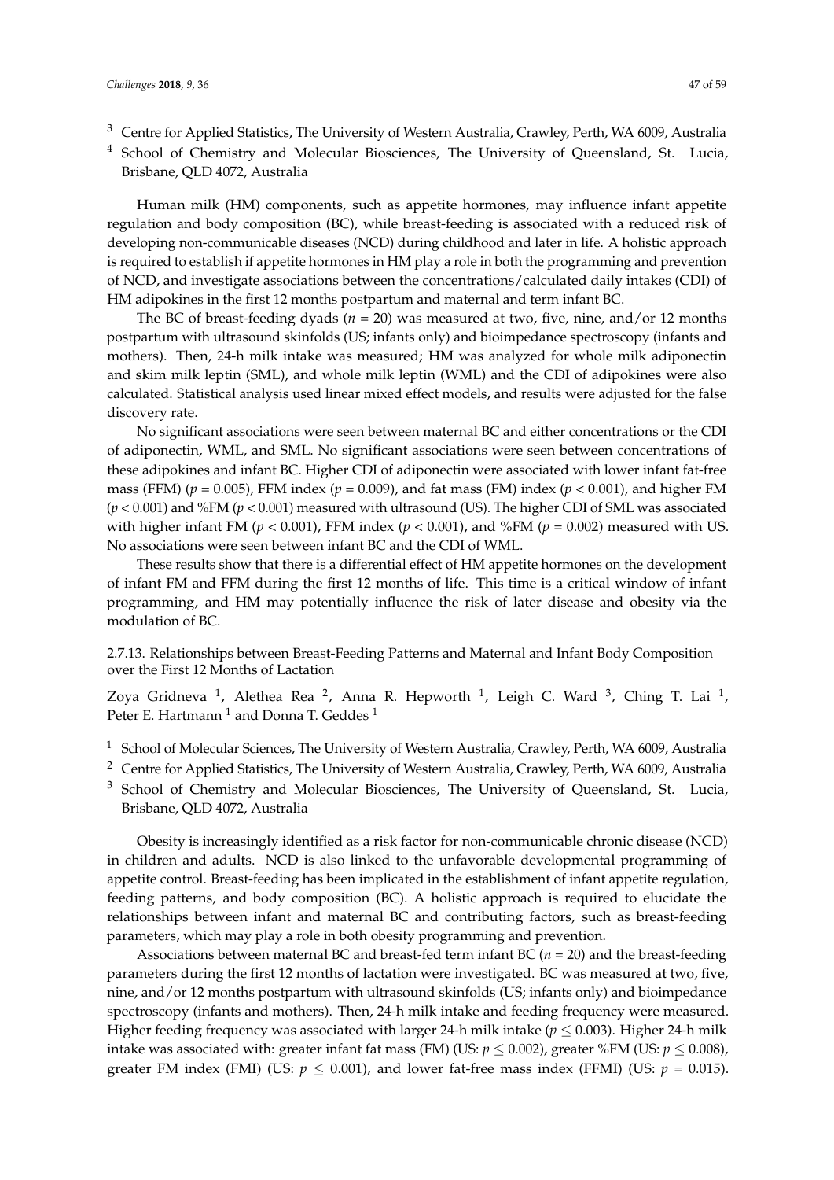[3] Centre for Applied Statistics, The University of Western Australia, Crawley, Perth, WA 6009, Australia

[4] School of Chemistry and Molecular Biosciences, The University of Queensland, St. Lucia, Brisbane, QLD 4072, Australia

Human milk (HM) components, such as appetite hormones, may influence infant appetite regulation and body composition (BC), while breast-feeding is associated with a reduced risk of developing non-communicable diseases (NCD) during childhood and later in life. A holistic approach is required to establish if appetite hormones in HM play a role in both the programming and prevention of NCD, and investigate associations between the concentrations/calculated daily intakes (CDI) of HM adipokines in the first 12 months postpartum and maternal and term infant BC.

The BC of breast-feeding dyads ($n = 20$) was measured at two, five, nine, and/or 12 months postpartum with ultrasound skinfolds (US; infants only) and bioimpedance spectroscopy (infants and mothers). Then, 24-h milk intake was measured; HM was analyzed for whole milk adiponectin and skim milk leptin (SML), and whole milk leptin (WML) and the CDI of adipokines were also calculated. Statistical analysis used linear mixed effect models, and results were adjusted for the false discovery rate.

No significant associations were seen between maternal BC and either concentrations or the CDI of adiponectin, WML, and SML. No significant associations were seen between concentrations of these adipokines and infant BC. Higher CDI of adiponectin were associated with lower infant fat-free mass (FFM) ($p = 0.005$), FFM index ($p = 0.009$), and fat mass (FM) index ($p < 0.001$), and higher FM ($p < 0.001$) and %FM ($p < 0.001$) measured with ultrasound (US). The higher CDI of SML was associated with higher infant FM ($p < 0.001$), FFM index ($p < 0.001$), and %FM ($p = 0.002$) measured with US. No associations were seen between infant BC and the CDI of WML.

These results show that there is a differential effect of HM appetite hormones on the development of infant FM and FFM during the first 12 months of life. This time is a critical window of infant programming, and HM may potentially influence the risk of later disease and obesity via the modulation of BC.

#### 2.7.13. Relationships between Breast-Feeding Patterns and Maternal and Infant Body Composition over the First 12 Months of Lactation

Zoya Gridneva [1], Alethea Rea [2], Anna R. Hepworth [1], Leigh C. Ward [3], Ching T. Lai [1], Peter E. Hartmann [1] and Donna T. Geddes [1]

[1] School of Molecular Sciences, The University of Western Australia, Crawley, Perth, WA 6009, Australia

[2] Centre for Applied Statistics, The University of Western Australia, Crawley, Perth, WA 6009, Australia

[3] School of Chemistry and Molecular Biosciences, The University of Queensland, St. Lucia, Brisbane, QLD 4072, Australia

Obesity is increasingly identified as a risk factor for non-communicable chronic disease (NCD) in children and adults. NCD is also linked to the unfavorable developmental programming of appetite control. Breast-feeding has been implicated in the establishment of infant appetite regulation, feeding patterns, and body composition (BC). A holistic approach is required to elucidate the relationships between infant and maternal BC and contributing factors, such as breast-feeding parameters, which may play a role in both obesity programming and prevention.

Associations between maternal BC and breast-fed term infant BC ($n = 20$) and the breast-feeding parameters during the first 12 months of lactation were investigated. BC was measured at two, five, nine, and/or 12 months postpartum with ultrasound skinfolds (US; infants only) and bioimpedance spectroscopy (infants and mothers). Then, 24-h milk intake and feeding frequency were measured. Higher feeding frequency was associated with larger 24-h milk intake ($p \leq 0.003$). Higher 24-h milk intake was associated with: greater infant fat mass (FM) (US: $p \leq 0.002$), greater %FM (US: $p \leq 0.008$), greater FM index (FMI) (US: $p \leq 0.001$), and lower fat-free mass index (FFMI) (US: $p = 0.015$).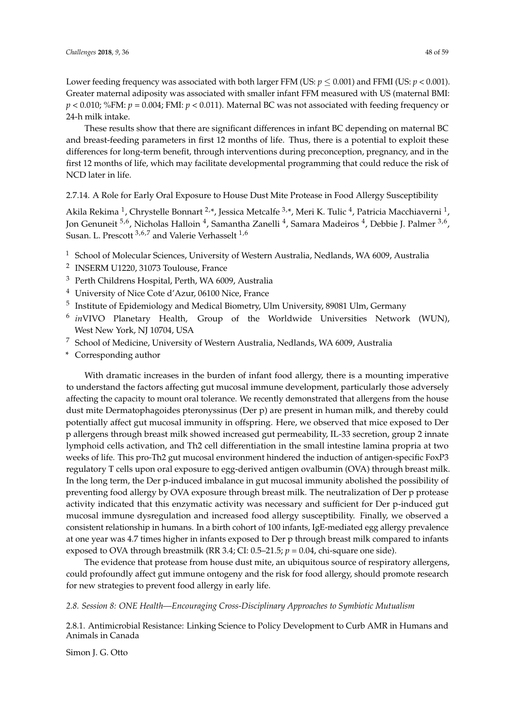Lower feeding frequency was associated with both larger FFM (US: $p \leq 0.001$) and FFMI (US: $p < 0.001$). Greater maternal adiposity was associated with smaller infant FFM measured with US (maternal BMI: $p < 0.010$; %FM: $p = 0.004$; FMI: $p < 0.011$). Maternal BC was not associated with feeding frequency or 24-h milk intake.

These results show that there are significant differences in infant BC depending on maternal BC and breast-feeding parameters in first 12 months of life. Thus, there is a potential to exploit these differences for long-term benefit, through interventions during preconception, pregnancy, and in the first 12 months of life, which may facilitate developmental programming that could reduce the risk of NCD later in life.

#### 2.7.14. A Role for Early Oral Exposure to House Dust Mite Protease in Food Allergy Susceptibility

Akila Rekima [1], Chrystelle Bonnart [2,*], Jessica Metcalfe [3,*], Meri K. Tulic [4], Patricia Macchiaverni [1], Jon Genuneit [5,6], Nicholas Halloin [4], Samantha Zanelli [4], Samara Madeiros [4], Debbie J. Palmer [3,6], Susan. L. Prescott [3,6,7] and Valerie Verhasselt [1,6]

[1] School of Molecular Sciences, University of Western Australia, Nedlands, WA 6009, Australia
[2] INSERM U1220, 31073 Toulouse, France
[3] Perth Childrens Hospital, Perth, WA 6009, Australia
[4] University of Nice Cote d'Azur, 06100 Nice, France
[5] Institute of Epidemiology and Medical Biometry, Ulm University, 89081 Ulm, Germany
[6] *in*VIVO Planetary Health, Group of the Worldwide Universities Network (WUN), West New York, NJ 10704, USA
[7] School of Medicine, University of Western Australia, Nedlands, WA 6009, Australia
\* Corresponding author

With dramatic increases in the burden of infant food allergy, there is a mounting imperative to understand the factors affecting gut mucosal immune development, particularly those adversely affecting the capacity to mount oral tolerance. We recently demonstrated that allergens from the house dust mite Dermatophagoides pteronyssinus (Der p) are present in human milk, and thereby could potentially affect gut mucosal immunity in offspring. Here, we observed that mice exposed to Der p allergens through breast milk showed increased gut permeability, IL-33 secretion, group 2 innate lymphoid cells activation, and Th2 cell differentiation in the small intestine lamina propria at two weeks of life. This pro-Th2 gut mucosal environment hindered the induction of antigen-specific FoxP3 regulatory T cells upon oral exposure to egg-derived antigen ovalbumin (OVA) through breast milk. In the long term, the Der p-induced imbalance in gut mucosal immunity abolished the possibility of preventing food allergy by OVA exposure through breast milk. The neutralization of Der p protease activity indicated that this enzymatic activity was necessary and sufficient for Der p-induced gut mucosal immune dysregulation and increased food allergy susceptibility. Finally, we observed a consistent relationship in humans. In a birth cohort of 100 infants, IgE-mediated egg allergy prevalence at one year was 4.7 times higher in infants exposed to Der p through breast milk compared to infants exposed to OVA through breastmilk (RR 3.4; CI: 0.5–21.5; $p = 0.04$, chi-square one side).

The evidence that protease from house dust mite, an ubiquitous source of respiratory allergens, could profoundly affect gut immune ontogeny and the risk for food allergy, should promote research for new strategies to prevent food allergy in early life.

### *2.8. Session 8: ONE Health—Encouraging Cross-Disciplinary Approaches to Symbiotic Mutualism*

#### 2.8.1. Antimicrobial Resistance: Linking Science to Policy Development to Curb AMR in Humans and Animals in Canada

Simon J. G. Otto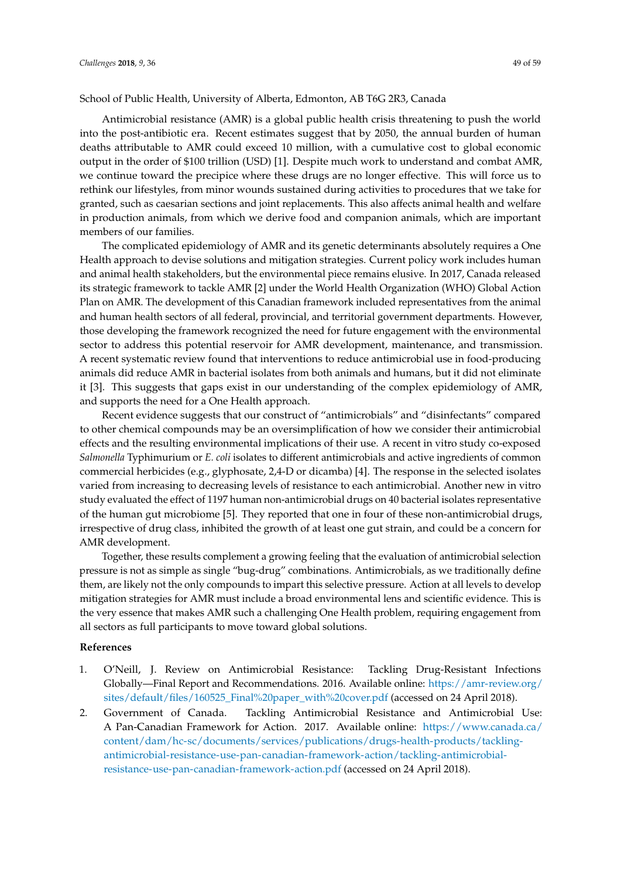School of Public Health, University of Alberta, Edmonton, AB T6G 2R3, Canada

Antimicrobial resistance (AMR) is a global public health crisis threatening to push the world into the post-antibiotic era. Recent estimates suggest that by 2050, the annual burden of human deaths attributable to AMR could exceed 10 million, with a cumulative cost to global economic output in the order of $100 trillion (USD) [1]. Despite much work to understand and combat AMR, we continue toward the precipice where these drugs are no longer effective. This will force us to rethink our lifestyles, from minor wounds sustained during activities to procedures that we take for granted, such as caesarian sections and joint replacements. This also affects animal health and welfare in production animals, from which we derive food and companion animals, which are important members of our families.

The complicated epidemiology of AMR and its genetic determinants absolutely requires a One Health approach to devise solutions and mitigation strategies. Current policy work includes human and animal health stakeholders, but the environmental piece remains elusive. In 2017, Canada released its strategic framework to tackle AMR [2] under the World Health Organization (WHO) Global Action Plan on AMR. The development of this Canadian framework included representatives from the animal and human health sectors of all federal, provincial, and territorial government departments. However, those developing the framework recognized the need for future engagement with the environmental sector to address this potential reservoir for AMR development, maintenance, and transmission. A recent systematic review found that interventions to reduce antimicrobial use in food-producing animals did reduce AMR in bacterial isolates from both animals and humans, but it did not eliminate it [3]. This suggests that gaps exist in our understanding of the complex epidemiology of AMR, and supports the need for a One Health approach.

Recent evidence suggests that our construct of "antimicrobials" and "disinfectants" compared to other chemical compounds may be an oversimplification of how we consider their antimicrobial effects and the resulting environmental implications of their use. A recent in vitro study co-exposed *Salmonella* Typhimurium or *E. coli* isolates to different antimicrobials and active ingredients of common commercial herbicides (e.g., glyphosate, 2,4-D or dicamba) [4]. The response in the selected isolates varied from increasing to decreasing levels of resistance to each antimicrobial. Another new in vitro study evaluated the effect of 1197 human non-antimicrobial drugs on 40 bacterial isolates representative of the human gut microbiome [5]. They reported that one in four of these non-antimicrobial drugs, irrespective of drug class, inhibited the growth of at least one gut strain, and could be a concern for AMR development.

Together, these results complement a growing feeling that the evaluation of antimicrobial selection pressure is not as simple as single "bug-drug" combinations. Antimicrobials, as we traditionally define them, are likely not the only compounds to impart this selective pressure. Action at all levels to develop mitigation strategies for AMR must include a broad environmental lens and scientific evidence. This is the very essence that makes AMR such a challenging One Health problem, requiring engagement from all sectors as full participants to move toward global solutions.

**References**

1. O'Neill, J. Review on Antimicrobial Resistance: Tackling Drug-Resistant Infections Globally—Final Report and Recommendations. 2016. Available online: https://amr-review.org/sites/default/files/160525_Final%20paper_with%20cover.pdf (accessed on 24 April 2018).
2. Government of Canada. Tackling Antimicrobial Resistance and Antimicrobial Use: A Pan-Canadian Framework for Action. 2017. Available online: https://www.canada.ca/content/dam/hc-sc/documents/services/publications/drugs-health-products/tackling-antimicrobial-resistance-use-pan-canadian-framework-action/tackling-antimicrobial-resistance-use-pan-canadian-framework-action.pdf (accessed on 24 April 2018).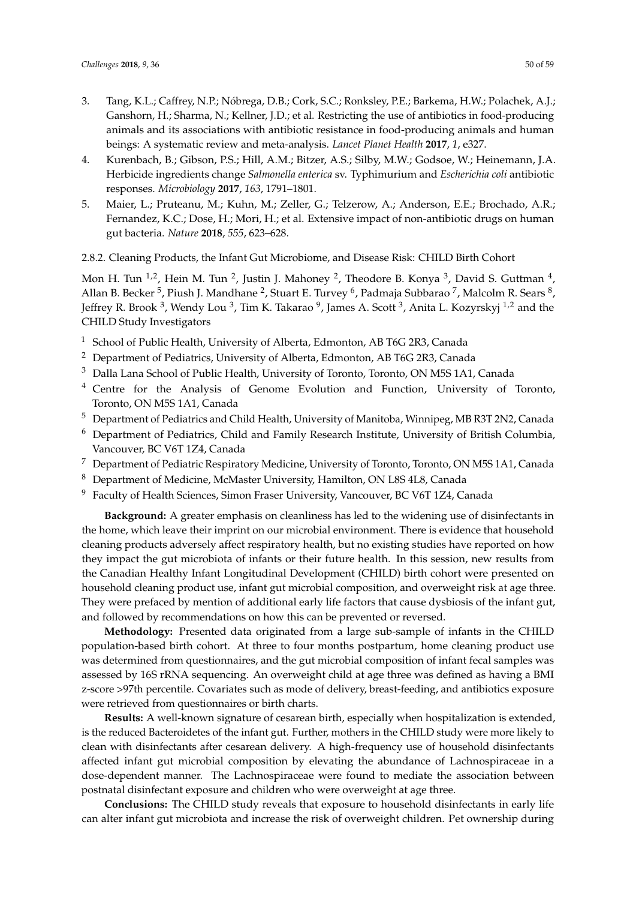3. Tang, K.L.; Caffrey, N.P.; Nóbrega, D.B.; Cork, S.C.; Ronksley, P.E.; Barkema, H.W.; Polachek, A.J.; Ganshorn, H.; Sharma, N.; Kellner, J.D.; et al. Restricting the use of antibiotics in food-producing animals and its associations with antibiotic resistance in food-producing animals and human beings: A systematic review and meta-analysis. *Lancet Planet Health* **2017**, *1*, e327.
4. Kurenbach, B.; Gibson, P.S.; Hill, A.M.; Bitzer, A.S.; Silby, M.W.; Godsoe, W.; Heinemann, J.A. Herbicide ingredients change *Salmonella enterica* sv. Typhimurium and *Escherichia coli* antibiotic responses. *Microbiology* **2017**, *163*, 1791–1801.
5. Maier, L.; Pruteanu, M.; Kuhn, M.; Zeller, G.; Telzerow, A.; Anderson, E.E.; Brochado, A.R.; Fernandez, K.C.; Dose, H.; Mori, H.; et al. Extensive impact of non-antibiotic drugs on human gut bacteria. *Nature* **2018**, *555*, 623–628.

#### 2.8.2. Cleaning Products, the Infant Gut Microbiome, and Disease Risk: CHILD Birth Cohort

Mon H. Tun [1,2], Hein M. Tun [2], Justin J. Mahoney [2], Theodore B. Konya [3], David S. Guttman [4], Allan B. Becker [5], Piush J. Mandhane [2], Stuart E. Turvey [6], Padmaja Subbarao [7], Malcolm R. Sears [8], Jeffrey R. Brook [3], Wendy Lou [3], Tim K. Takarao [9], James A. Scott [3], Anita L. Kozyrskyj [1,2] and the CHILD Study Investigators

[1] School of Public Health, University of Alberta, Edmonton, AB T6G 2R3, Canada
[2] Department of Pediatrics, University of Alberta, Edmonton, AB T6G 2R3, Canada
[3] Dalla Lana School of Public Health, University of Toronto, Toronto, ON M5S 1A1, Canada
[4] Centre for the Analysis of Genome Evolution and Function, University of Toronto, Toronto, ON M5S 1A1, Canada
[5] Department of Pediatrics and Child Health, University of Manitoba, Winnipeg, MB R3T 2N2, Canada
[6] Department of Pediatrics, Child and Family Research Institute, University of British Columbia, Vancouver, BC V6T 1Z4, Canada
[7] Department of Pediatric Respiratory Medicine, University of Toronto, Toronto, ON M5S 1A1, Canada
[8] Department of Medicine, McMaster University, Hamilton, ON L8S 4L8, Canada
[9] Faculty of Health Sciences, Simon Fraser University, Vancouver, BC V6T 1Z4, Canada

**Background:** A greater emphasis on cleanliness has led to the widening use of disinfectants in the home, which leave their imprint on our microbial environment. There is evidence that household cleaning products adversely affect respiratory health, but no existing studies have reported on how they impact the gut microbiota of infants or their future health. In this session, new results from the Canadian Healthy Infant Longitudinal Development (CHILD) birth cohort were presented on household cleaning product use, infant gut microbial composition, and overweight risk at age three. They were prefaced by mention of additional early life factors that cause dysbiosis of the infant gut, and followed by recommendations on how this can be prevented or reversed.

**Methodology:** Presented data originated from a large sub-sample of infants in the CHILD population-based birth cohort. At three to four months postpartum, home cleaning product use was determined from questionnaires, and the gut microbial composition of infant fecal samples was assessed by 16S rRNA sequencing. An overweight child at age three was defined as having a BMI z-score >97th percentile. Covariates such as mode of delivery, breast-feeding, and antibiotics exposure were retrieved from questionnaires or birth charts.

**Results:** A well-known signature of cesarean birth, especially when hospitalization is extended, is the reduced Bacteroidetes of the infant gut. Further, mothers in the CHILD study were more likely to clean with disinfectants after cesarean delivery. A high-frequency use of household disinfectants affected infant gut microbial composition by elevating the abundance of Lachnospiraceae in a dose-dependent manner. The Lachnospiraceae were found to mediate the association between postnatal disinfectant exposure and children who were overweight at age three.

**Conclusions:** The CHILD study reveals that exposure to household disinfectants in early life can alter infant gut microbiota and increase the risk of overweight children. Pet ownership during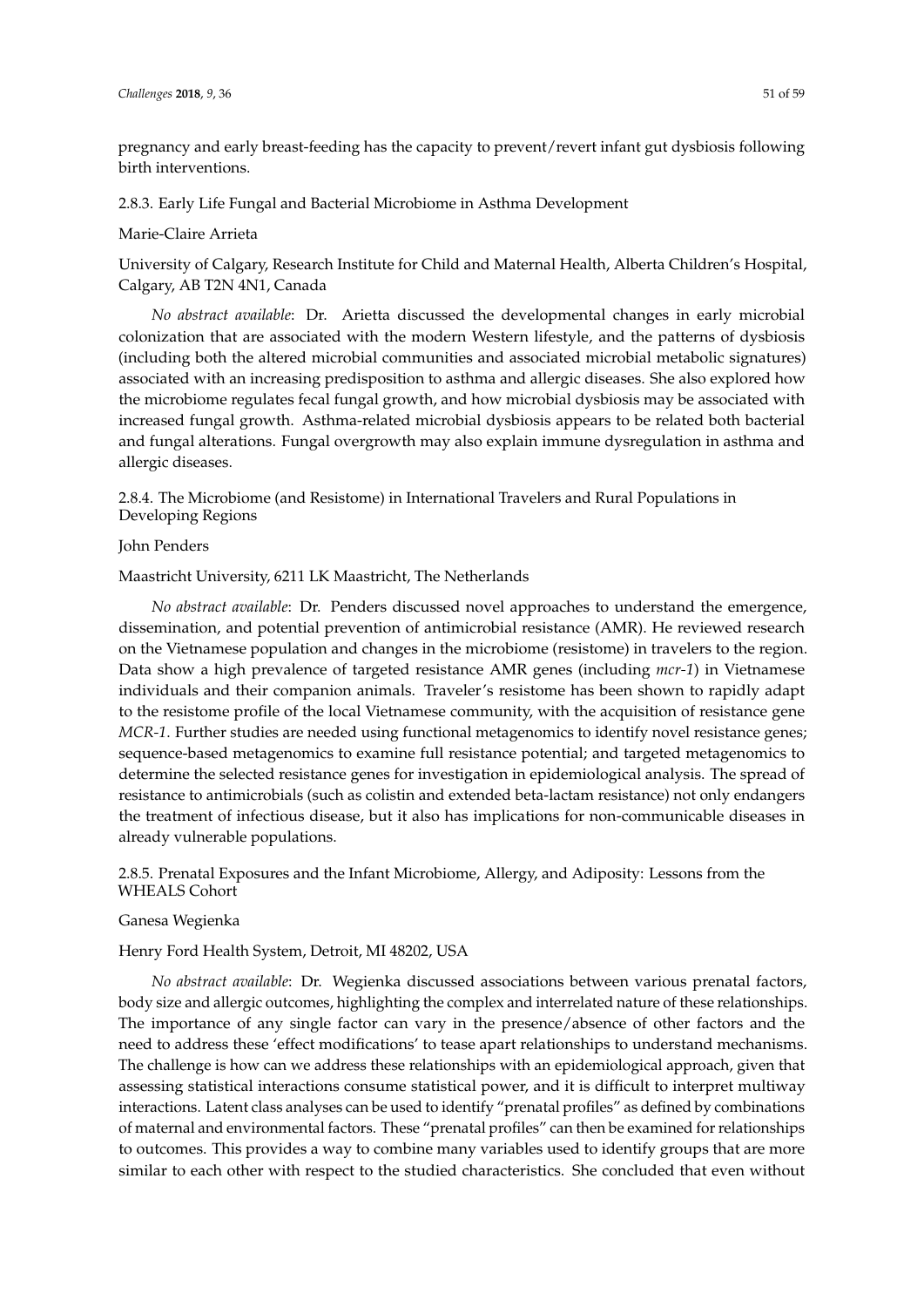pregnancy and early breast-feeding has the capacity to prevent/revert infant gut dysbiosis following birth interventions.

#### 2.8.3. Early Life Fungal and Bacterial Microbiome in Asthma Development

Marie-Claire Arrieta

University of Calgary, Research Institute for Child and Maternal Health, Alberta Children's Hospital, Calgary, AB T2N 4N1, Canada

*No abstract available*: Dr. Arrietta discussed the developmental changes in early microbial colonization that are associated with the modern Western lifestyle, and the patterns of dysbiosis (including both the altered microbial communities and associated microbial metabolic signatures) associated with an increasing predisposition to asthma and allergic diseases. She also explored how the microbiome regulates fecal fungal growth, and how microbial dysbiosis may be associated with increased fungal growth. Asthma-related microbial dysbiosis appears to be related both bacterial and fungal alterations. Fungal overgrowth may also explain immune dysregulation in asthma and allergic diseases.

#### 2.8.4. The Microbiome (and Resistome) in International Travelers and Rural Populations in Developing Regions

John Penders

Maastricht University, 6211 LK Maastricht, The Netherlands

*No abstract available*: Dr. Penders discussed novel approaches to understand the emergence, dissemination, and potential prevention of antimicrobial resistance (AMR). He reviewed research on the Vietnamese population and changes in the microbiome (resistome) in travelers to the region. Data show a high prevalence of targeted resistance AMR genes (including *mcr-1*) in Vietnamese individuals and their companion animals. Traveler's resistome has been shown to rapidly adapt to the resistome profile of the local Vietnamese community, with the acquisition of resistance gene *MCR-1*. Further studies are needed using functional metagenomics to identify novel resistance genes; sequence-based metagenomics to examine full resistance potential; and targeted metagenomics to determine the selected resistance genes for investigation in epidemiological analysis. The spread of resistance to antimicrobials (such as colistin and extended beta-lactam resistance) not only endangers the treatment of infectious disease, but it also has implications for non-communicable diseases in already vulnerable populations.

#### 2.8.5. Prenatal Exposures and the Infant Microbiome, Allergy, and Adiposity: Lessons from the WHEALS Cohort

Ganesa Wegienka

Henry Ford Health System, Detroit, MI 48202, USA

*No abstract available*: Dr. Wegienka discussed associations between various prenatal factors, body size and allergic outcomes, highlighting the complex and interrelated nature of these relationships. The importance of any single factor can vary in the presence/absence of other factors and the need to address these 'effect modifications' to tease apart relationships to understand mechanisms. The challenge is how can we address these relationships with an epidemiological approach, given that assessing statistical interactions consume statistical power, and it is difficult to interpret multiway interactions. Latent class analyses can be used to identify "prenatal profiles" as defined by combinations of maternal and environmental factors. These "prenatal profiles" can then be examined for relationships to outcomes. This provides a way to combine many variables used to identify groups that are more similar to each other with respect to the studied characteristics. She concluded that even without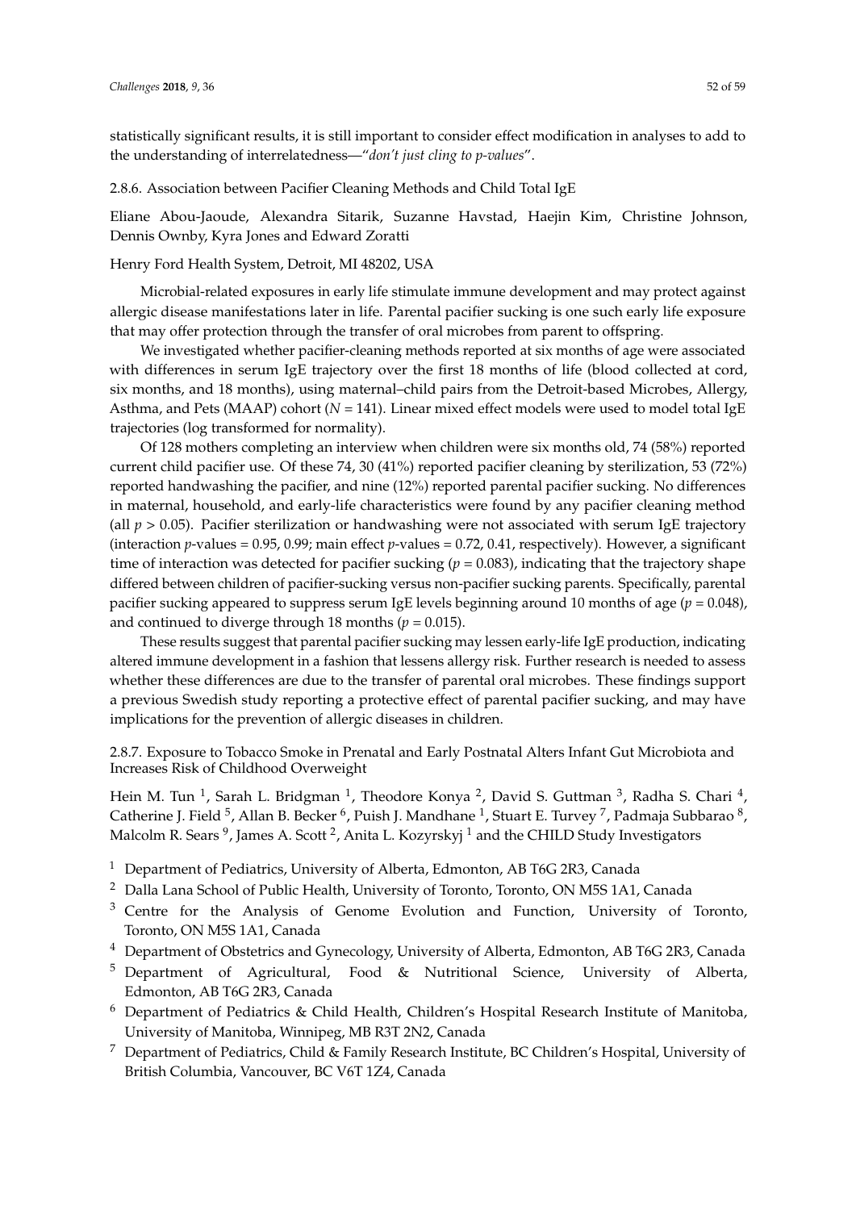statistically significant results, it is still important to consider effect modification in analyses to add to the understanding of interrelatedness—"*don't just cling to p-values*".

### 2.8.6. Association between Pacifier Cleaning Methods and Child Total IgE

Eliane Abou-Jaoude, Alexandra Sitarik, Suzanne Havstad, Haejin Kim, Christine Johnson, Dennis Ownby, Kyra Jones and Edward Zoratti

Henry Ford Health System, Detroit, MI 48202, USA

Microbial-related exposures in early life stimulate immune development and may protect against allergic disease manifestations later in life. Parental pacifier sucking is one such early life exposure that may offer protection through the transfer of oral microbes from parent to offspring.

We investigated whether pacifier-cleaning methods reported at six months of age were associated with differences in serum IgE trajectory over the first 18 months of life (blood collected at cord, six months, and 18 months), using maternal–child pairs from the Detroit-based Microbes, Allergy, Asthma, and Pets (MAAP) cohort ($N = 141$). Linear mixed effect models were used to model total IgE trajectories (log transformed for normality).

Of 128 mothers completing an interview when children were six months old, 74 (58%) reported current child pacifier use. Of these 74, 30 (41%) reported pacifier cleaning by sterilization, 53 (72%) reported handwashing the pacifier, and nine (12%) reported parental pacifier sucking. No differences in maternal, household, and early-life characteristics were found by any pacifier cleaning method (all $p > 0.05$). Pacifier sterilization or handwashing were not associated with serum IgE trajectory (interaction $p$-values = 0.95, 0.99; main effect $p$-values = 0.72, 0.41, respectively). However, a significant time of interaction was detected for pacifier sucking ($p = 0.083$), indicating that the trajectory shape differed between children of pacifier-sucking versus non-pacifier sucking parents. Specifically, parental pacifier sucking appeared to suppress serum IgE levels beginning around 10 months of age ($p = 0.048$), and continued to diverge through 18 months ($p = 0.015$).

These results suggest that parental pacifier sucking may lessen early-life IgE production, indicating altered immune development in a fashion that lessens allergy risk. Further research is needed to assess whether these differences are due to the transfer of parental oral microbes. These findings support a previous Swedish study reporting a protective effect of parental pacifier sucking, and may have implications for the prevention of allergic diseases in children.

### 2.8.7. Exposure to Tobacco Smoke in Prenatal and Early Postnatal Alters Infant Gut Microbiota and Increases Risk of Childhood Overweight

Hein M. Tun [1], Sarah L. Bridgman [1], Theodore Konya [2], David S. Guttman [3], Radha S. Chari [4], Catherine J. Field [5], Allan B. Becker [6], Puish J. Mandhane [1], Stuart E. Turvey [7], Padmaja Subbarao [8], Malcolm R. Sears [9], James A. Scott [2], Anita L. Kozyrskyj [1] and the CHILD Study Investigators

[1] Department of Pediatrics, University of Alberta, Edmonton, AB T6G 2R3, Canada

[2] Dalla Lana School of Public Health, University of Toronto, Toronto, ON M5S 1A1, Canada

[3] Centre for the Analysis of Genome Evolution and Function, University of Toronto, Toronto, ON M5S 1A1, Canada

[4] Department of Obstetrics and Gynecology, University of Alberta, Edmonton, AB T6G 2R3, Canada

[5] Department of Agricultural, Food & Nutritional Science, University of Alberta, Edmonton, AB T6G 2R3, Canada

[6] Department of Pediatrics & Child Health, Children's Hospital Research Institute of Manitoba, University of Manitoba, Winnipeg, MB R3T 2N2, Canada

[7] Department of Pediatrics, Child & Family Research Institute, BC Children's Hospital, University of British Columbia, Vancouver, BC V6T 1Z4, Canada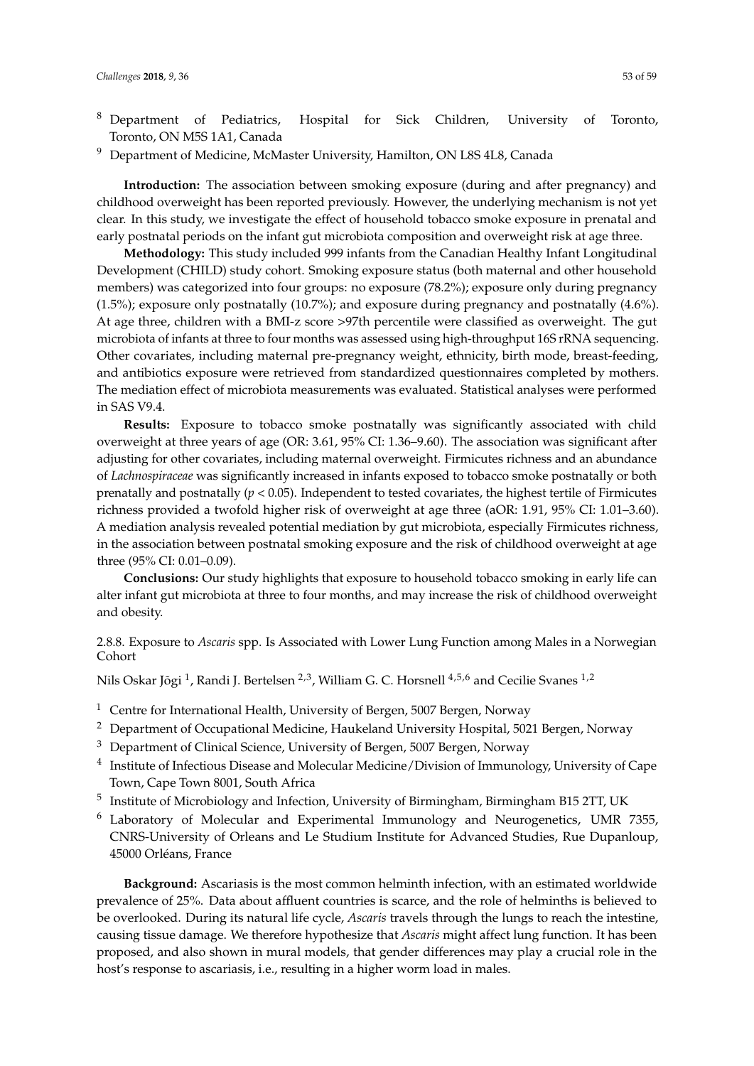[8] Department of Pediatrics, Hospital for Sick Children, University of Toronto, Toronto, ON M5S 1A1, Canada

[9] Department of Medicine, McMaster University, Hamilton, ON L8S 4L8, Canada

**Introduction:** The association between smoking exposure (during and after pregnancy) and childhood overweight has been reported previously. However, the underlying mechanism is not yet clear. In this study, we investigate the effect of household tobacco smoke exposure in prenatal and early postnatal periods on the infant gut microbiota composition and overweight risk at age three.

**Methodology:** This study included 999 infants from the Canadian Healthy Infant Longitudinal Development (CHILD) study cohort. Smoking exposure status (both maternal and other household members) was categorized into four groups: no exposure (78.2%); exposure only during pregnancy (1.5%); exposure only postnatally (10.7%); and exposure during pregnancy and postnatally (4.6%). At age three, children with a BMI-z score >97th percentile were classified as overweight. The gut microbiota of infants at three to four months was assessed using high-throughput 16S rRNA sequencing. Other covariates, including maternal pre-pregnancy weight, ethnicity, birth mode, breast-feeding, and antibiotics exposure were retrieved from standardized questionnaires completed by mothers. The mediation effect of microbiota measurements was evaluated. Statistical analyses were performed in SAS V9.4.

**Results:** Exposure to tobacco smoke postnatally was significantly associated with child overweight at three years of age (OR: 3.61, 95% CI: 1.36–9.60). The association was significant after adjusting for other covariates, including maternal overweight. Firmicutes richness and an abundance of *Lachnospiraceae* was significantly increased in infants exposed to tobacco smoke postnatally or both prenatally and postnatally ($p < 0.05$). Independent to tested covariates, the highest tertile of Firmicutes richness provided a twofold higher risk of overweight at age three (aOR: 1.91, 95% CI: 1.01–3.60). A mediation analysis revealed potential mediation by gut microbiota, especially Firmicutes richness, in the association between postnatal smoking exposure and the risk of childhood overweight at age three (95% CI: 0.01–0.09).

**Conclusions:** Our study highlights that exposure to household tobacco smoking in early life can alter infant gut microbiota at three to four months, and may increase the risk of childhood overweight and obesity.

#### 2.8.8. Exposure to *Ascaris* spp. Is Associated with Lower Lung Function among Males in a Norwegian Cohort

Nils Oskar Jõgi [1], Randi J. Bertelsen [2,3], William G. C. Horsnell [4,5,6] and Cecilie Svanes [1,2]

[1] Centre for International Health, University of Bergen, 5007 Bergen, Norway

[2] Department of Occupational Medicine, Haukeland University Hospital, 5021 Bergen, Norway

[3] Department of Clinical Science, University of Bergen, 5007 Bergen, Norway

[4] Institute of Infectious Disease and Molecular Medicine/Division of Immunology, University of Cape Town, Cape Town 8001, South Africa

[5] Institute of Microbiology and Infection, University of Birmingham, Birmingham B15 2TT, UK

[6] Laboratory of Molecular and Experimental Immunology and Neurogenetics, UMR 7355, CNRS-University of Orleans and Le Studium Institute for Advanced Studies, Rue Dupanloup, 45000 Orléans, France

**Background:** Ascariasis is the most common helminth infection, with an estimated worldwide prevalence of 25%. Data about affluent countries is scarce, and the role of helminths is believed to be overlooked. During its natural life cycle, *Ascaris* travels through the lungs to reach the intestine, causing tissue damage. We therefore hypothesize that *Ascaris* might affect lung function. It has been proposed, and also shown in mural models, that gender differences may play a crucial role in the host's response to ascariasis, i.e., resulting in a higher worm load in males.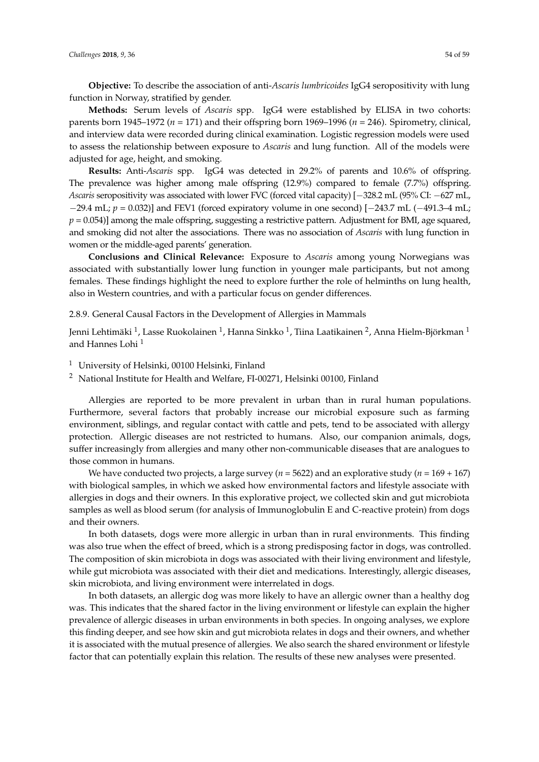**Objective:** To describe the association of anti-*Ascaris lumbricoides* IgG4 seropositivity with lung function in Norway, stratified by gender.

**Methods:** Serum levels of *Ascaris* spp. IgG4 were established by ELISA in two cohorts: parents born 1945–1972 ($n = 171$) and their offspring born 1969–1996 ($n = 246$). Spirometry, clinical, and interview data were recorded during clinical examination. Logistic regression models were used to assess the relationship between exposure to *Ascaris* and lung function. All of the models were adjusted for age, height, and smoking.

**Results:** Anti-*Ascaris* spp. IgG4 was detected in 29.2% of parents and 10.6% of offspring. The prevalence was higher among male offspring (12.9%) compared to female (7.7%) offspring. *Ascaris* seropositivity was associated with lower FVC (forced vital capacity) [−328.2 mL (95% CI: −627 mL, −29.4 mL; $p = 0.032$)] and FEV1 (forced expiratory volume in one second) [−243.7 mL (−491.3–4 mL; $p = 0.054$)] among the male offspring, suggesting a restrictive pattern. Adjustment for BMI, age squared, and smoking did not alter the associations. There was no association of *Ascaris* with lung function in women or the middle-aged parents' generation.

**Conclusions and Clinical Relevance:** Exposure to *Ascaris* among young Norwegians was associated with substantially lower lung function in younger male participants, but not among females. These findings highlight the need to explore further the role of helminths on lung health, also in Western countries, and with a particular focus on gender differences.

#### 2.8.9. General Causal Factors in the Development of Allergies in Mammals

Jenni Lehtimäki [1], Lasse Ruokolainen [1], Hanna Sinkko [1], Tiina Laatikainen [2], Anna Hielm-Björkman [1] and Hannes Lohi [1]

[1] University of Helsinki, 00100 Helsinki, Finland

[2] National Institute for Health and Welfare, FI-00271, Helsinki 00100, Finland

Allergies are reported to be more prevalent in urban than in rural human populations. Furthermore, several factors that probably increase our microbial exposure such as farming environment, siblings, and regular contact with cattle and pets, tend to be associated with allergy protection. Allergic diseases are not restricted to humans. Also, our companion animals, dogs, suffer increasingly from allergies and many other non-communicable diseases that are analogues to those common in humans.

We have conducted two projects, a large survey ($n = 5622$) and an explorative study ($n = 169 + 167$) with biological samples, in which we asked how environmental factors and lifestyle associate with allergies in dogs and their owners. In this explorative project, we collected skin and gut microbiota samples as well as blood serum (for analysis of Immunoglobulin E and C-reactive protein) from dogs and their owners.

In both datasets, dogs were more allergic in urban than in rural environments. This finding was also true when the effect of breed, which is a strong predisposing factor in dogs, was controlled. The composition of skin microbiota in dogs was associated with their living environment and lifestyle, while gut microbiota was associated with their diet and medications. Interestingly, allergic diseases, skin microbiota, and living environment were interrelated in dogs.

In both datasets, an allergic dog was more likely to have an allergic owner than a healthy dog was. This indicates that the shared factor in the living environment or lifestyle can explain the higher prevalence of allergic diseases in urban environments in both species. In ongoing analyses, we explore this finding deeper, and see how skin and gut microbiota relates in dogs and their owners, and whether it is associated with the mutual presence of allergies. We also search the shared environment or lifestyle factor that can potentially explain this relation. The results of these new analyses were presented.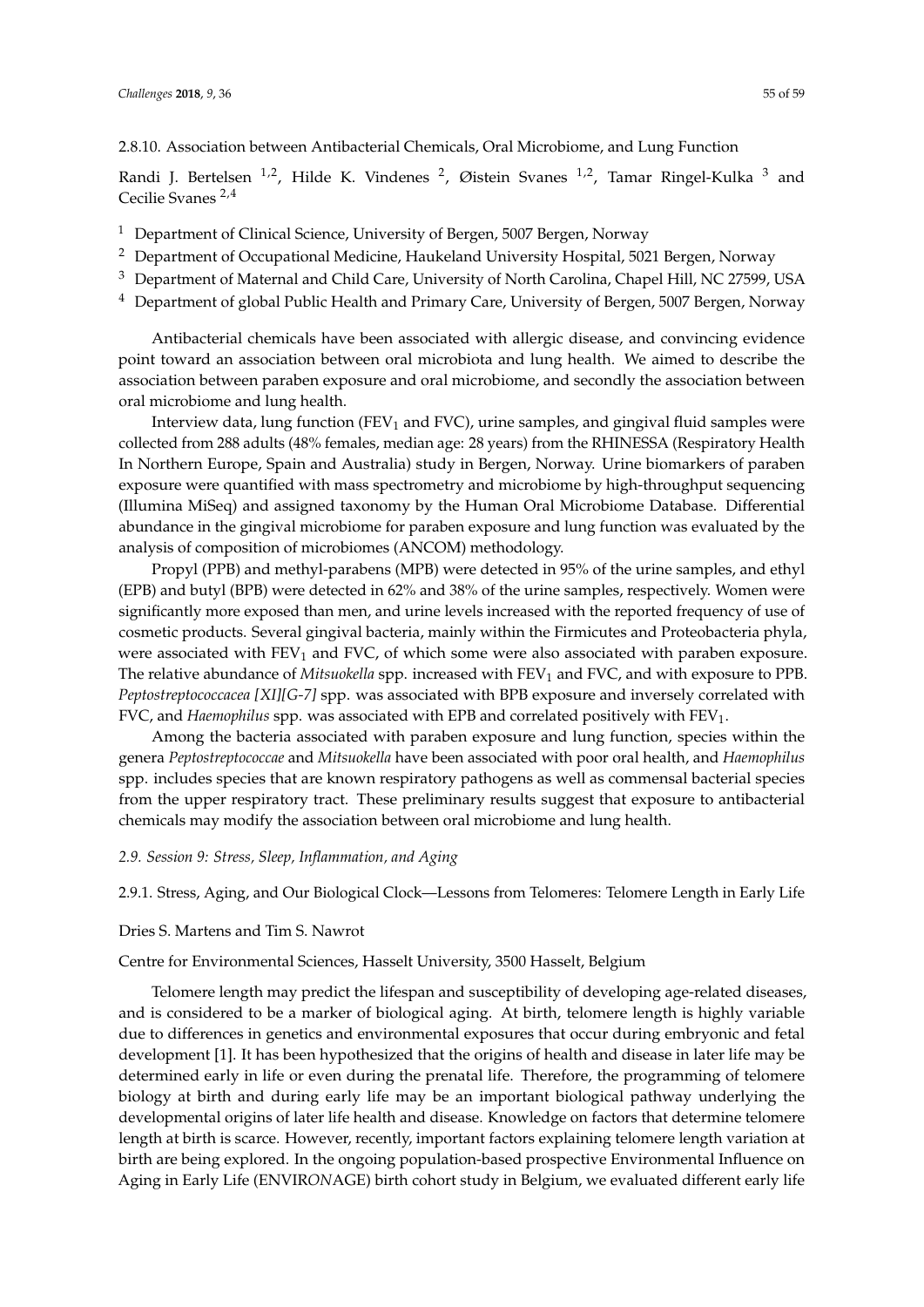### 2.8.10. Association between Antibacterial Chemicals, Oral Microbiome, and Lung Function

Randi J. Bertelsen [1,2], Hilde K. Vindenes [2], Øistein Svanes [1,2], Tamar Ringel-Kulka [3] and Cecilie Svanes [2,4]

[1] Department of Clinical Science, University of Bergen, 5007 Bergen, Norway
[2] Department of Occupational Medicine, Haukeland University Hospital, 5021 Bergen, Norway
[3] Department of Maternal and Child Care, University of North Carolina, Chapel Hill, NC 27599, USA
[4] Department of global Public Health and Primary Care, University of Bergen, 5007 Bergen, Norway

Antibacterial chemicals have been associated with allergic disease, and convincing evidence point toward an association between oral microbiota and lung health. We aimed to describe the association between paraben exposure and oral microbiome, and secondly the association between oral microbiome and lung health.

Interview data, lung function ($FEV_1$ and FVC), urine samples, and gingival fluid samples were collected from 288 adults (48% females, median age: 28 years) from the RHINESSA (Respiratory Health In Northern Europe, Spain and Australia) study in Bergen, Norway. Urine biomarkers of paraben exposure were quantified with mass spectrometry and microbiome by high-throughput sequencing (Illumina MiSeq) and assigned taxonomy by the Human Oral Microbiome Database. Differential abundance in the gingival microbiome for paraben exposure and lung function was evaluated by the analysis of composition of microbiomes (ANCOM) methodology.

Propyl (PPB) and methyl-parabens (MPB) were detected in 95% of the urine samples, and ethyl (EPB) and butyl (BPB) were detected in 62% and 38% of the urine samples, respectively. Women were significantly more exposed than men, and urine levels increased with the reported frequency of use of cosmetic products. Several gingival bacteria, mainly within the Firmicutes and Proteobacteria phyla, were associated with $FEV_1$ and FVC, of which some were also associated with paraben exposure. The relative abundance of *Mitsuokella* spp. increased with $FEV_1$ and FVC, and with exposure to PPB. *Peptostreptococcacea [XI][G-7]* spp. was associated with BPB exposure and inversely correlated with FVC, and *Haemophilus* spp. was associated with EPB and correlated positively with $FEV_1$.

Among the bacteria associated with paraben exposure and lung function, species within the genera *Peptostreptococcae* and *Mitsuokella* have been associated with poor oral health, and *Haemophilus* spp. includes species that are known respiratory pathogens as well as commensal bacterial species from the upper respiratory tract. These preliminary results suggest that exposure to antibacterial chemicals may modify the association between oral microbiome and lung health.

## *2.9. Session 9: Stress, Sleep, Inflammation, and Aging*

### 2.9.1. Stress, Aging, and Our Biological Clock—Lessons from Telomeres: Telomere Length in Early Life

Dries S. Martens and Tim S. Nawrot

Centre for Environmental Sciences, Hasselt University, 3500 Hasselt, Belgium

Telomere length may predict the lifespan and susceptibility of developing age-related diseases, and is considered to be a marker of biological aging. At birth, telomere length is highly variable due to differences in genetics and environmental exposures that occur during embryonic and fetal development [1]. It has been hypothesized that the origins of health and disease in later life may be determined early in life or even during the prenatal life. Therefore, the programming of telomere biology at birth and during early life may be an important biological pathway underlying the developmental origins of later life health and disease. Knowledge on factors that determine telomere length at birth is scarce. However, recently, important factors explaining telomere length variation at birth are being explored. In the ongoing population-based prospective Environmental Influence on Aging in Early Life (ENVIR*ON*AGE) birth cohort study in Belgium, we evaluated different early life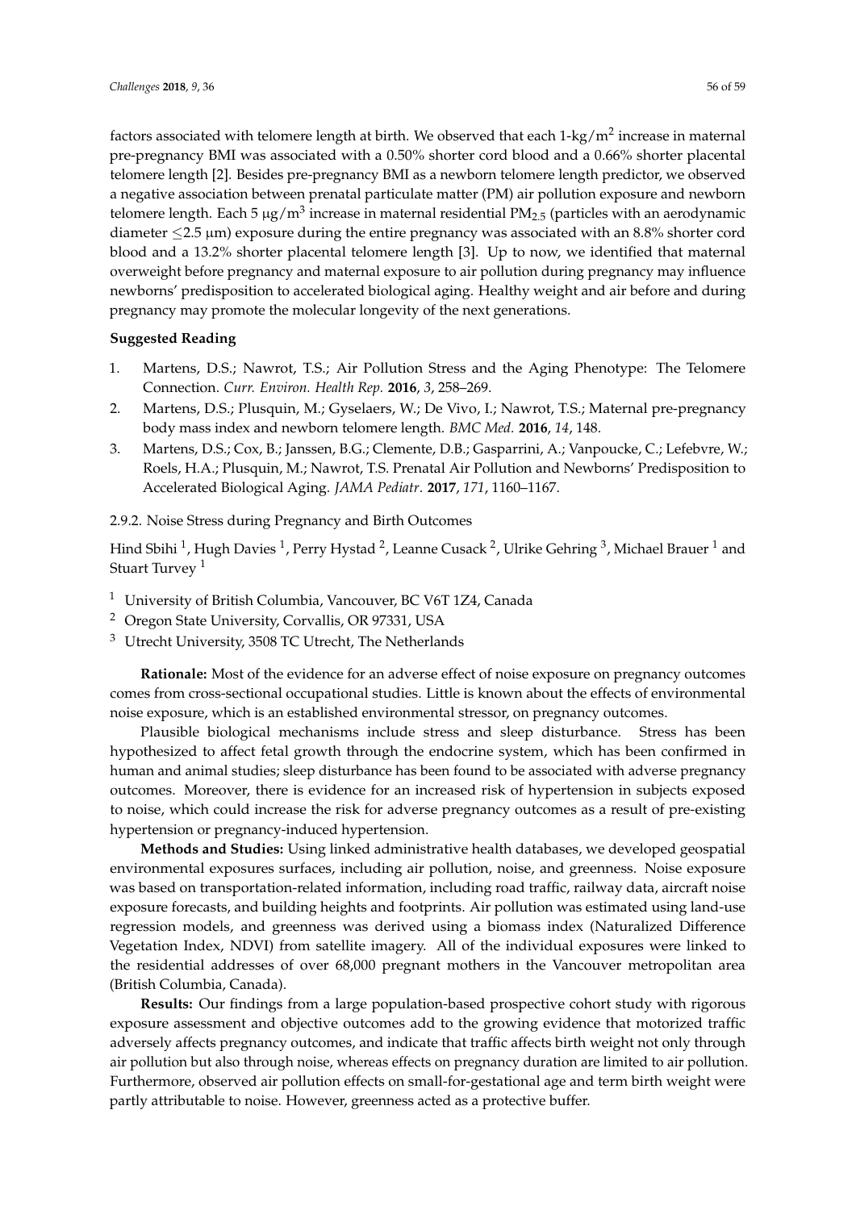factors associated with telomere length at birth. We observed that each 1-kg/m$^2$ increase in maternal pre-pregnancy BMI was associated with a 0.50% shorter cord blood and a 0.66% shorter placental telomere length [2]. Besides pre-pregnancy BMI as a newborn telomere length predictor, we observed a negative association between prenatal particulate matter (PM) air pollution exposure and newborn telomere length. Each 5 μg/m$^3$ increase in maternal residential $PM_{2.5}$ (particles with an aerodynamic diameter $\leq$2.5 μm) exposure during the entire pregnancy was associated with an 8.8% shorter cord blood and a 13.2% shorter placental telomere length [3]. Up to now, we identified that maternal overweight before pregnancy and maternal exposure to air pollution during pregnancy may influence newborns' predisposition to accelerated biological aging. Healthy weight and air before and during pregnancy may promote the molecular longevity of the next generations.

**Suggested Reading**

1. Martens, D.S.; Nawrot, T.S.; Air Pollution Stress and the Aging Phenotype: The Telomere Connection. *Curr. Environ. Health Rep.* **2016**, *3*, 258–269.
2. Martens, D.S.; Plusquin, M.; Gyselaers, W.; De Vivo, I.; Nawrot, T.S.; Maternal pre-pregnancy body mass index and newborn telomere length. *BMC Med.* **2016**, *14*, 148.
3. Martens, D.S.; Cox, B.; Janssen, B.G.; Clemente, D.B.; Gasparrini, A.; Vanpoucke, C.; Lefebvre, W.; Roels, H.A.; Plusquin, M.; Nawrot, T.S. Prenatal Air Pollution and Newborns' Predisposition to Accelerated Biological Aging. *JAMA Pediatr*. **2017**, *171*, 1160–1167.

2.9.2. Noise Stress during Pregnancy and Birth Outcomes

Hind Sbihi [1], Hugh Davies [1], Perry Hystad [2], Leanne Cusack [2], Ulrike Gehring [3], Michael Brauer [1] and Stuart Turvey [1]

[1] University of British Columbia, Vancouver, BC V6T 1Z4, Canada
[2] Oregon State University, Corvallis, OR 97331, USA
[3] Utrecht University, 3508 TC Utrecht, The Netherlands

**Rationale:** Most of the evidence for an adverse effect of noise exposure on pregnancy outcomes comes from cross-sectional occupational studies. Little is known about the effects of environmental noise exposure, which is an established environmental stressor, on pregnancy outcomes.

Plausible biological mechanisms include stress and sleep disturbance. Stress has been hypothesized to affect fetal growth through the endocrine system, which has been confirmed in human and animal studies; sleep disturbance has been found to be associated with adverse pregnancy outcomes. Moreover, there is evidence for an increased risk of hypertension in subjects exposed to noise, which could increase the risk for adverse pregnancy outcomes as a result of pre-existing hypertension or pregnancy-induced hypertension.

**Methods and Studies:** Using linked administrative health databases, we developed geospatial environmental exposures surfaces, including air pollution, noise, and greenness. Noise exposure was based on transportation-related information, including road traffic, railway data, aircraft noise exposure forecasts, and building heights and footprints. Air pollution was estimated using land-use regression models, and greenness was derived using a biomass index (Naturalized Difference Vegetation Index, NDVI) from satellite imagery. All of the individual exposures were linked to the residential addresses of over 68,000 pregnant mothers in the Vancouver metropolitan area (British Columbia, Canada).

**Results:** Our findings from a large population-based prospective cohort study with rigorous exposure assessment and objective outcomes add to the growing evidence that motorized traffic adversely affects pregnancy outcomes, and indicate that traffic affects birth weight not only through air pollution but also through noise, whereas effects on pregnancy duration are limited to air pollution. Furthermore, observed air pollution effects on small-for-gestational age and term birth weight were partly attributable to noise. However, greenness acted as a protective buffer.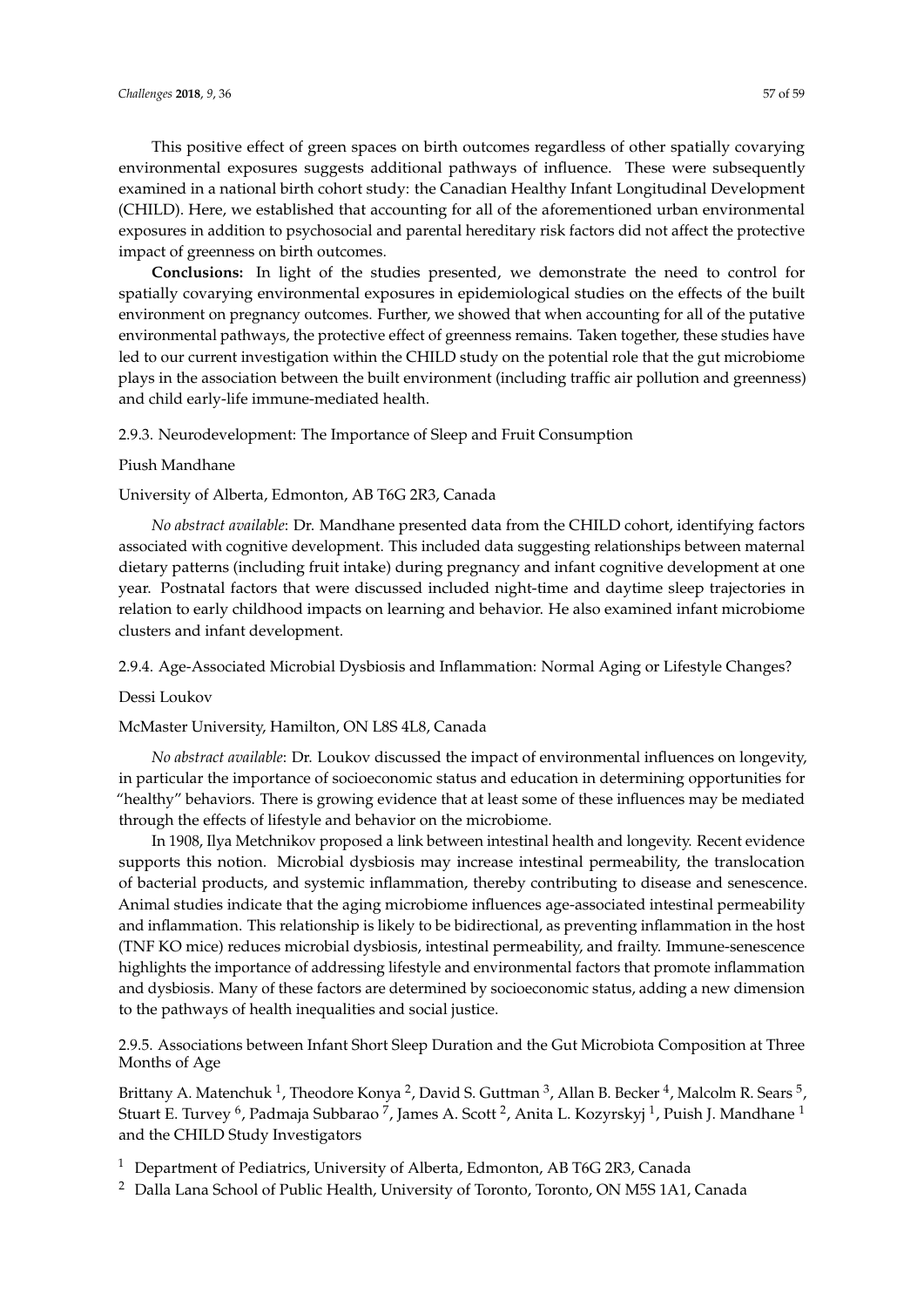This positive effect of green spaces on birth outcomes regardless of other spatially covarying environmental exposures suggests additional pathways of influence. These were subsequently examined in a national birth cohort study: the Canadian Healthy Infant Longitudinal Development (CHILD). Here, we established that accounting for all of the aforementioned urban environmental exposures in addition to psychosocial and parental hereditary risk factors did not affect the protective impact of greenness on birth outcomes.

**Conclusions:** In light of the studies presented, we demonstrate the need to control for spatially covarying environmental exposures in epidemiological studies on the effects of the built environment on pregnancy outcomes. Further, we showed that when accounting for all of the putative environmental pathways, the protective effect of greenness remains. Taken together, these studies have led to our current investigation within the CHILD study on the potential role that the gut microbiome plays in the association between the built environment (including traffic air pollution and greenness) and child early-life immune-mediated health.

#### 2.9.3. Neurodevelopment: The Importance of Sleep and Fruit Consumption

Piush Mandhane

University of Alberta, Edmonton, AB T6G 2R3, Canada

*No abstract available*: Dr. Mandhane presented data from the CHILD cohort, identifying factors associated with cognitive development. This included data suggesting relationships between maternal dietary patterns (including fruit intake) during pregnancy and infant cognitive development at one year. Postnatal factors that were discussed included night-time and daytime sleep trajectories in relation to early childhood impacts on learning and behavior. He also examined infant microbiome clusters and infant development.

#### 2.9.4. Age-Associated Microbial Dysbiosis and Inflammation: Normal Aging or Lifestyle Changes?

Dessi Loukov

McMaster University, Hamilton, ON L8S 4L8, Canada

*No abstract available*: Dr. Loukov discussed the impact of environmental influences on longevity, in particular the importance of socioeconomic status and education in determining opportunities for "healthy" behaviors. There is growing evidence that at least some of these influences may be mediated through the effects of lifestyle and behavior on the microbiome.

In 1908, Ilya Metchnikov proposed a link between intestinal health and longevity. Recent evidence supports this notion. Microbial dysbiosis may increase intestinal permeability, the translocation of bacterial products, and systemic inflammation, thereby contributing to disease and senescence. Animal studies indicate that the aging microbiome influences age-associated intestinal permeability and inflammation. This relationship is likely to be bidirectional, as preventing inflammation in the host (TNF KO mice) reduces microbial dysbiosis, intestinal permeability, and frailty. Immune-senescence highlights the importance of addressing lifestyle and environmental factors that promote inflammation and dysbiosis. Many of these factors are determined by socioeconomic status, adding a new dimension to the pathways of health inequalities and social justice.

#### 2.9.5. Associations between Infant Short Sleep Duration and the Gut Microbiota Composition at Three Months of Age

Brittany A. Matenchuk [1], Theodore Konya [2], David S. Guttman [3], Allan B. Becker [4], Malcolm R. Sears [5], Stuart E. Turvey [6], Padmaja Subbarao [7], James A. Scott [2], Anita L. Kozyrskyj [1], Puish J. Mandhane [1] and the CHILD Study Investigators

[1] Department of Pediatrics, University of Alberta, Edmonton, AB T6G 2R3, Canada

[2] Dalla Lana School of Public Health, University of Toronto, Toronto, ON M5S 1A1, Canada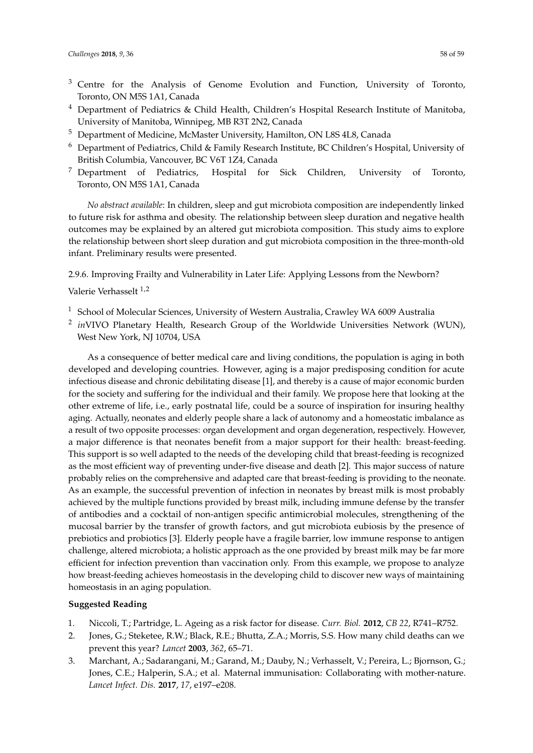[3] Centre for the Analysis of Genome Evolution and Function, University of Toronto, Toronto, ON M5S 1A1, Canada

[4] Department of Pediatrics & Child Health, Children's Hospital Research Institute of Manitoba, University of Manitoba, Winnipeg, MB R3T 2N2, Canada

[5] Department of Medicine, McMaster University, Hamilton, ON L8S 4L8, Canada

[6] Department of Pediatrics, Child & Family Research Institute, BC Children's Hospital, University of British Columbia, Vancouver, BC V6T 1Z4, Canada

[7] Department of Pediatrics, Hospital for Sick Children, University of Toronto, Toronto, ON M5S 1A1, Canada

*No abstract available*: In children, sleep and gut microbiota composition are independently linked to future risk for asthma and obesity. The relationship between sleep duration and negative health outcomes may be explained by an altered gut microbiota composition. This study aims to explore the relationship between short sleep duration and gut microbiota composition in the three-month-old infant. Preliminary results were presented.

2.9.6. Improving Frailty and Vulnerability in Later Life: Applying Lessons from the Newborn?

Valerie Verhasselt [1,2]

[1] School of Molecular Sciences, University of Western Australia, Crawley WA 6009 Australia

[2] *in*VIVO Planetary Health, Research Group of the Worldwide Universities Network (WUN), West New York, NJ 10704, USA

As a consequence of better medical care and living conditions, the population is aging in both developed and developing countries. However, aging is a major predisposing condition for acute infectious disease and chronic debilitating disease [1], and thereby is a cause of major economic burden for the society and suffering for the individual and their family. We propose here that looking at the other extreme of life, i.e., early postnatal life, could be a source of inspiration for insuring healthy aging. Actually, neonates and elderly people share a lack of autonomy and a homeostatic imbalance as a result of two opposite processes: organ development and organ degeneration, respectively. However, a major difference is that neonates benefit from a major support for their health: breast-feeding. This support is so well adapted to the needs of the developing child that breast-feeding is recognized as the most efficient way of preventing under-five disease and death [2]. This major success of nature probably relies on the comprehensive and adapted care that breast-feeding is providing to the neonate. As an example, the successful prevention of infection in neonates by breast milk is most probably achieved by the multiple functions provided by breast milk, including immune defense by the transfer of antibodies and a cocktail of non-antigen specific antimicrobial molecules, strengthening of the mucosal barrier by the transfer of growth factors, and gut microbiota eubiosis by the presence of prebiotics and probiotics [3]. Elderly people have a fragile barrier, low immune response to antigen challenge, altered microbiota; a holistic approach as the one provided by breast milk may be far more efficient for infection prevention than vaccination only. From this example, we propose to analyze how breast-feeding achieves homeostasis in the developing child to discover new ways of maintaining homeostasis in an aging population.

**Suggested Reading**

1. Niccoli, T.; Partridge, L. Ageing as a risk factor for disease. *Curr. Biol.* **2012**, *CB 22*, R741–R752.
2. Jones, G.; Steketee, R.W.; Black, R.E.; Bhutta, Z.A.; Morris, S.S. How many child deaths can we prevent this year? *Lancet* **2003**, *362*, 65–71.
3. Marchant, A.; Sadarangani, M.; Garand, M.; Dauby, N.; Verhasselt, V.; Pereira, L.; Bjornson, G.; Jones, C.E.; Halperin, S.A.; et al. Maternal immunisation: Collaborating with mother-nature. *Lancet Infect. Dis.* **2017**, *17*, e197–e208.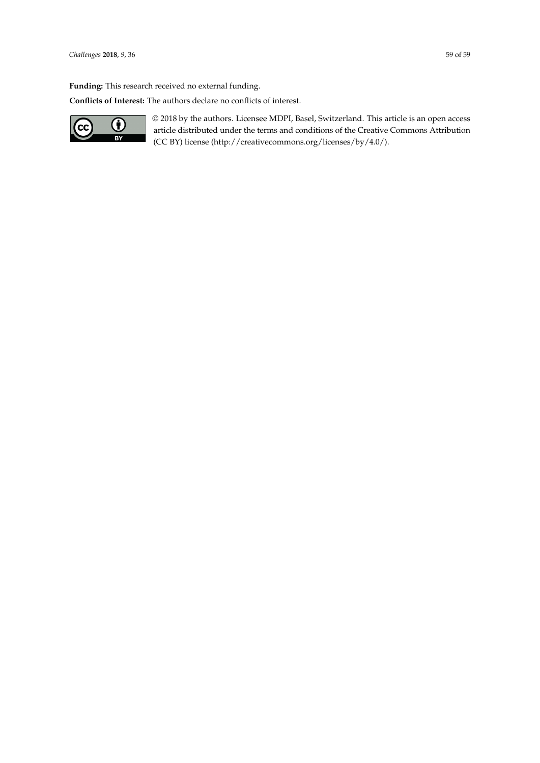**Funding:** This research received no external funding.

**Conflicts of Interest:** The authors declare no conflicts of interest.

© 2018 by the authors. Licensee MDPI, Basel, Switzerland. This article is an open access article distributed under the terms and conditions of the Creative Commons Attribution (CC BY) license (http://creativecommons.org/licenses/by/4.0/).